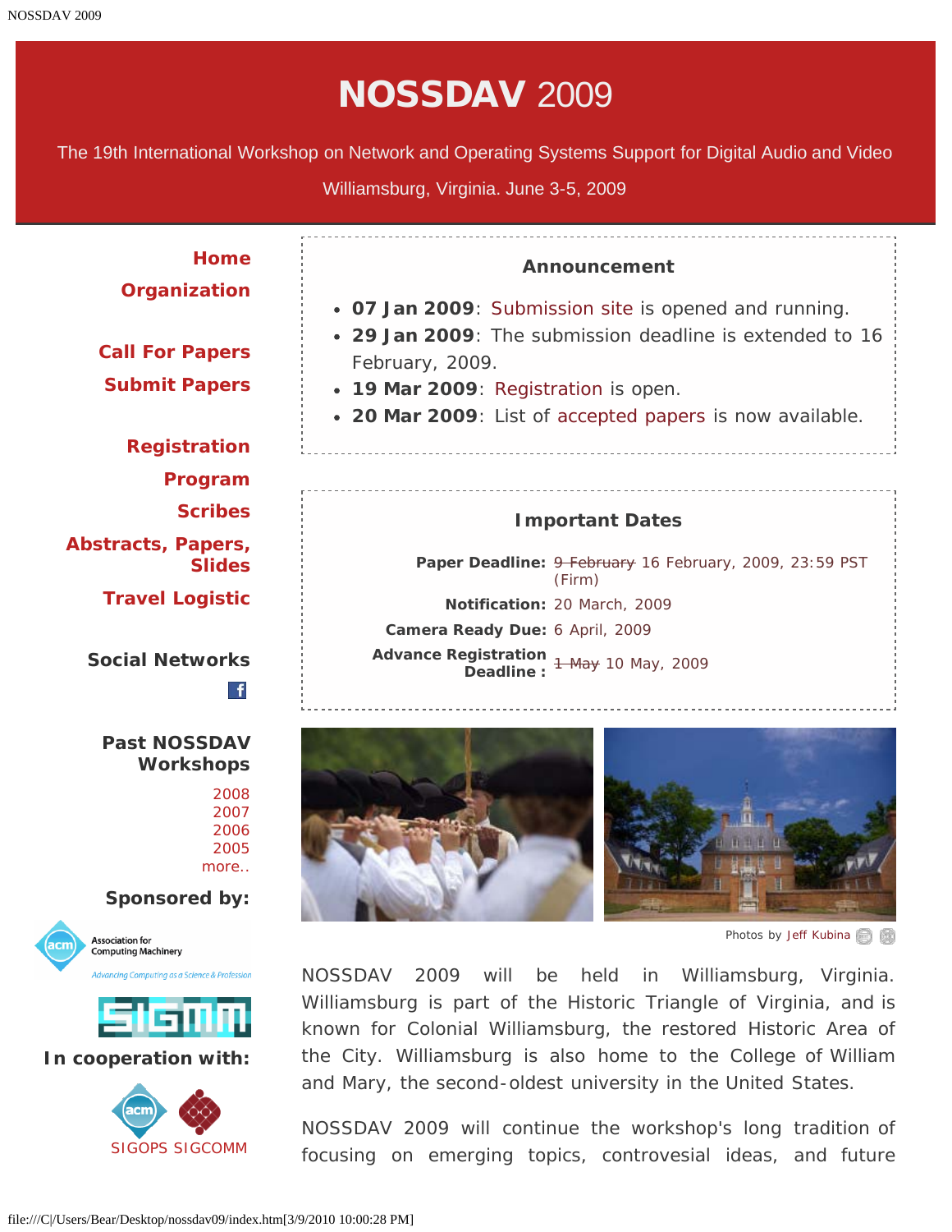# NOSSDAV 2009

The 19th International Workshop on Network and Operating Systems Support for Digital Audio and Video

Williamsburg, Virginia. June 3-5, 2009

**Home**
**Organization**

**Call For Papers**
**Submit Papers**

**Registration**
**Program**
**Scribes**
**Abstracts, Papers, Slides**
**Travel Logistic**

**Social Networks**

**Past NOSSDAV Workshops**

2008
2007
2006
2005
more..

**Sponsored by:**

Association for Computing Machinery

*Advancing Computing as a Science & Profession*

SIGMM

**In cooperation with:**

SIGOPS SIGCOMM

### Announcement

- **07 Jan 2009**: Submission site is opened and running.
- **29 Jan 2009**: The submission deadline is extended to 16 February, 2009.
- **19 Mar 2009**: Registration is open.
- **20 Mar 2009**: List of accepted papers is now available.

### Important Dates

| | |
|---|---|
| **Paper Deadline:** | ~~9 February~~ 16 February, 2009, 23:59 PST (Firm) |
| **Notification:** | 20 March, 2009 |
| **Camera Ready Due:** | 6 April, 2009 |
| **Advance Registration Deadline :** | ~~1 May~~ 10 May, 2009 |

Photos by Jeff Kubina

NOSSDAV 2009 will be held in Williamsburg, Virginia. Williamsburg is part of the Historic Triangle of Virginia, and is known for Colonial Williamsburg, the restored Historic Area of the City. Williamsburg is also home to the College of William and Mary, the second-oldest university in the United States.

NOSSDAV 2009 will continue the workshop's long tradition of focusing on emerging topics, controvesial ideas, and future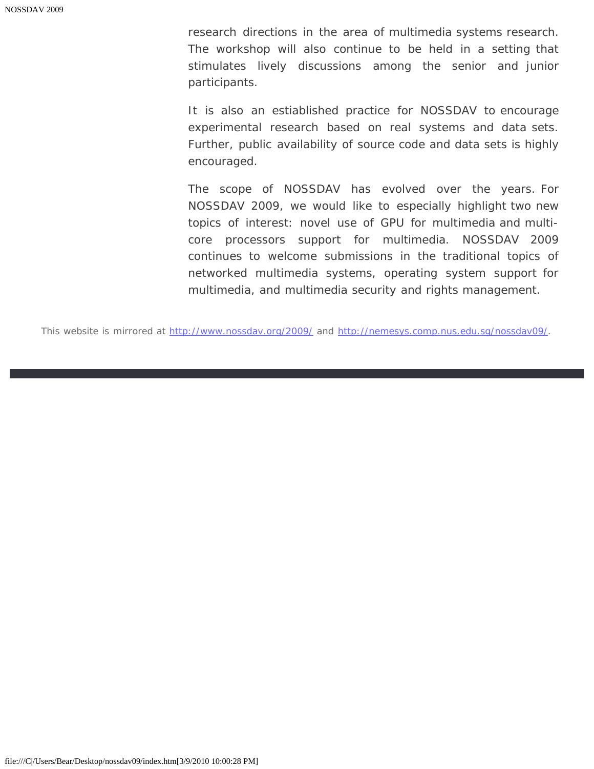research directions in the area of multimedia systems research. The workshop will also continue to be held in a setting that stimulates lively discussions among the senior and junior participants.

It is also an estiablished practice for NOSSDAV to encourage experimental research based on real systems and data sets. Further, public availability of source code and data sets is highly encouraged.

The scope of NOSSDAV has evolved over the years. For NOSSDAV 2009, we would like to especially highlight two new topics of interest: novel use of GPU for multimedia and multi-core processors support for multimedia. NOSSDAV 2009 continues to welcome submissions in the traditional topics of networked multimedia systems, operating system support for multimedia, and multimedia security and rights management.

This website is mirrored at [http://www.nossdav.org/2009/](http://www.nossdav.org/2009/) and [http://nemesys.comp.nus.edu.sg/nossdav09/](http://nemesys.comp.nus.edu.sg/nossdav09/).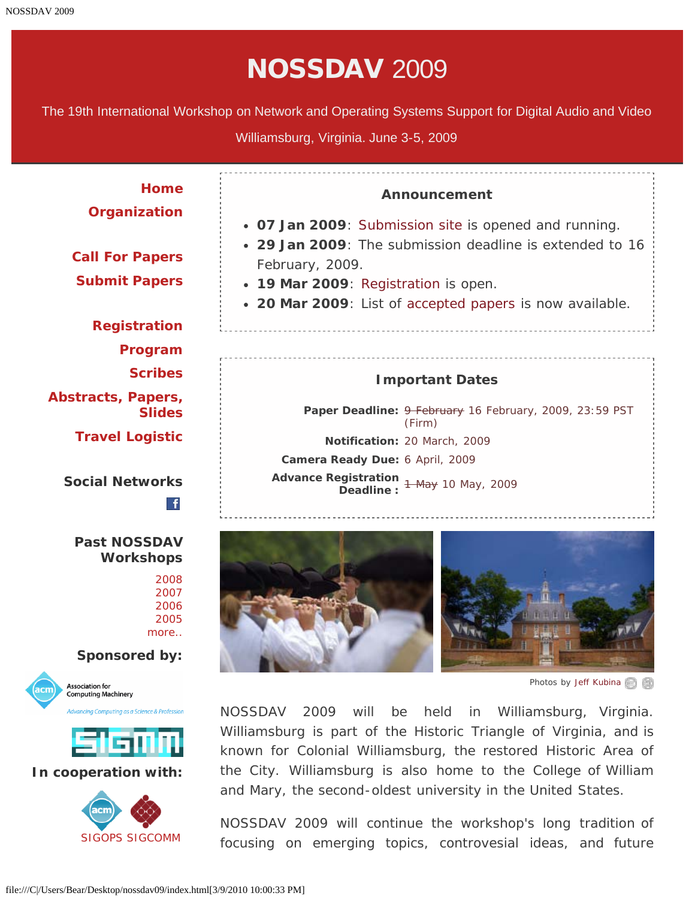# NOSSDAV 2009

The 19th International Workshop on Network and Operating Systems Support for Digital Audio and Video

Williamsburg, Virginia. June 3-5, 2009

**Home**
**Organization**

**Call For Papers**
**Submit Papers**

**Registration**
**Program**
**Scribes**
**Abstracts, Papers, Slides**
**Travel Logistic**

**Social Networks**

**Past NOSSDAV Workshops**

2008
2007
2006
2005
more..

**Sponsored by:**

Association for Computing Machinery
Advancing Computing as a Science & Profession

SIGMM

**In cooperation with:**

SIGOPS SIGCOMM

### Announcement

- **07 Jan 2009**: Submission site is opened and running.
- **29 Jan 2009**: The submission deadline is extended to 16 February, 2009.
- **19 Mar 2009**: Registration is open.
- **20 Mar 2009**: List of accepted papers is now available.

### Important Dates

| | |
|---|---|
| **Paper Deadline:** | ~~9 February~~ 16 February, 2009, 23:59 PST (Firm) |
| **Notification:** | 20 March, 2009 |
| **Camera Ready Due:** | 6 April, 2009 |
| **Advance Registration Deadline :** | ~~1 May~~ 10 May, 2009 |

Photos by Jeff Kubina

NOSSDAV 2009 will be held in Williamsburg, Virginia. Williamsburg is part of the Historic Triangle of Virginia, and is known for Colonial Williamsburg, the restored Historic Area of the City. Williamsburg is also home to the College of William and Mary, the second-oldest university in the United States.

NOSSDAV 2009 will continue the workshop's long tradition of focusing on emerging topics, controversial ideas, and future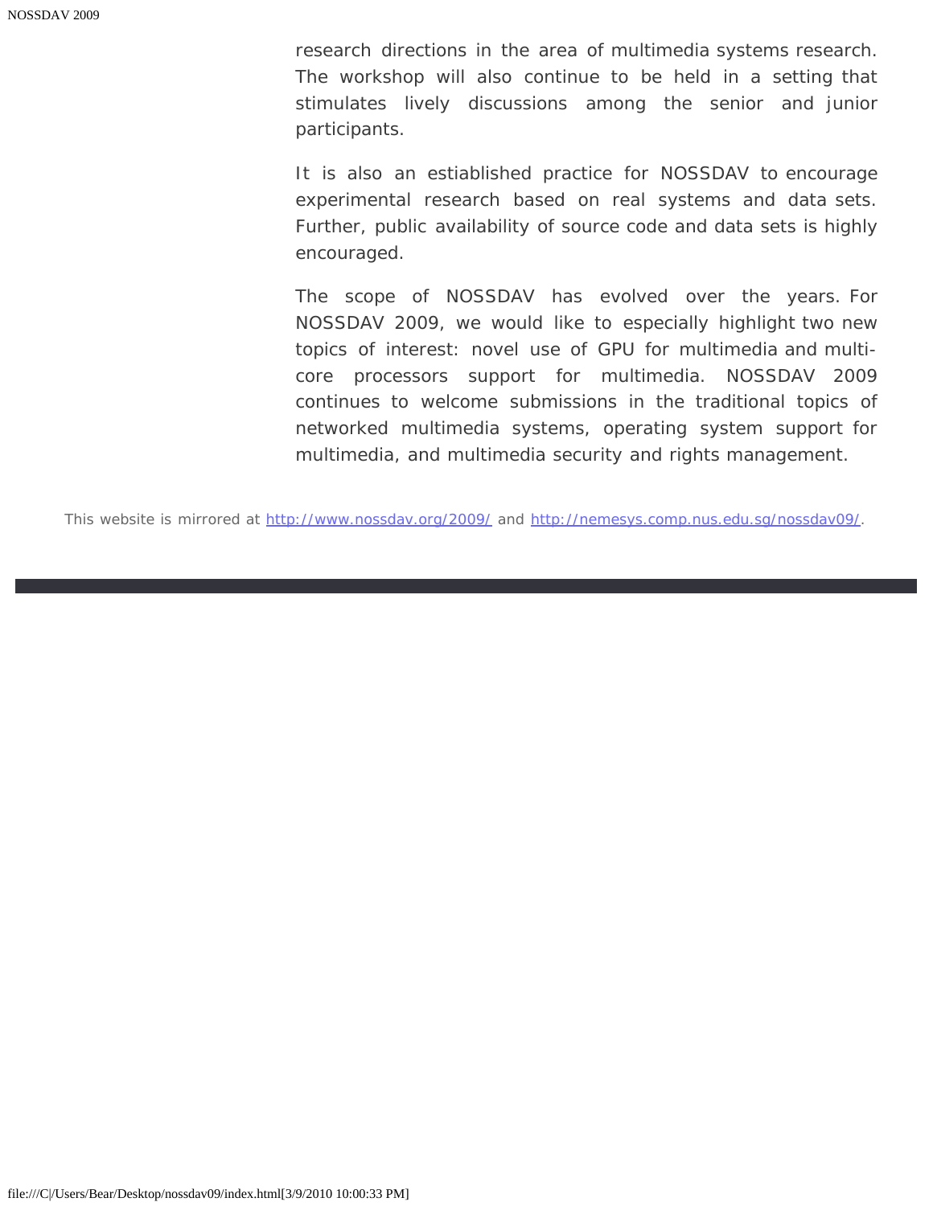research directions in the area of multimedia systems research. The workshop will also continue to be held in a setting that stimulates lively discussions among the senior and junior participants.

It is also an estiablished practice for NOSSDAV to encourage experimental research based on real systems and data sets. Further, public availability of source code and data sets is highly encouraged.

The scope of NOSSDAV has evolved over the years. For NOSSDAV 2009, we would like to especially highlight two new topics of interest: novel use of GPU for multimedia and multi-core processors support for multimedia. NOSSDAV 2009 continues to welcome submissions in the traditional topics of networked multimedia systems, operating system support for multimedia, and multimedia security and rights management.

This website is mirrored at [http://www.nossdav.org/2009/](http://www.nossdav.org/2009/) and [http://nemesys.comp.nus.edu.sg/nossdav09/](http://nemesys.comp.nus.edu.sg/nossdav09/).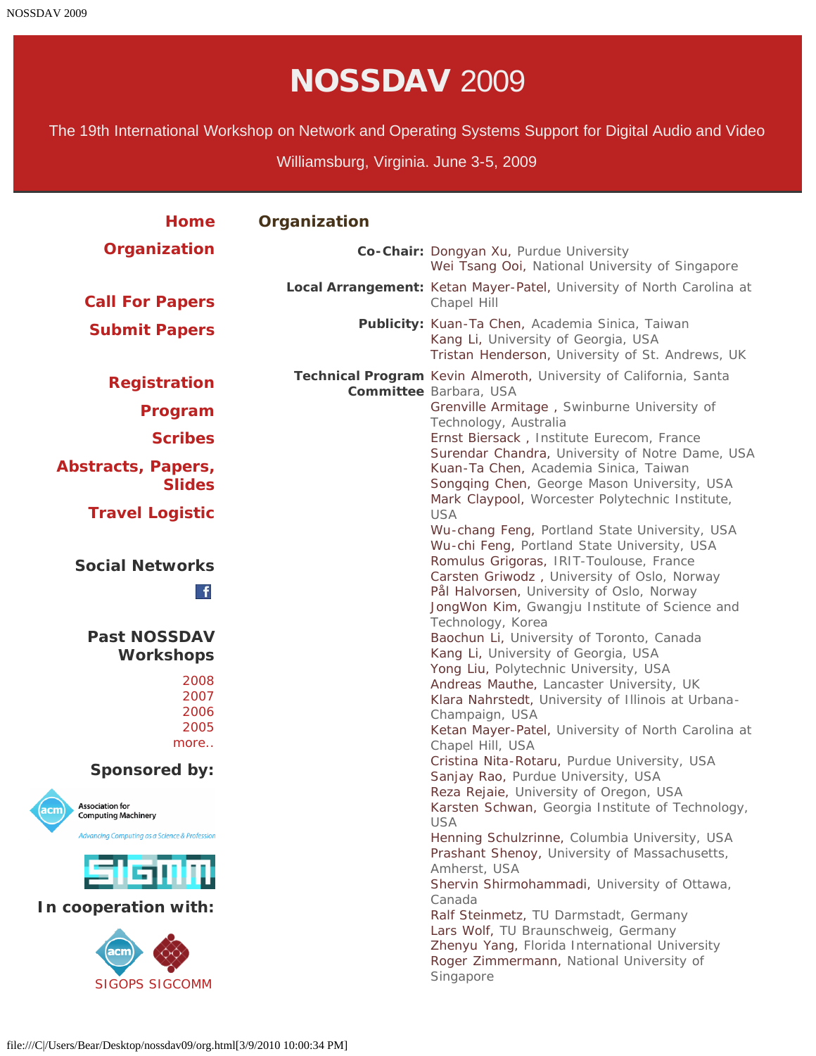# NOSSDAV 2009

The 19th International Workshop on Network and Operating Systems Support for Digital Audio and Video

Williamsburg, Virginia. June 3-5, 2009

**Home**

**Organization**

**Call For Papers**

**Submit Papers**

**Registration**

**Program**

**Scribes**

**Abstracts, Papers, Slides**

**Travel Logistic**

**Social Networks**

**Past NOSSDAV Workshops**

2008
2007
2006
2005
more..

**Sponsored by:**

**In cooperation with:**

SIGOPS SIGCOMM

## Organization

**Co-Chair:**
Dongyan Xu, Purdue University
Wei Tsang Ooi, National University of Singapore

**Local Arrangement:**
Ketan Mayer-Patel, University of North Carolina at Chapel Hill

**Publicity:**
Kuan-Ta Chen, Academia Sinica, Taiwan
Kang Li, University of Georgia, USA
Tristan Henderson, University of St. Andrews, UK

**Technical Program Committee**
Kevin Almeroth, University of California, Santa Barbara, USA
Grenville Armitage , Swinburne University of Technology, Australia
Ernst Biersack , Institute Eurecom, France
Surendar Chandra, University of Notre Dame, USA
Kuan-Ta Chen, Academia Sinica, Taiwan
Songqing Chen, George Mason University, USA
Mark Claypool, Worcester Polytechnic Institute, USA
Wu-chang Feng, Portland State University, USA
Wu-chi Feng, Portland State University, USA
Romulus Grigoras, IRIT-Toulouse, France
Carsten Griwodz , University of Oslo, Norway
Pål Halvorsen, University of Oslo, Norway
JongWon Kim, Gwangju Institute of Science and Technology, Korea
Baochun Li, University of Toronto, Canada
Kang Li, University of Georgia, USA
Yong Liu, Polytechnic University, USA
Andreas Mauthe, Lancaster University, UK
Klara Nahrstedt, University of Illinois at Urbana-Champaign, USA
Ketan Mayer-Patel, University of North Carolina at Chapel Hill, USA
Cristina Nita-Rotaru, Purdue University, USA
Sanjay Rao, Purdue University, USA
Reza Rejaie, University of Oregon, USA
Karsten Schwan, Georgia Institute of Technology, USA
Henning Schulzrinne, Columbia University, USA
Prashant Shenoy, University of Massachusetts, Amherst, USA
Shervin Shirmohammadi, University of Ottawa, Canada
Ralf Steinmetz, TU Darmstadt, Germany
Lars Wolf, TU Braunschweig, Germany
Zhenyu Yang, Florida International University
Roger Zimmermann, National University of Singapore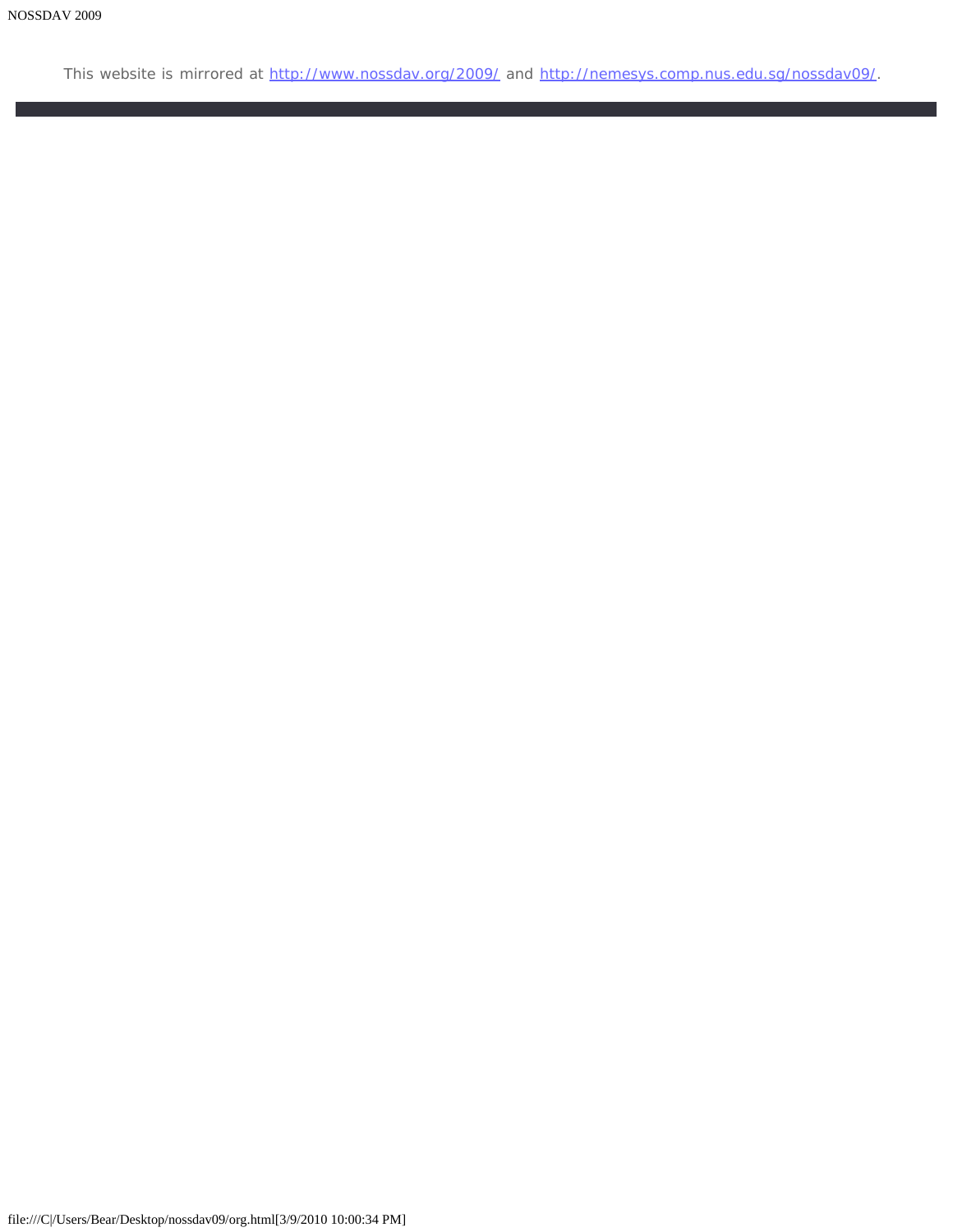This website is mirrored at http://www.nossdav.org/2009/ and http://nemesys.comp.nus.edu.sg/nossdav09/.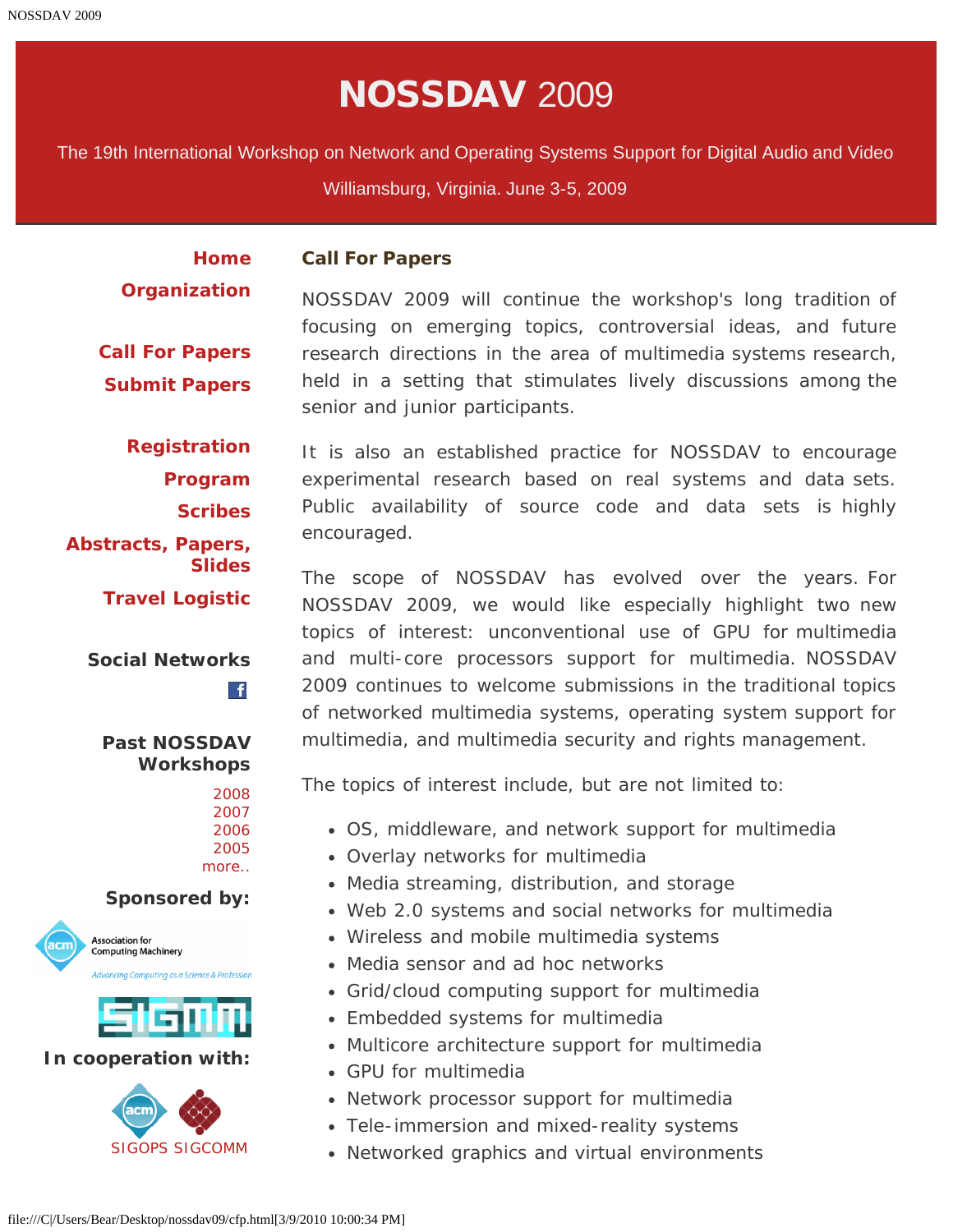# NOSSDAV 2009

The 19th International Workshop on Network and Operating Systems Support for Digital Audio and Video

Williamsburg, Virginia. June 3-5, 2009

**Home**
**Organization**

**Call For Papers**
**Submit Papers**

**Registration**
**Program**
**Scribes**
**Abstracts, Papers, Slides**
**Travel Logistic**

**Social Networks**

**Past NOSSDAV Workshops**

2008
2007
2006
2005
more..

**Sponsored by:**

Association for Computing Machinery
Advancing Computing as a Science & Profession

SIGMM

**In cooperation with:**

SIGOPS SIGCOMM

## Call For Papers

NOSSDAV 2009 will continue the workshop's long tradition of focusing on emerging topics, controversial ideas, and future research directions in the area of multimedia systems research, held in a setting that stimulates lively discussions among the senior and junior participants.

It is also an established practice for NOSSDAV to encourage experimental research based on real systems and data sets. Public availability of source code and data sets is highly encouraged.

The scope of NOSSDAV has evolved over the years. For NOSSDAV 2009, we would like especially highlight two new topics of interest: unconventional use of GPU for multimedia and multi-core processors support for multimedia. NOSSDAV 2009 continues to welcome submissions in the traditional topics of networked multimedia systems, operating system support for multimedia, and multimedia security and rights management.

The topics of interest include, but are not limited to:

- OS, middleware, and network support for multimedia
- Overlay networks for multimedia
- Media streaming, distribution, and storage
- Web 2.0 systems and social networks for multimedia
- Wireless and mobile multimedia systems
- Media sensor and ad hoc networks
- Grid/cloud computing support for multimedia
- Embedded systems for multimedia
- Multicore architecture support for multimedia
- GPU for multimedia
- Network processor support for multimedia
- Tele-immersion and mixed-reality systems
- Networked graphics and virtual environments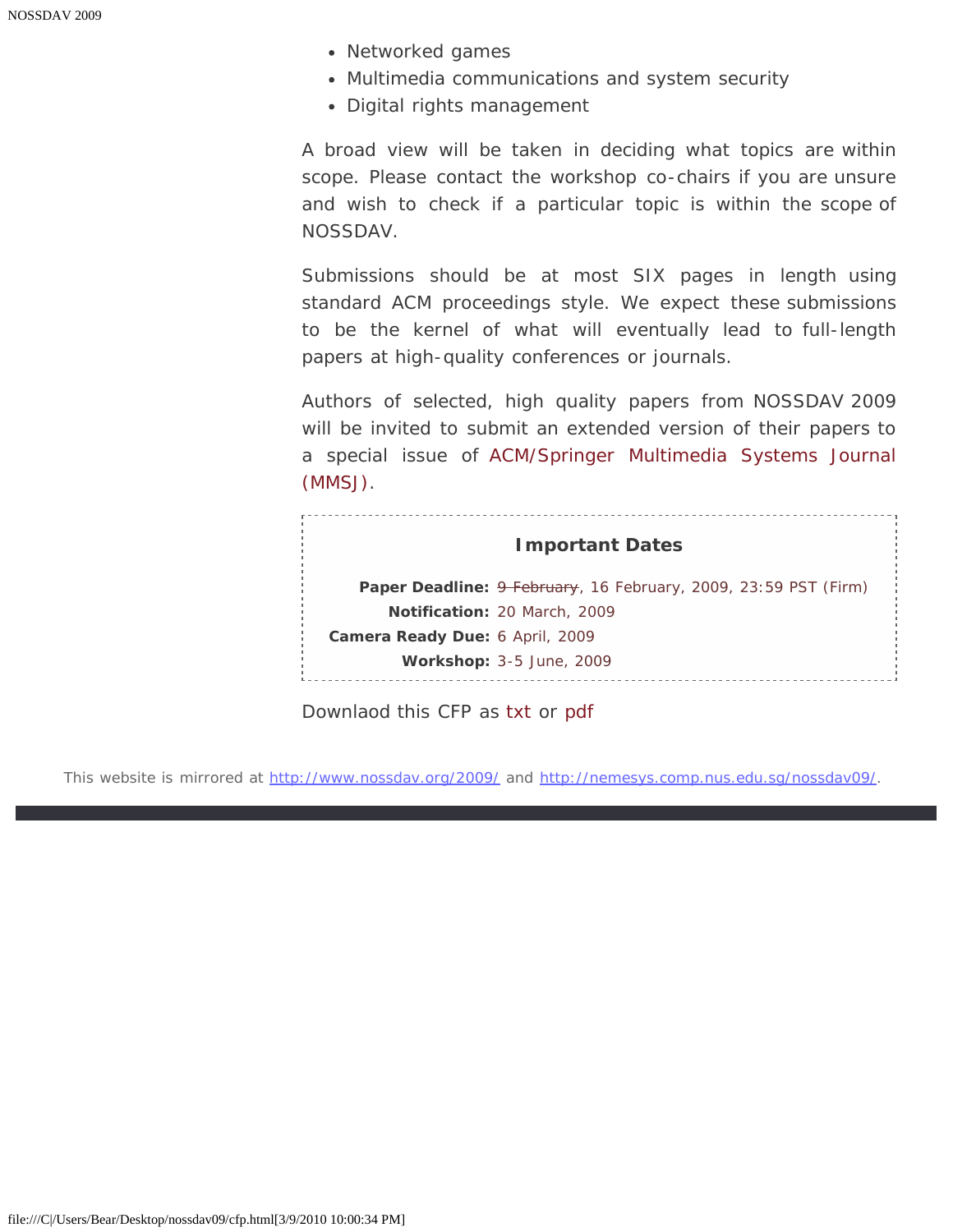- Networked games
- Multimedia communications and system security
- Digital rights management

A broad view will be taken in deciding what topics are within scope. Please contact the workshop co-chairs if you are unsure and wish to check if a particular topic is within the scope of NOSSDAV.

Submissions should be at most SIX pages in length using standard ACM proceedings style. We expect these submissions to be the kernel of what will eventually lead to full-length papers at high-quality conferences or journals.

Authors of selected, high quality papers from NOSSDAV 2009 will be invited to submit an extended version of their papers to a special issue of ACM/Springer Multimedia Systems Journal (MMSJ).

### Important Dates

**Paper Deadline:** ~~9 February~~, 16 February, 2009, 23:59 PST (Firm)
**Notification:** 20 March, 2009
**Camera Ready Due:** 6 April, 2009
**Workshop:** 3-5 June, 2009

Downlaod this CFP as txt or pdf

This website is mirrored at http://www.nossdav.org/2009/ and http://nemesys.comp.nus.edu.sg/nossdav09/.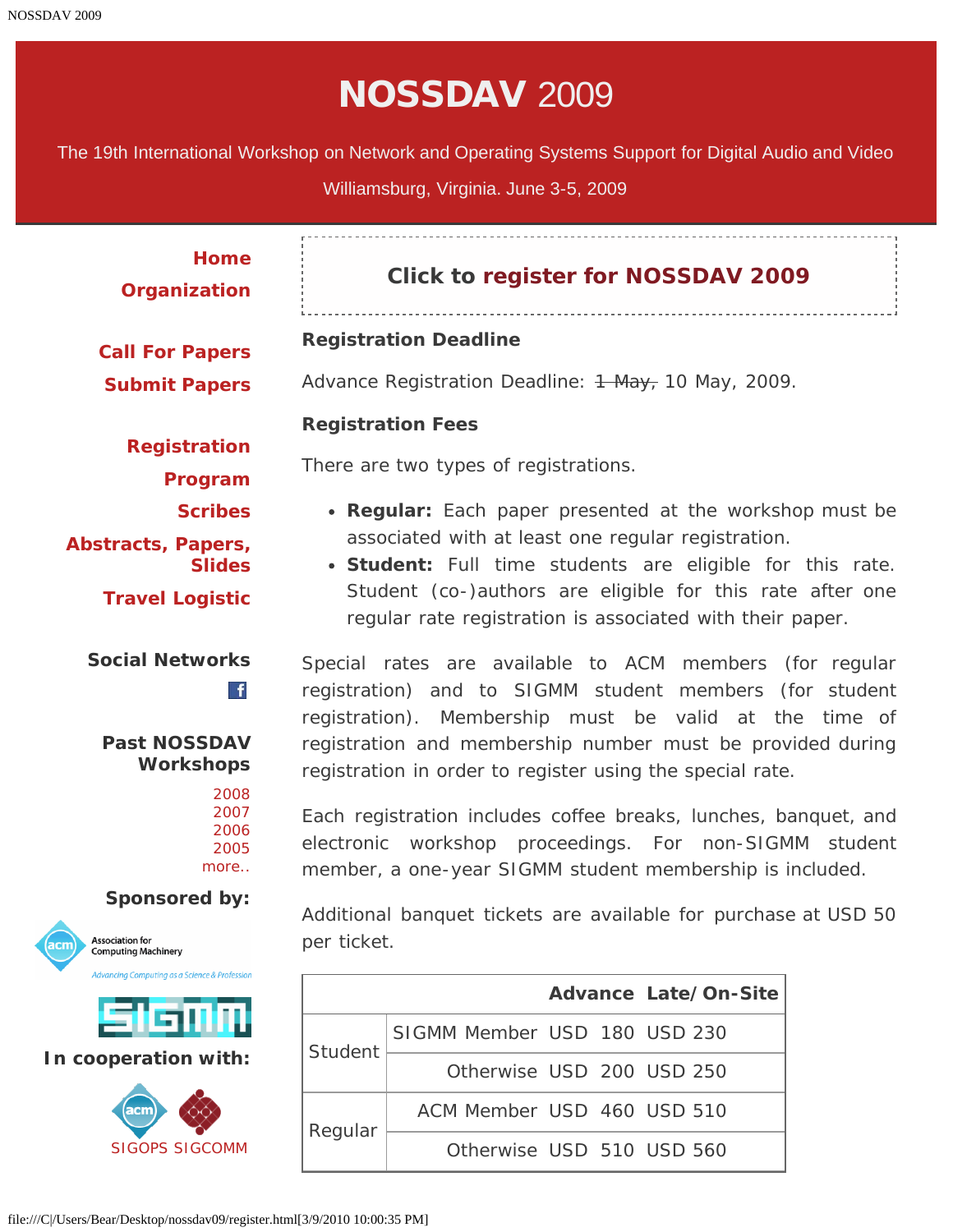# NOSSDAV 2009

The 19th International Workshop on Network and Operating Systems Support for Digital Audio and Video

Williamsburg, Virginia. June 3-5, 2009

**Home**
**Organization**

**Call For Papers**
**Submit Papers**

**Registration**
**Program**
**Scribes**
**Abstracts, Papers, Slides**
**Travel Logistic**

**Social Networks**

**Past NOSSDAV Workshops**

2008
2007
2006
2005
more..

**Sponsored by:**

**In cooperation with:**

SIGOPS SIGCOMM

## Click to register for NOSSDAV 2009

### Registration Deadline

Advance Registration Deadline: ~~1 May,~~ 10 May, 2009.

### Registration Fees

There are two types of registrations.

- **Regular:** Each paper presented at the workshop must be associated with at least one regular registration.
- **Student:** Full time students are eligible for this rate. Student (co-)authors are eligible for this rate after one regular rate registration is associated with their paper.

Special rates are available to ACM members (for regular registration) and to SIGMM student members (for student registration). Membership must be valid at the time of registration and membership number must be provided during registration in order to register using the special rate.

Each registration includes coffee breaks, lunches, banquet, and electronic workshop proceedings. For non-SIGMM student member, a one-year SIGMM student membership is included.

Additional banquet tickets are available for purchase at USD 50 per ticket.

| | | Advance | Late/On-Site |
|---|---|---|---|
| Student | SIGMM Member | USD 180 | USD 230 |
| | Otherwise | USD 200 | USD 250 |
| Regular | ACM Member | USD 460 | USD 510 |
| | Otherwise | USD 510 | USD 560 |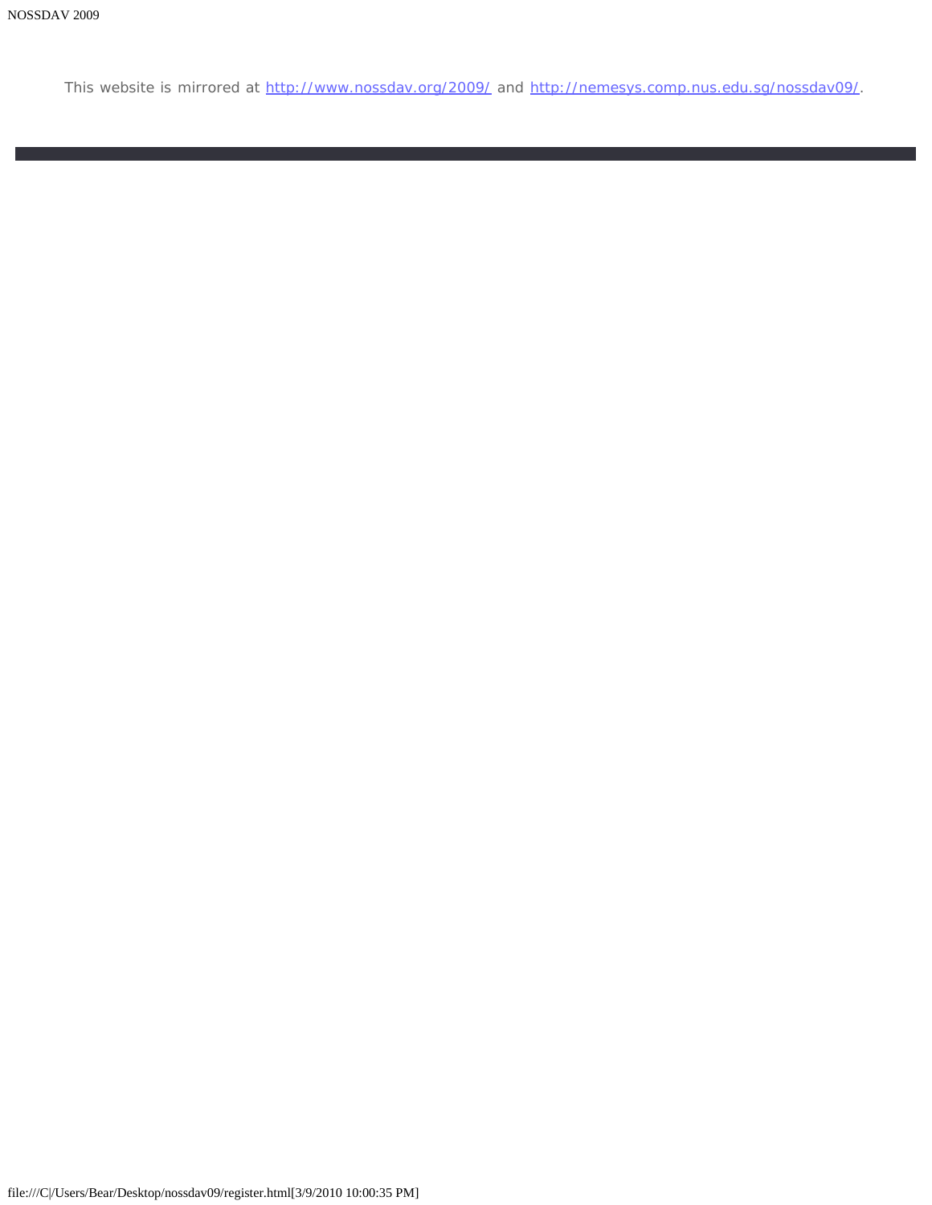This website is mirrored at [http://www.nossdav.org/2009/](http://www.nossdav.org/2009/) and [http://nemesys.comp.nus.edu.sg/nossdav09/](http://nemesys.comp.nus.edu.sg/nossdav09/).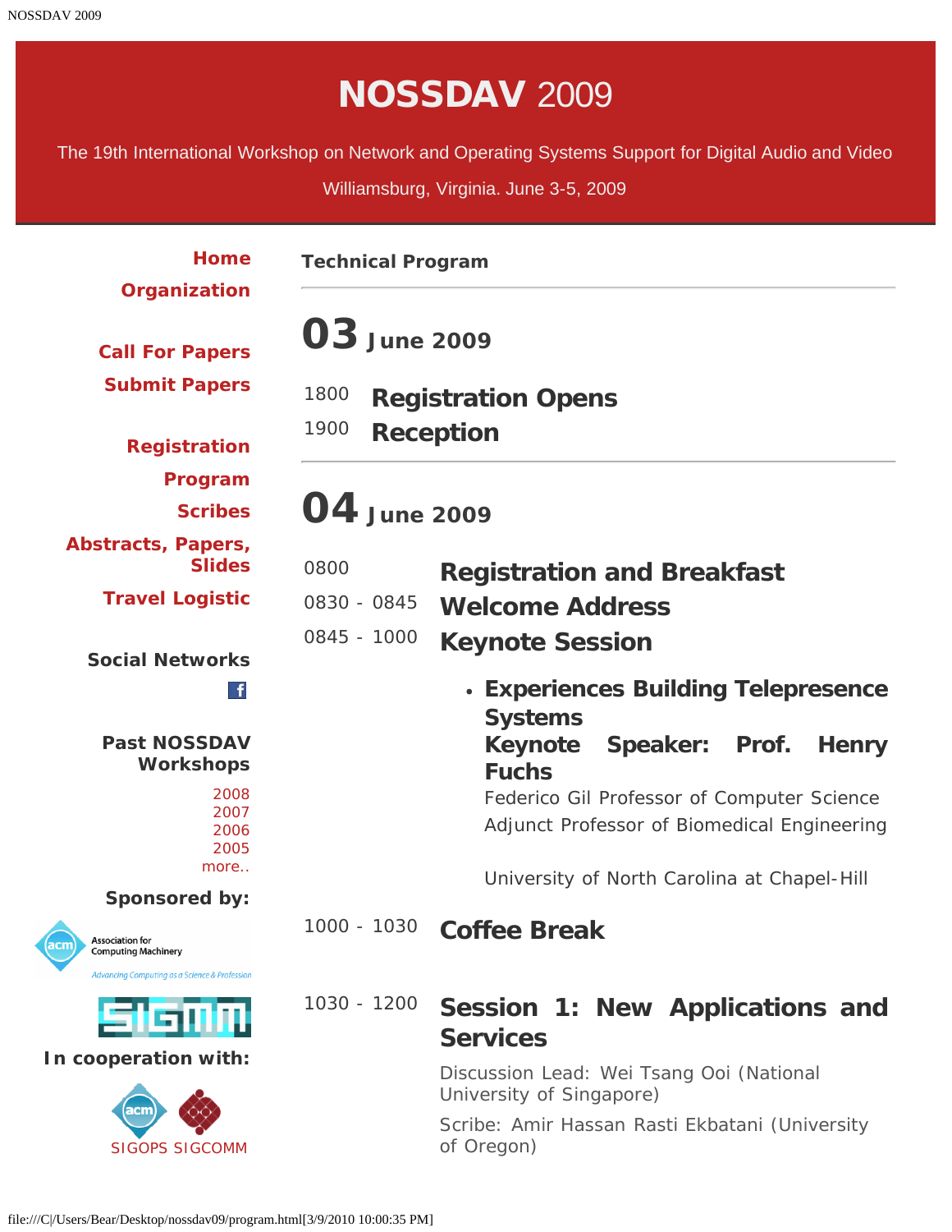# NOSSDAV 2009

The 19th International Workshop on Network and Operating Systems Support for Digital Audio and Video

Williamsburg, Virginia. June 3-5, 2009

**Home**
**Organization**

**Call For Papers**
**Submit Papers**

**Registration**
**Program**
**Scribes**
**Abstracts, Papers, Slides**
**Travel Logistic**

**Social Networks**

**Past NOSSDAV Workshops**

2008
2007
2006
2005
more..

**Sponsored by:**

**In cooperation with:**

SIGOPS SIGCOMM

## Technical Program

---

## 03 June 2009

| | |
|---|---|
| 1800 | **Registration Opens** |
| 1900 | **Reception** |

---

## 04 June 2009

| | |
|---|---|
| 0800 | **Registration and Breakfast** |
| 0830 - 0845 | **Welcome Address** |
| 0845 - 1000 | **Keynote Session** |

- **Experiences Building Telepresence Systems**
  **Keynote Speaker: Prof. Henry Fuchs**
  Federico Gil Professor of Computer Science
  Adjunct Professor of Biomedical Engineering

  University of North Carolina at Chapel-Hill

| | |
|---|---|
| 1000 - 1030 | **Coffee Break** |
| 1030 - 1200 | **Session 1: New Applications and Services** |

Discussion Lead: Wei Tsang Ooi (National University of Singapore)

Scribe: Amir Hassan Rasti Ekbatani (University of Oregon)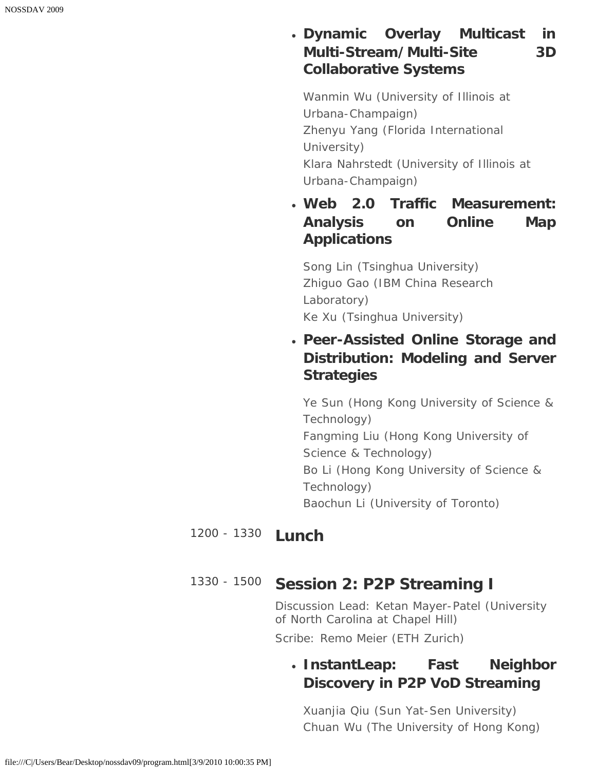- **Dynamic Overlay Multicast in Multi-Stream/Multi-Site 3D Collaborative Systems**

  Wanmin Wu (University of Illinois at Urbana-Champaign)
  Zhenyu Yang (Florida International University)
  Klara Nahrstedt (University of Illinois at Urbana-Champaign)

- **Web 2.0 Traffic Measurement: Analysis on Online Map Applications**

  Song Lin (Tsinghua University)
  Zhiguo Gao (IBM China Research Laboratory)
  Ke Xu (Tsinghua University)

- **Peer-Assisted Online Storage and Distribution: Modeling and Server Strategies**

  Ye Sun (Hong Kong University of Science & Technology)
  Fangming Liu (Hong Kong University of Science & Technology)
  Bo Li (Hong Kong University of Science & Technology)
  Baochun Li (University of Toronto)

1200 - 1330 **Lunch**

1330 - 1500 **Session 2: P2P Streaming I**

Discussion Lead: Ketan Mayer-Patel (University of North Carolina at Chapel Hill)

Scribe: Remo Meier (ETH Zurich)

- **InstantLeap: Fast Neighbor Discovery in P2P VoD Streaming**

  Xuanjia Qiu (Sun Yat-Sen University)
  Chuan Wu (The University of Hong Kong)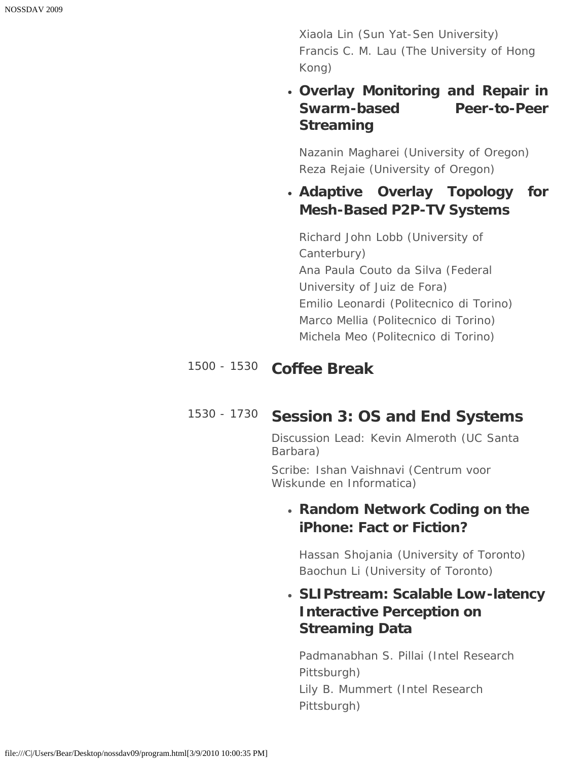Xiaola Lin (Sun Yat-Sen University)
Francis C. M. Lau (The University of Hong Kong)

- **Overlay Monitoring and Repair in Swarm-based Peer-to-Peer Streaming**

  Nazanin Magharei (University of Oregon)
  Reza Rejaie (University of Oregon)

- **Adaptive Overlay Topology for Mesh-Based P2P-TV Systems**

  Richard John Lobb (University of Canterbury)
  Ana Paula Couto da Silva (Federal University of Juiz de Fora)
  Emilio Leonardi (Politecnico di Torino)
  Marco Mellia (Politecnico di Torino)
  Michela Meo (Politecnico di Torino)

1500 - 1530 **Coffee Break**

1530 - 1730 **Session 3: OS and End Systems**

Discussion Lead: Kevin Almeroth (UC Santa Barbara)

Scribe: Ishan Vaishnavi (Centrum voor Wiskunde en Informatica)

- **Random Network Coding on the iPhone: Fact or Fiction?**

  Hassan Shojania (University of Toronto)
  Baochun Li (University of Toronto)

- **SLIPstream: Scalable Low-latency Interactive Perception on Streaming Data**

  Padmanabhan S. Pillai (Intel Research Pittsburgh)
  Lily B. Mummert (Intel Research Pittsburgh)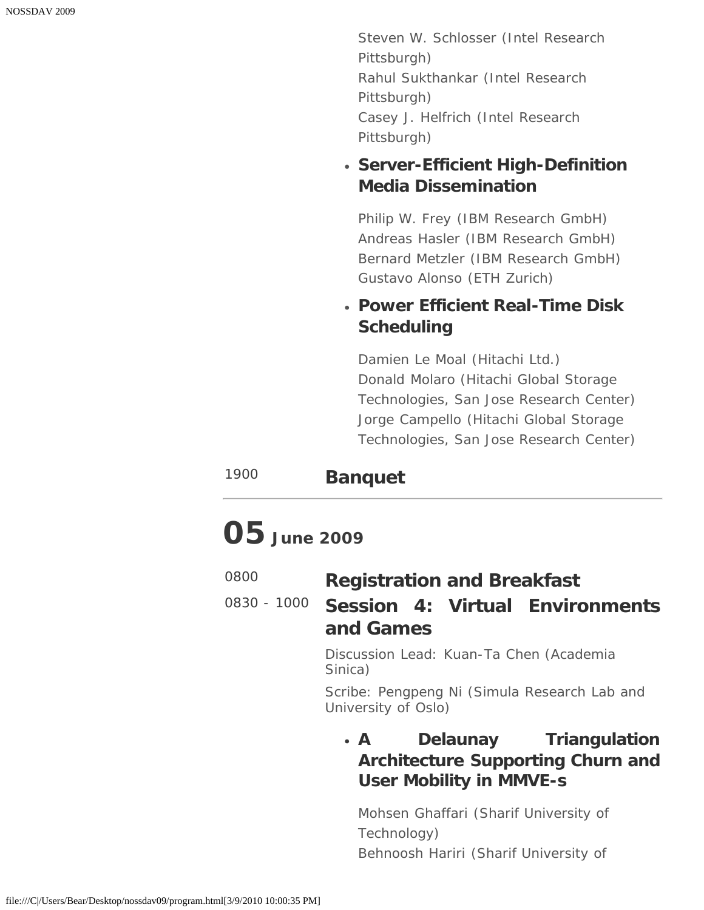Steven W. Schlosser (Intel Research Pittsburgh)
Rahul Sukthankar (Intel Research Pittsburgh)
Casey J. Helfrich (Intel Research Pittsburgh)

- **Server-Efficient High-Definition Media Dissemination**

  Philip W. Frey (IBM Research GmbH)
  Andreas Hasler (IBM Research GmbH)
  Bernard Metzler (IBM Research GmbH)
  Gustavo Alonso (ETH Zurich)

- **Power Efficient Real-Time Disk Scheduling**

  Damien Le Moal (Hitachi Ltd.)
  Donald Molaro (Hitachi Global Storage Technologies, San Jose Research Center)
  Jorge Campello (Hitachi Global Storage Technologies, San Jose Research Center)

1900 **Banquet**

---

# 05 June 2009

0800 **Registration and Breakfast**

0830 - 1000 **Session 4: Virtual Environments and Games**

Discussion Lead: Kuan-Ta Chen (Academia Sinica)

Scribe: Pengpeng Ni (Simula Research Lab and University of Oslo)

- **A Delaunay Triangulation Architecture Supporting Churn and User Mobility in MMVE-s**

  Mohsen Ghaffari (Sharif University of Technology)
  Behnoosh Hariri (Sharif University of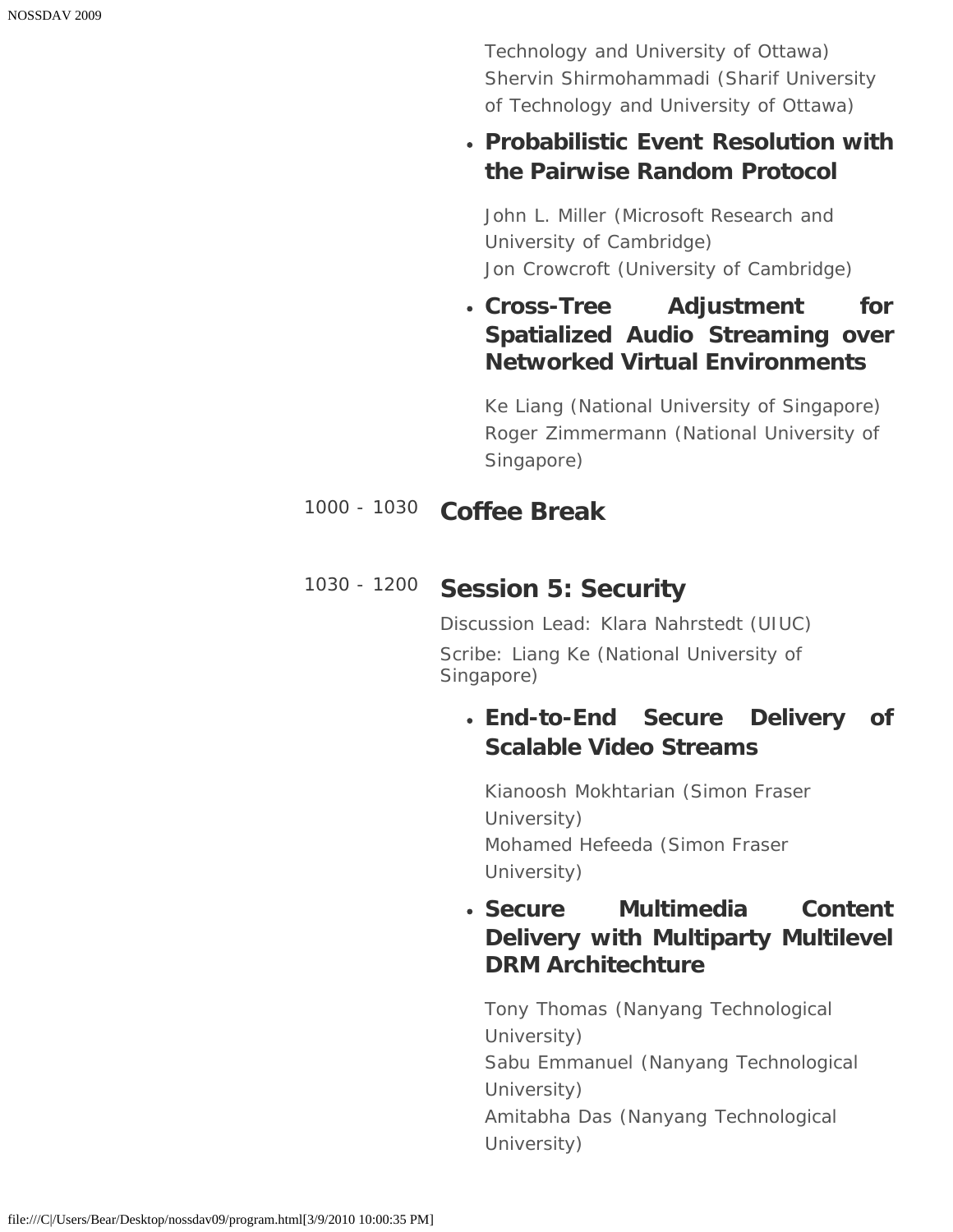Technology and University of Ottawa)
Shervin Shirmohammadi (Sharif University of Technology and University of Ottawa)

- **Probabilistic Event Resolution with the Pairwise Random Protocol**

  John L. Miller (Microsoft Research and University of Cambridge)
  Jon Crowcroft (University of Cambridge)

- **Cross-Tree Adjustment for Spatialized Audio Streaming over Networked Virtual Environments**

  Ke Liang (National University of Singapore)
  Roger Zimmermann (National University of Singapore)

1000 - 1030 **Coffee Break**

1030 - 1200 **Session 5: Security**

Discussion Lead: Klara Nahrstedt (UIUC)

Scribe: Liang Ke (National University of Singapore)

- **End-to-End Secure Delivery of Scalable Video Streams**

  Kianoosh Mokhtarian (Simon Fraser University)
  Mohamed Hefeeda (Simon Fraser University)

- **Secure Multimedia Content Delivery with Multiparty Multilevel DRM Architechture**

  Tony Thomas (Nanyang Technological University)
  Sabu Emmanuel (Nanyang Technological University)
  Amitabha Das (Nanyang Technological University)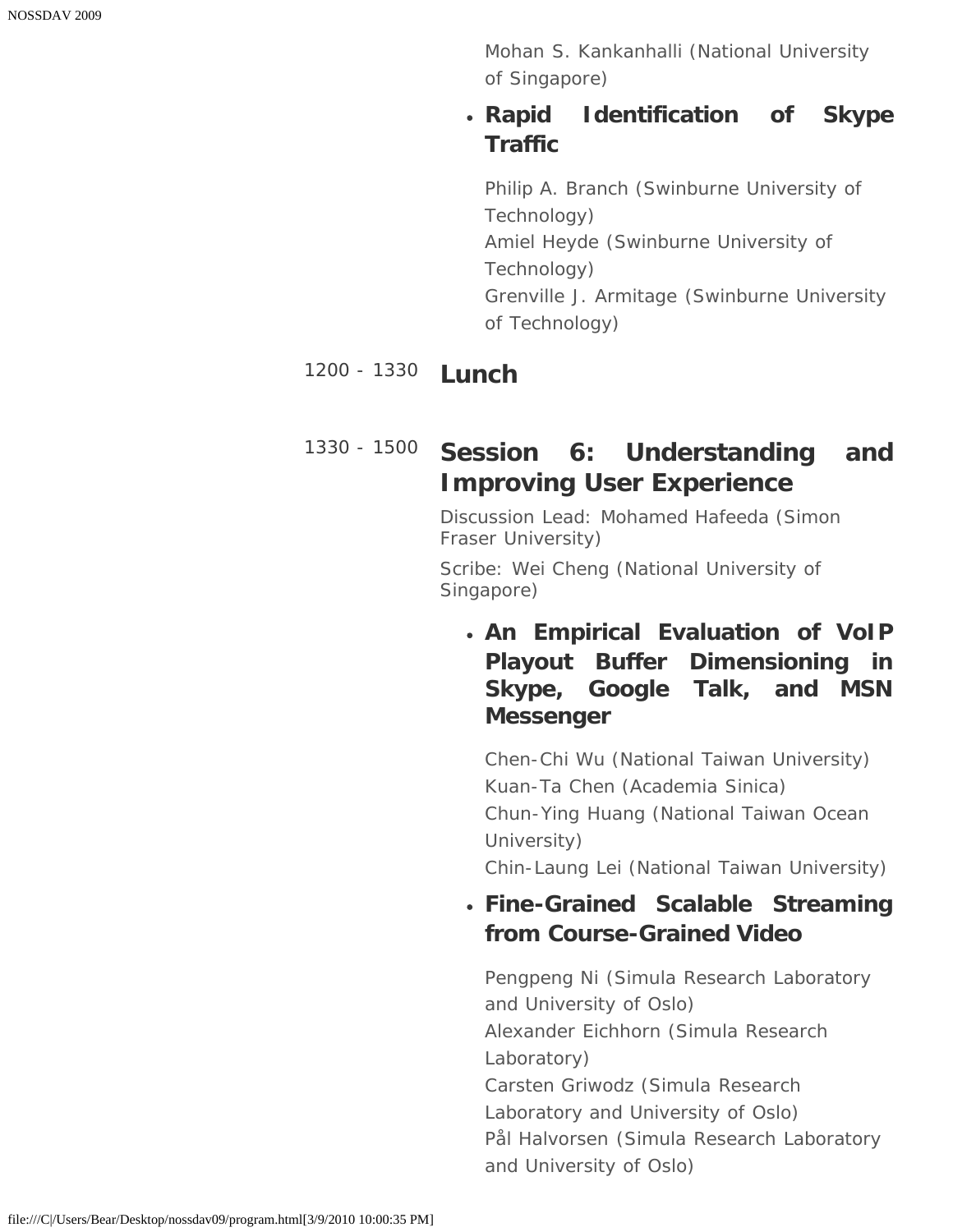Mohan S. Kankanhalli (National University of Singapore)

- **Rapid Identification of Skype Traffic**

  Philip A. Branch (Swinburne University of Technology)
  Amiel Heyde (Swinburne University of Technology)
  Grenville J. Armitage (Swinburne University of Technology)

1200 - 1330 **Lunch**

1330 - 1500 **Session 6: Understanding and Improving User Experience**

Discussion Lead: Mohamed Hafeeda (Simon Fraser University)

Scribe: Wei Cheng (National University of Singapore)

- **An Empirical Evaluation of VoIP Playout Buffer Dimensioning in Skype, Google Talk, and MSN Messenger**

  Chen-Chi Wu (National Taiwan University)
  Kuan-Ta Chen (Academia Sinica)
  Chun-Ying Huang (National Taiwan Ocean University)
  Chin-Laung Lei (National Taiwan University)

- **Fine-Grained Scalable Streaming from Course-Grained Video**

  Pengpeng Ni (Simula Research Laboratory and University of Oslo)
  Alexander Eichhorn (Simula Research Laboratory)
  Carsten Griwodz (Simula Research Laboratory and University of Oslo)
  Pål Halvorsen (Simula Research Laboratory and University of Oslo)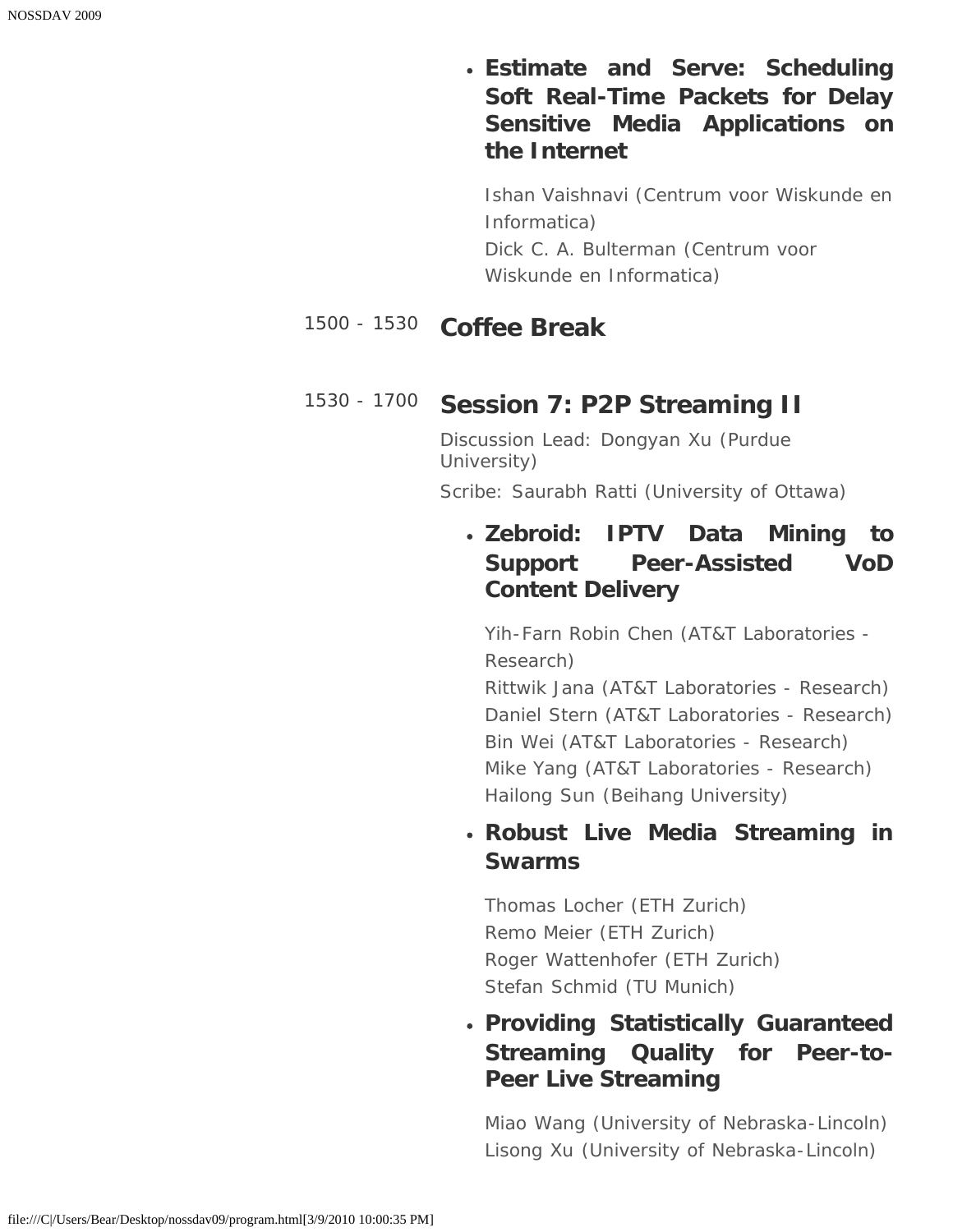- **Estimate and Serve: Scheduling Soft Real-Time Packets for Delay Sensitive Media Applications on the Internet**

  Ishan Vaishnavi (Centrum voor Wiskunde en Informatica)
  Dick C. A. Bulterman (Centrum voor Wiskunde en Informatica)

1500 - 1530 **Coffee Break**

1530 - 1700 **Session 7: P2P Streaming II**

Discussion Lead: Dongyan Xu (Purdue University)

Scribe: Saurabh Ratti (University of Ottawa)

- **Zebroid: IPTV Data Mining to Support Peer-Assisted VoD Content Delivery**

  Yih-Farn Robin Chen (AT&T Laboratories - Research)
  Rittwik Jana (AT&T Laboratories - Research)
  Daniel Stern (AT&T Laboratories - Research)
  Bin Wei (AT&T Laboratories - Research)
  Mike Yang (AT&T Laboratories - Research)
  Hailong Sun (Beihang University)

- **Robust Live Media Streaming in Swarms**

  Thomas Locher (ETH Zurich)
  Remo Meier (ETH Zurich)
  Roger Wattenhofer (ETH Zurich)
  Stefan Schmid (TU Munich)

- **Providing Statistically Guaranteed Streaming Quality for Peer-to-Peer Live Streaming**

  Miao Wang (University of Nebraska-Lincoln)
  Lisong Xu (University of Nebraska-Lincoln)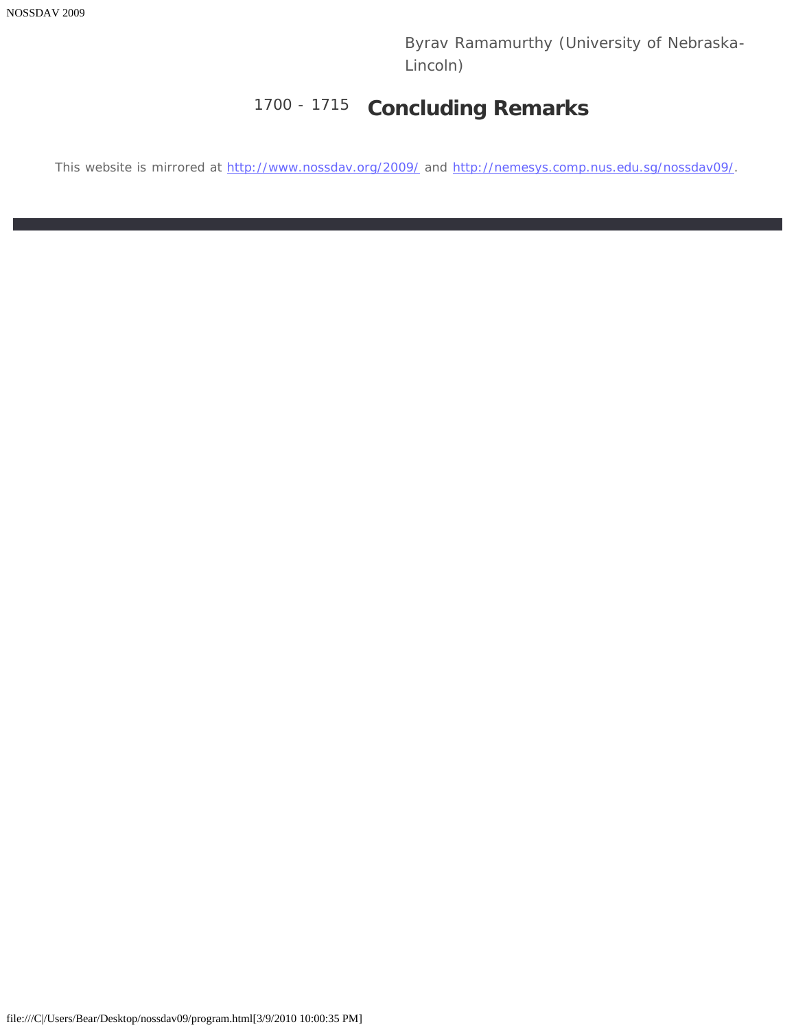Byrav Ramamurthy (University of Nebraska-Lincoln)

1700 - 1715 **Concluding Remarks**

This website is mirrored at http://www.nossdav.org/2009/ and http://nemesys.comp.nus.edu.sg/nossdav09/.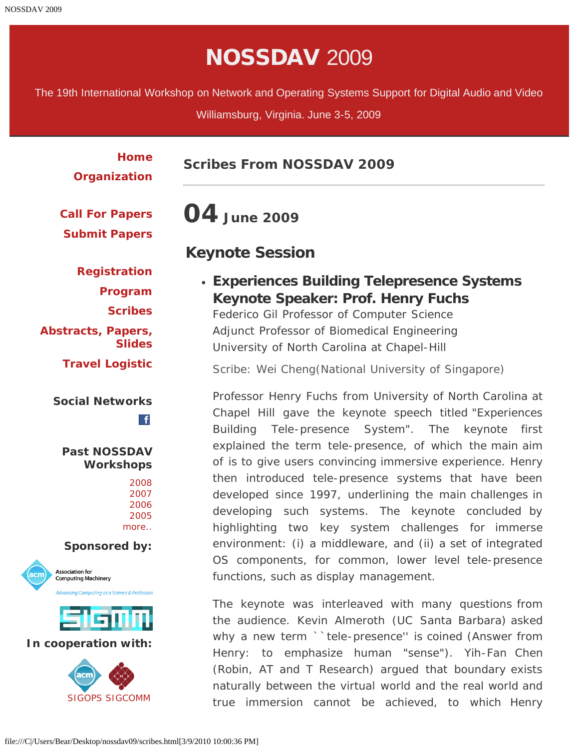# NOSSDAV 2009

The 19th International Workshop on Network and Operating Systems Support for Digital Audio and Video

Williamsburg, Virginia. June 3-5, 2009

**Home**
**Organization**

**Call For Papers**
**Submit Papers**

**Registration**
**Program**
**Scribes**
**Abstracts, Papers, Slides**
**Travel Logistic**

**Social Networks**

**Past NOSSDAV Workshops**

2008
2007
2006
2005
more..

**Sponsored by:**

**In cooperation with:**

SIGOPS SIGCOMM

## Scribes From NOSSDAV 2009

# 04 June 2009

## Keynote Session

- **Experiences Building Telepresence Systems**
  **Keynote Speaker: Prof. Henry Fuchs**
  Federico Gil Professor of Computer Science
  Adjunct Professor of Biomedical Engineering
  University of North Carolina at Chapel-Hill

  Scribe: Wei Cheng(National University of Singapore)

  Professor Henry Fuchs from University of North Carolina at Chapel Hill gave the keynote speech titled "Experiences Building Tele-presence System". The keynote first explained the term tele-presence, of which the main aim of is to give users convincing immersive experience. Henry then introduced tele-presence systems that have been developed since 1997, underlining the main challenges in developing such systems. The keynote concluded by highlighting two key system challenges for immerse environment: (i) a middleware, and (ii) a set of integrated OS components, for common, lower level tele-presence functions, such as display management.

  The keynote was interleaved with many questions from the audience. Kevin Almeroth (UC Santa Barbara) asked why a new term ``tele-presence'' is coined (Answer from Henry: to emphasize human "sense"). Yih-Fan Chen (Robin, AT and T Research) argued that boundary exists naturally between the virtual world and the real world and true immersion cannot be achieved, to which Henry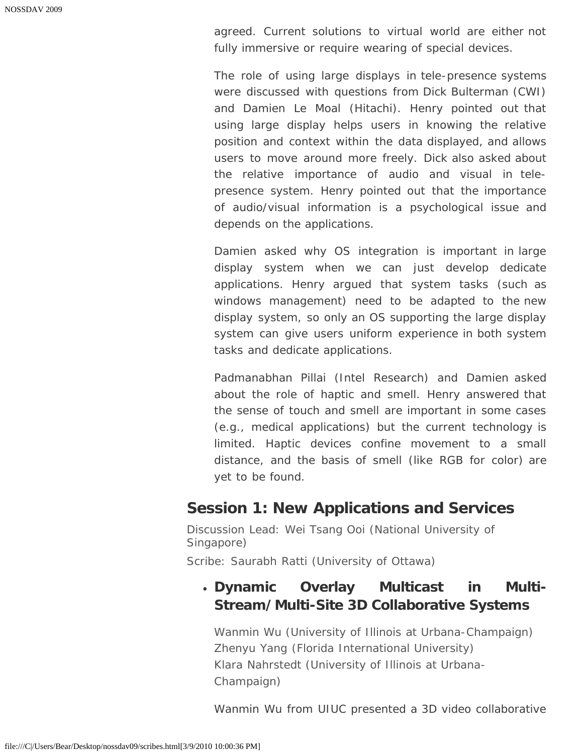agreed. Current solutions to virtual world are either not fully immersive or require wearing of special devices.

The role of using large displays in tele-presence systems were discussed with questions from Dick Bulterman (CWI) and Damien Le Moal (Hitachi). Henry pointed out that using large display helps users in knowing the relative position and context within the data displayed, and allows users to move around more freely. Dick also asked about the relative importance of audio and visual in tele-presence system. Henry pointed out that the importance of audio/visual information is a psychological issue and depends on the applications.

Damien asked why OS integration is important in large display system when we can just develop dedicate applications. Henry argued that system tasks (such as windows management) need to be adapted to the new display system, so only an OS supporting the large display system can give users uniform experience in both system tasks and dedicate applications.

Padmanabhan Pillai (Intel Research) and Damien asked about the role of haptic and smell. Henry answered that the sense of touch and smell are important in some cases (e.g., medical applications) but the current technology is limited. Haptic devices confine movement to a small distance, and the basis of smell (like RGB for color) are yet to be found.

## Session 1: New Applications and Services

Discussion Lead: Wei Tsang Ooi (National University of Singapore)

Scribe: Saurabh Ratti (University of Ottawa)

- **Dynamic Overlay Multicast in Multi-Stream/Multi-Site 3D Collaborative Systems**

  Wanmin Wu (University of Illinois at Urbana-Champaign)
  Zhenyu Yang (Florida International University)
  Klara Nahrstedt (University of Illinois at Urbana-Champaign)

  Wanmin Wu from UIUC presented a 3D video collaborative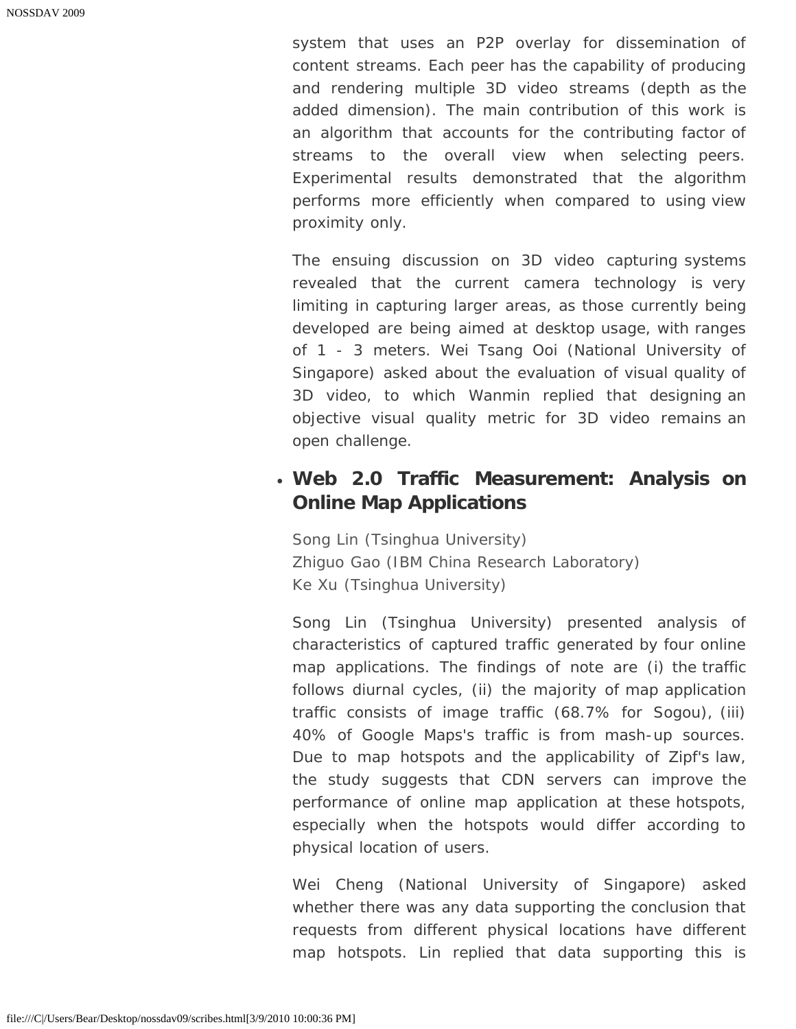system that uses an P2P overlay for dissemination of content streams. Each peer has the capability of producing and rendering multiple 3D video streams (depth as the added dimension). The main contribution of this work is an algorithm that accounts for the contributing factor of streams to the overall view when selecting peers. Experimental results demonstrated that the algorithm performs more efficiently when compared to using view proximity only.

The ensuing discussion on 3D video capturing systems revealed that the current camera technology is very limiting in capturing larger areas, as those currently being developed are being aimed at desktop usage, with ranges of 1 - 3 meters. Wei Tsang Ooi (National University of Singapore) asked about the evaluation of visual quality of 3D video, to which Wanmin replied that designing an objective visual quality metric for 3D video remains an open challenge.

- **Web 2.0 Traffic Measurement: Analysis on Online Map Applications**

  Song Lin (Tsinghua University)
  Zhiguo Gao (IBM China Research Laboratory)
  Ke Xu (Tsinghua University)

  Song Lin (Tsinghua University) presented analysis of characteristics of captured traffic generated by four online map applications. The findings of note are (i) the traffic follows diurnal cycles, (ii) the majority of map application traffic consists of image traffic (68.7% for Sogou), (iii) 40% of Google Maps's traffic is from mash-up sources. Due to map hotspots and the applicability of Zipf's law, the study suggests that CDN servers can improve the performance of online map application at these hotspots, especially when the hotspots would differ according to physical location of users.

  Wei Cheng (National University of Singapore) asked whether there was any data supporting the conclusion that requests from different physical locations have different map hotspots. Lin replied that data supporting this is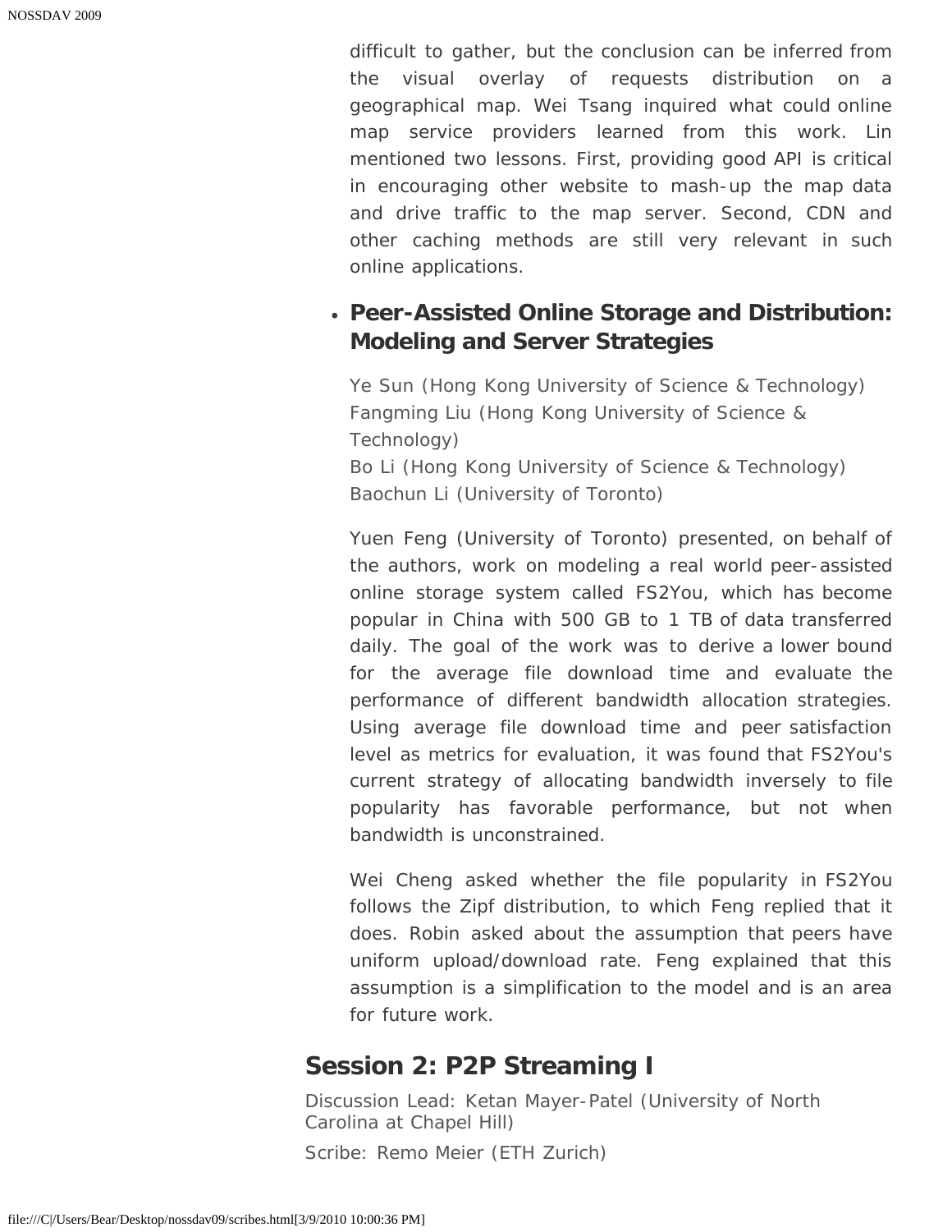difficult to gather, but the conclusion can be inferred from the visual overlay of requests distribution on a geographical map. Wei Tsang inquired what could online map service providers learned from this work. Lin mentioned two lessons. First, providing good API is critical in encouraging other website to mash-up the map data and drive traffic to the map server. Second, CDN and other caching methods are still very relevant in such online applications.

- **Peer-Assisted Online Storage and Distribution: Modeling and Server Strategies**

  Ye Sun (Hong Kong University of Science & Technology)
  Fangming Liu (Hong Kong University of Science & Technology)
  Bo Li (Hong Kong University of Science & Technology)
  Baochun Li (University of Toronto)

  Yuen Feng (University of Toronto) presented, on behalf of the authors, work on modeling a real world peer-assisted online storage system called FS2You, which has become popular in China with 500 GB to 1 TB of data transferred daily. The goal of the work was to derive a lower bound for the average file download time and evaluate the performance of different bandwidth allocation strategies. Using average file download time and peer satisfaction level as metrics for evaluation, it was found that FS2You's current strategy of allocating bandwidth inversely to file popularity has favorable performance, but not when bandwidth is unconstrained.

  Wei Cheng asked whether the file popularity in FS2You follows the Zipf distribution, to which Feng replied that it does. Robin asked about the assumption that peers have uniform upload/download rate. Feng explained that this assumption is a simplification to the model and is an area for future work.

## Session 2: P2P Streaming I

Discussion Lead: Ketan Mayer-Patel (University of North Carolina at Chapel Hill)

Scribe: Remo Meier (ETH Zurich)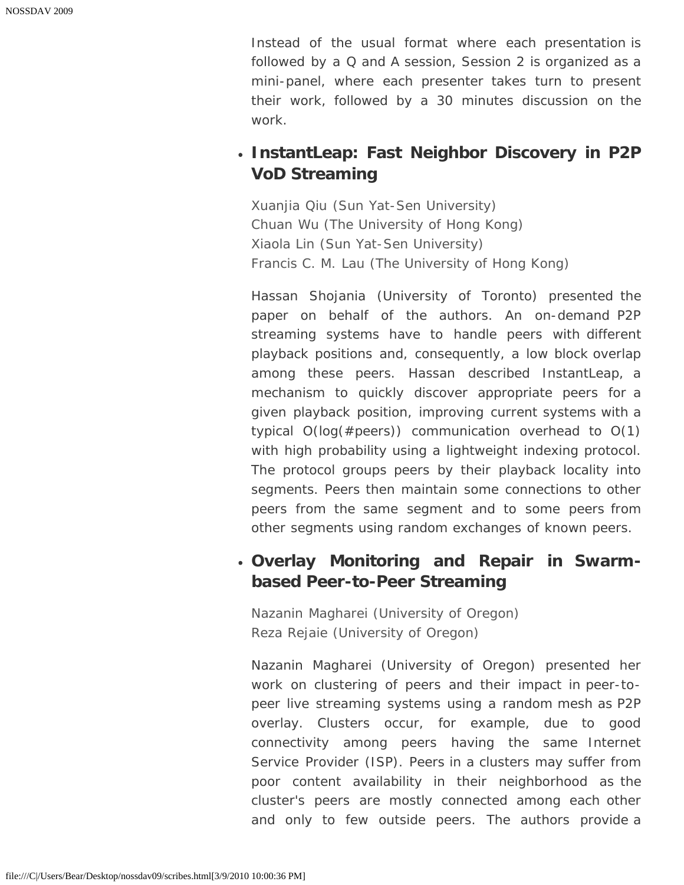Instead of the usual format where each presentation is followed by a Q and A session, Session 2 is organized as a mini-panel, where each presenter takes turn to present their work, followed by a 30 minutes discussion on the work.

- **InstantLeap: Fast Neighbor Discovery in P2P VoD Streaming**

  Xuanjia Qiu (Sun Yat-Sen University)
  Chuan Wu (The University of Hong Kong)
  Xiaola Lin (Sun Yat-Sen University)
  Francis C. M. Lau (The University of Hong Kong)

  Hassan Shojania (University of Toronto) presented the paper on behalf of the authors. An on-demand P2P streaming systems have to handle peers with different playback positions and, consequently, a low block overlap among these peers. Hassan described InstantLeap, a mechanism to quickly discover appropriate peers for a given playback position, improving current systems with a typical O(log(#peers)) communication overhead to O(1) with high probability using a lightweight indexing protocol. The protocol groups peers by their playback locality into segments. Peers then maintain some connections to other peers from the same segment and to some peers from other segments using random exchanges of known peers.

- **Overlay Monitoring and Repair in Swarm-based Peer-to-Peer Streaming**

  Nazanin Magharei (University of Oregon)
  Reza Rejaie (University of Oregon)

  Nazanin Magharei (University of Oregon) presented her work on clustering of peers and their impact in peer-to-peer live streaming systems using a random mesh as P2P overlay. Clusters occur, for example, due to good connectivity among peers having the same Internet Service Provider (ISP). Peers in a clusters may suffer from poor content availability in their neighborhood as the cluster's peers are mostly connected among each other and only to few outside peers. The authors provide a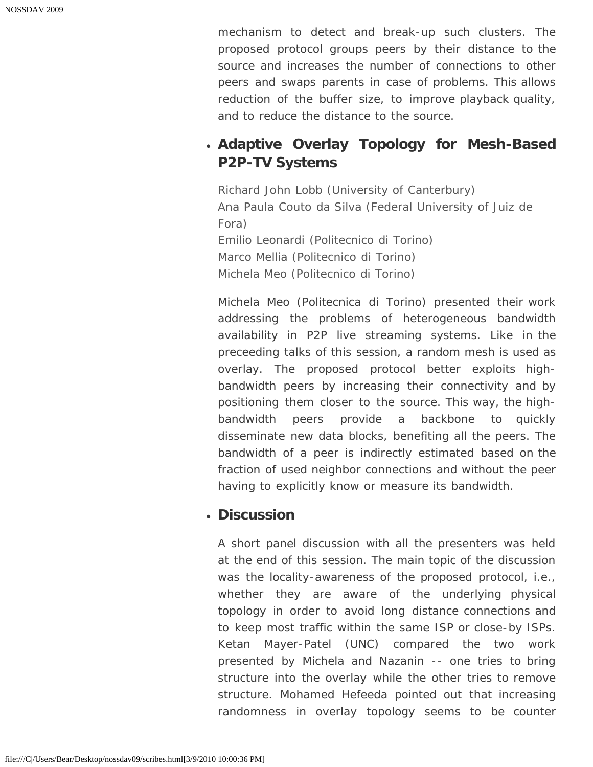mechanism to detect and break-up such clusters. The proposed protocol groups peers by their distance to the source and increases the number of connections to other peers and swaps parents in case of problems. This allows reduction of the buffer size, to improve playback quality, and to reduce the distance to the source.

- **Adaptive Overlay Topology for Mesh-Based P2P-TV Systems**

  Richard John Lobb (University of Canterbury)
  Ana Paula Couto da Silva (Federal University of Juiz de Fora)
  Emilio Leonardi (Politecnico di Torino)
  Marco Mellia (Politecnico di Torino)
  Michela Meo (Politecnico di Torino)

  Michela Meo (Politecnica di Torino) presented their work addressing the problems of heterogeneous bandwidth availability in P2P live streaming systems. Like in the preceeding talks of this session, a random mesh is used as overlay. The proposed protocol better exploits high-bandwidth peers by increasing their connectivity and by positioning them closer to the source. This way, the high-bandwidth peers provide a backbone to quickly disseminate new data blocks, benefiting all the peers. The bandwidth of a peer is indirectly estimated based on the fraction of used neighbor connections and without the peer having to explicitly know or measure its bandwidth.

- **Discussion**

  A short panel discussion with all the presenters was held at the end of this session. The main topic of the discussion was the locality-awareness of the proposed protocol, i.e., whether they are aware of the underlying physical topology in order to avoid long distance connections and to keep most traffic within the same ISP or close-by ISPs. Ketan Mayer-Patel (UNC) compared the two work presented by Michela and Nazanin -- one tries to bring structure into the overlay while the other tries to remove structure. Mohamed Hefeeda pointed out that increasing randomness in overlay topology seems to be counter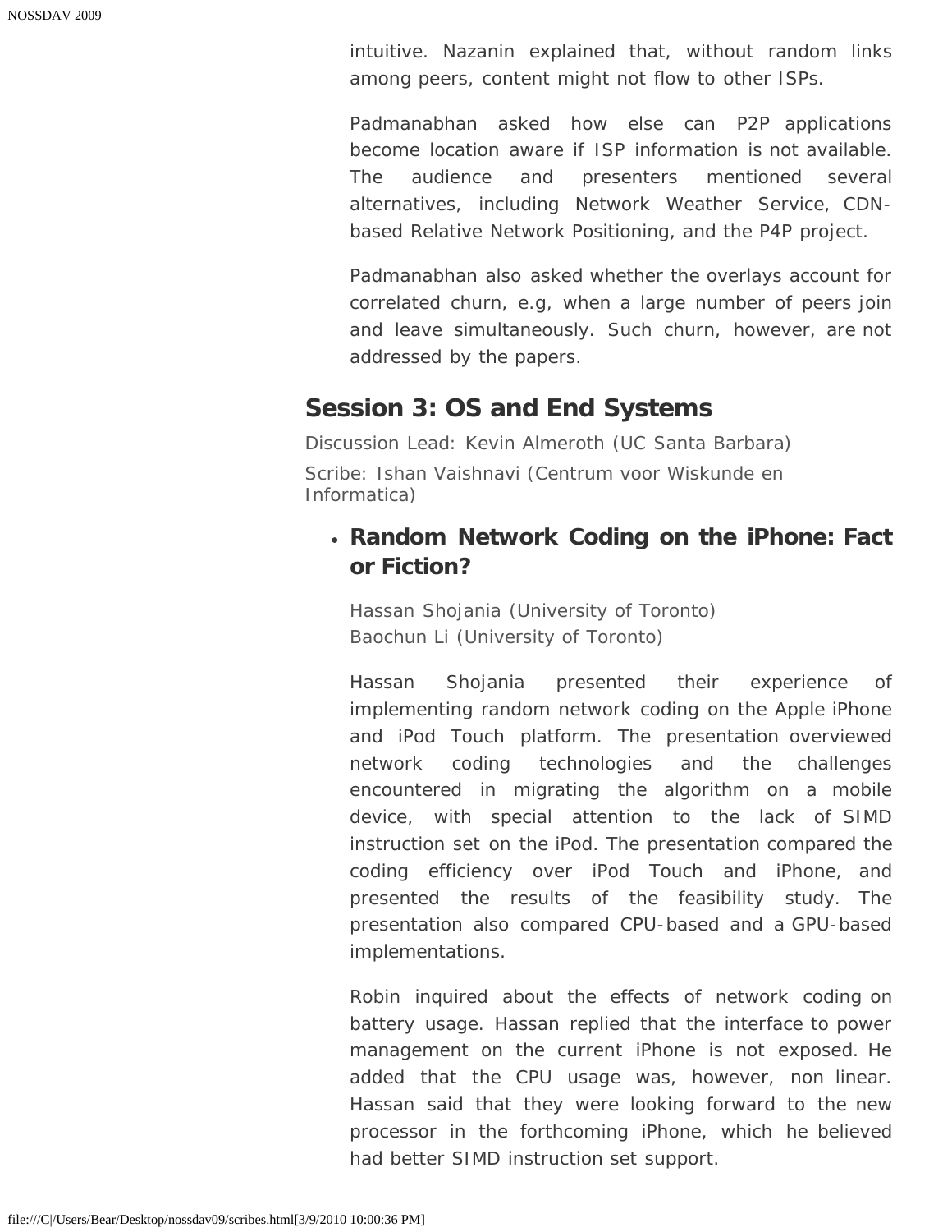intuitive. Nazanin explained that, without random links among peers, content might not flow to other ISPs.

Padmanabhan asked how else can P2P applications become location aware if ISP information is not available. The audience and presenters mentioned several alternatives, including Network Weather Service, CDN-based Relative Network Positioning, and the P4P project.

Padmanabhan also asked whether the overlays account for correlated churn, e.g, when a large number of peers join and leave simultaneously. Such churn, however, are not addressed by the papers.

## Session 3: OS and End Systems

Discussion Lead: Kevin Almeroth (UC Santa Barbara)

Scribe: Ishan Vaishnavi (Centrum voor Wiskunde en Informatica)

- **Random Network Coding on the iPhone: Fact or Fiction?**

  Hassan Shojania (University of Toronto)
  Baochun Li (University of Toronto)

  Hassan Shojania presented their experience of implementing random network coding on the Apple iPhone and iPod Touch platform. The presentation overviewed network coding technologies and the challenges encountered in migrating the algorithm on a mobile device, with special attention to the lack of SIMD instruction set on the iPod. The presentation compared the coding efficiency over iPod Touch and iPhone, and presented the results of the feasibility study. The presentation also compared CPU-based and a GPU-based implementations.

  Robin inquired about the effects of network coding on battery usage. Hassan replied that the interface to power management on the current iPhone is not exposed. He added that the CPU usage was, however, non linear. Hassan said that they were looking forward to the new processor in the forthcoming iPhone, which he believed had better SIMD instruction set support.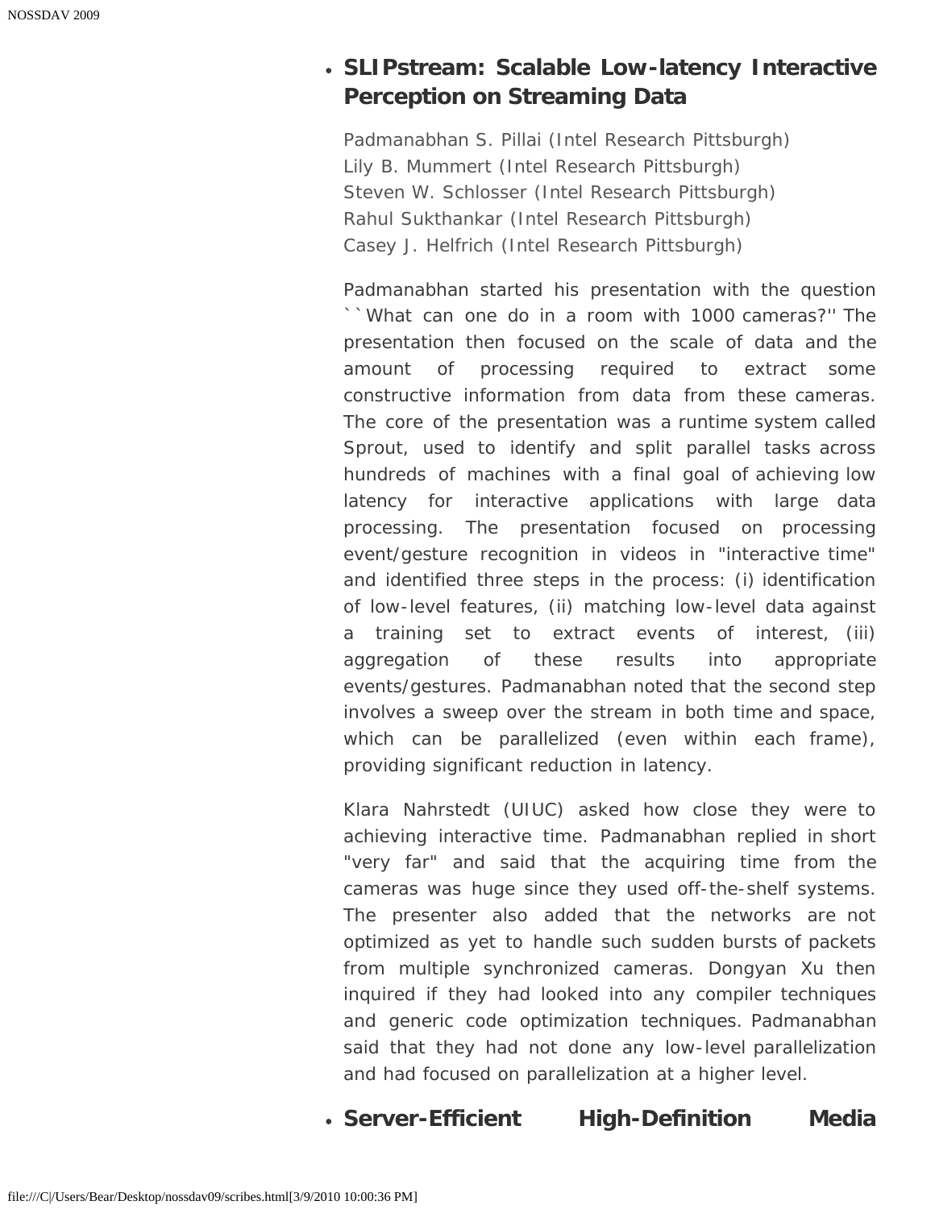- **SLIPstream: Scalable Low-latency Interactive Perception on Streaming Data**

  Padmanabhan S. Pillai (Intel Research Pittsburgh)
  Lily B. Mummert (Intel Research Pittsburgh)
  Steven W. Schlosser (Intel Research Pittsburgh)
  Rahul Sukthankar (Intel Research Pittsburgh)
  Casey J. Helfrich (Intel Research Pittsburgh)

  Padmanabhan started his presentation with the question ``What can one do in a room with 1000 cameras?'' The presentation then focused on the scale of data and the amount of processing required to extract some constructive information from data from these cameras. The core of the presentation was a runtime system called Sprout, used to identify and split parallel tasks across hundreds of machines with a final goal of achieving low latency for interactive applications with large data processing. The presentation focused on processing event/gesture recognition in videos in "interactive time" and identified three steps in the process: (i) identification of low-level features, (ii) matching low-level data against a training set to extract events of interest, (iii) aggregation of these results into appropriate events/gestures. Padmanabhan noted that the second step involves a sweep over the stream in both time and space, which can be parallelized (even within each frame), providing significant reduction in latency.

  Klara Nahrstedt (UIUC) asked how close they were to achieving interactive time. Padmanabhan replied in short "very far" and said that the acquiring time from the cameras was huge since they used off-the-shelf systems. The presenter also added that the networks are not optimized as yet to handle such sudden bursts of packets from multiple synchronized cameras. Dongyan Xu then inquired if they had looked into any compiler techniques and generic code optimization techniques. Padmanabhan said that they had not done any low-level parallelization and had focused on parallelization at a higher level.

- **Server-Efficient High-Definition Media**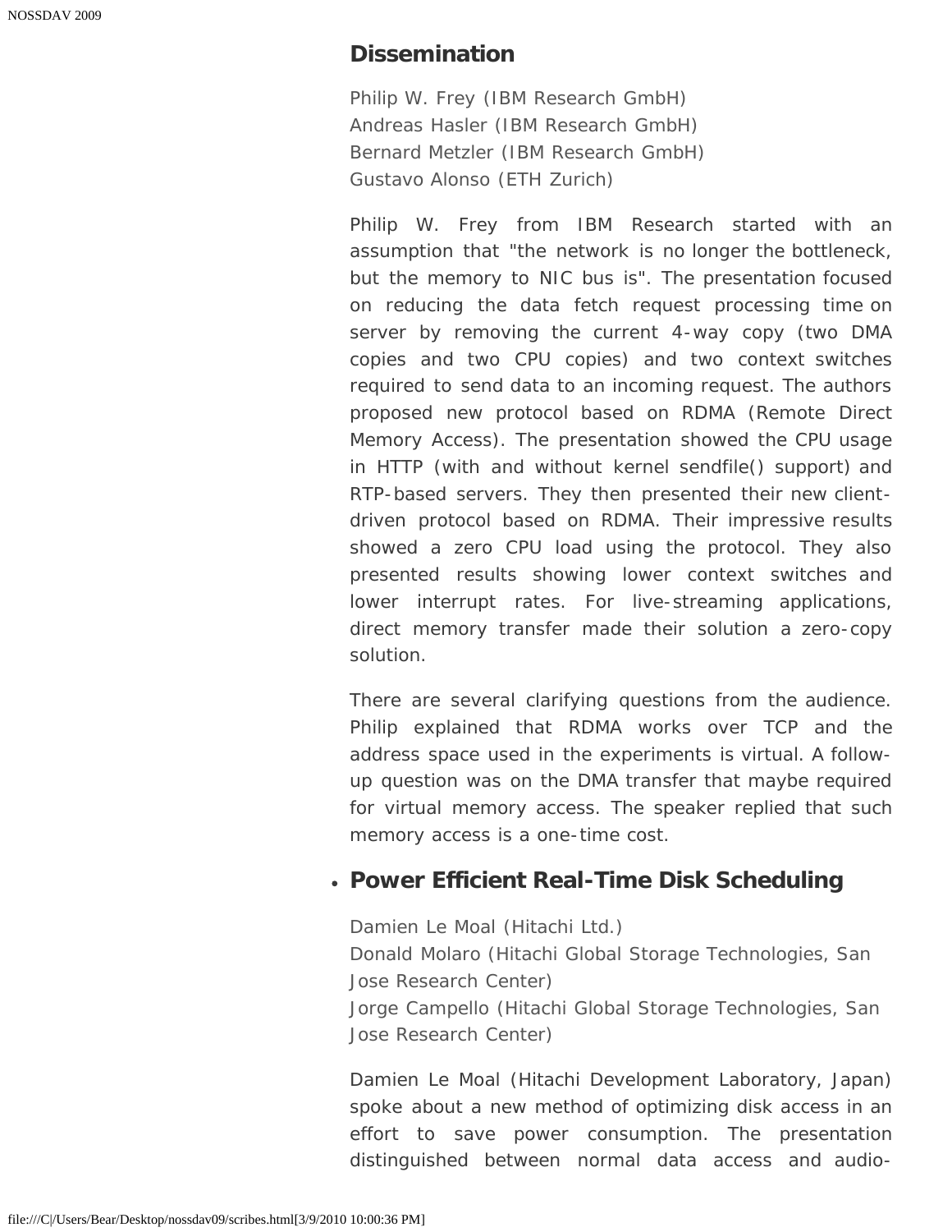## Dissemination

Philip W. Frey (IBM Research GmbH)
Andreas Hasler (IBM Research GmbH)
Bernard Metzler (IBM Research GmbH)
Gustavo Alonso (ETH Zurich)

Philip W. Frey from IBM Research started with an assumption that "the network is no longer the bottleneck, but the memory to NIC bus is". The presentation focused on reducing the data fetch request processing time on server by removing the current 4-way copy (two DMA copies and two CPU copies) and two context switches required to send data to an incoming request. The authors proposed new protocol based on RDMA (Remote Direct Memory Access). The presentation showed the CPU usage in HTTP (with and without kernel sendfile() support) and RTP-based servers. They then presented their new client-driven protocol based on RDMA. Their impressive results showed a zero CPU load using the protocol. They also presented results showing lower context switches and lower interrupt rates. For live-streaming applications, direct memory transfer made their solution a zero-copy solution.

There are several clarifying questions from the audience. Philip explained that RDMA works over TCP and the address space used in the experiments is virtual. A follow-up question was on the DMA transfer that maybe required for virtual memory access. The speaker replied that such memory access is a one-time cost.

- **Power Efficient Real-Time Disk Scheduling**

Damien Le Moal (Hitachi Ltd.)
Donald Molaro (Hitachi Global Storage Technologies, San Jose Research Center)
Jorge Campello (Hitachi Global Storage Technologies, San Jose Research Center)

Damien Le Moal (Hitachi Development Laboratory, Japan) spoke about a new method of optimizing disk access in an effort to save power consumption. The presentation distinguished between normal data access and audio-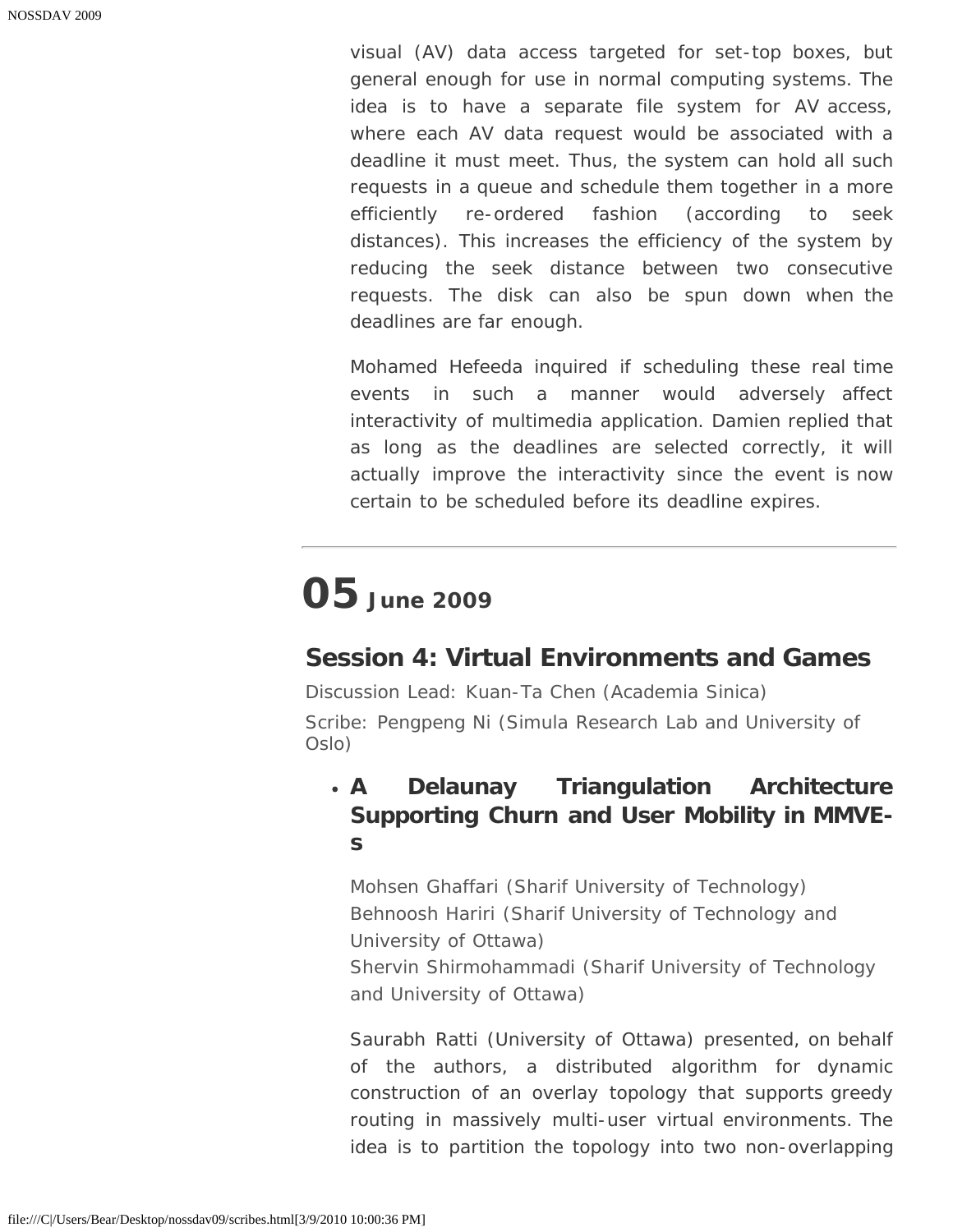visual (AV) data access targeted for set-top boxes, but general enough for use in normal computing systems. The idea is to have a separate file system for AV access, where each AV data request would be associated with a deadline it must meet. Thus, the system can hold all such requests in a queue and schedule them together in a more efficiently re-ordered fashion (according to seek distances). This increases the efficiency of the system by reducing the seek distance between two consecutive requests. The disk can also be spun down when the deadlines are far enough.

Mohamed Hefeeda inquired if scheduling these real time events in such a manner would adversely affect interactivity of multimedia application. Damien replied that as long as the deadlines are selected correctly, it will actually improve the interactivity since the event is now certain to be scheduled before its deadline expires.

---

# 05 June 2009

## Session 4: Virtual Environments and Games

Discussion Lead: Kuan-Ta Chen (Academia Sinica)

Scribe: Pengpeng Ni (Simula Research Lab and University of Oslo)

- **A Delaunay Triangulation Architecture Supporting Churn and User Mobility in MMVE-s**

  Mohsen Ghaffari (Sharif University of Technology)
  Behnoosh Hariri (Sharif University of Technology and University of Ottawa)
  Shervin Shirmohammadi (Sharif University of Technology and University of Ottawa)

  Saurabh Ratti (University of Ottawa) presented, on behalf of the authors, a distributed algorithm for dynamic construction of an overlay topology that supports greedy routing in massively multi-user virtual environments. The idea is to partition the topology into two non-overlapping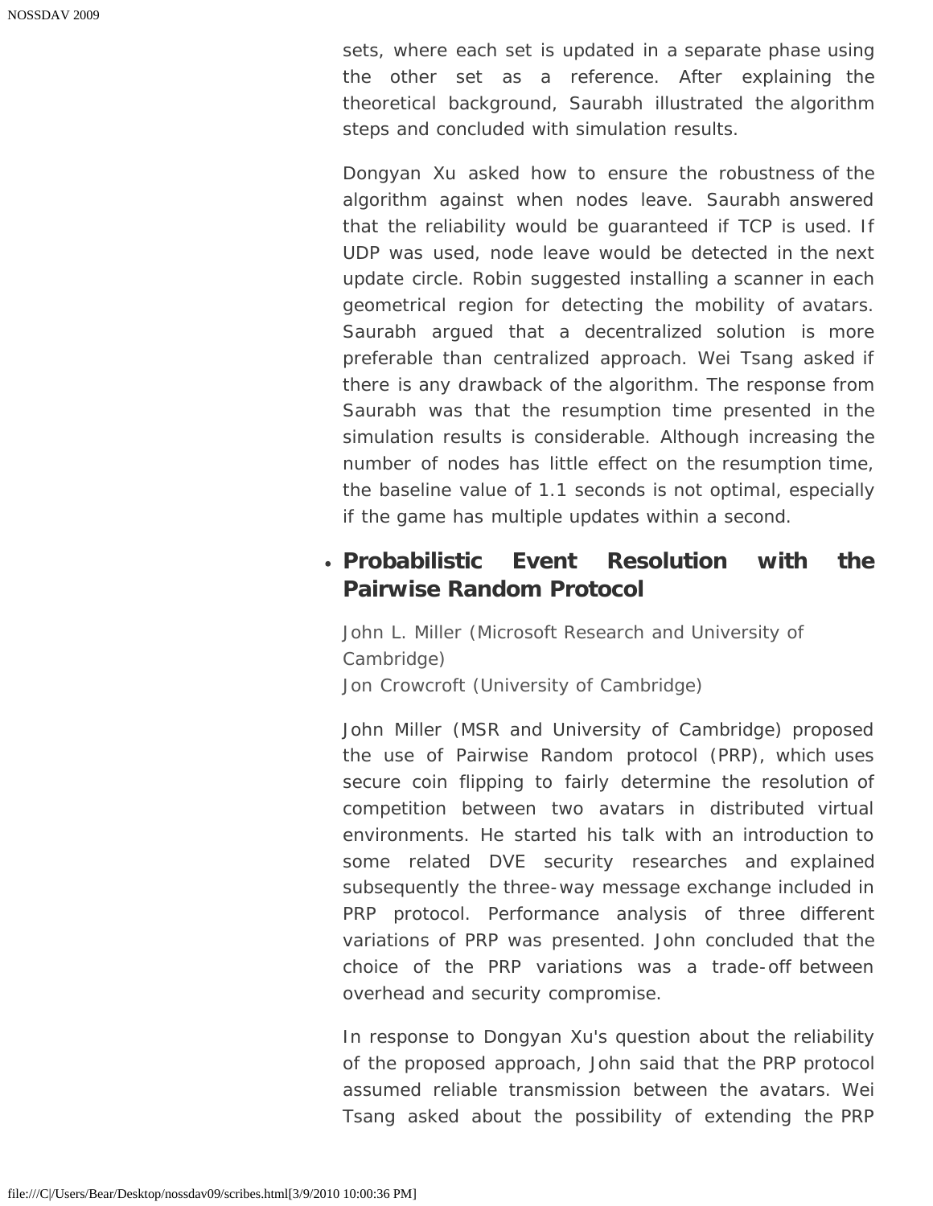sets, where each set is updated in a separate phase using the other set as a reference. After explaining the theoretical background, Saurabh illustrated the algorithm steps and concluded with simulation results.

Dongyan Xu asked how to ensure the robustness of the algorithm against when nodes leave. Saurabh answered that the reliability would be guaranteed if TCP is used. If UDP was used, node leave would be detected in the next update circle. Robin suggested installing a scanner in each geometrical region for detecting the mobility of avatars. Saurabh argued that a decentralized solution is more preferable than centralized approach. Wei Tsang asked if there is any drawback of the algorithm. The response from Saurabh was that the resumption time presented in the simulation results is considerable. Although increasing the number of nodes has little effect on the resumption time, the baseline value of 1.1 seconds is not optimal, especially if the game has multiple updates within a second.

- **Probabilistic Event Resolution with the Pairwise Random Protocol**

  John L. Miller (Microsoft Research and University of Cambridge)
  Jon Crowcroft (University of Cambridge)

  John Miller (MSR and University of Cambridge) proposed the use of Pairwise Random protocol (PRP), which uses secure coin flipping to fairly determine the resolution of competition between two avatars in distributed virtual environments. He started his talk with an introduction to some related DVE security researches and explained subsequently the three-way message exchange included in PRP protocol. Performance analysis of three different variations of PRP was presented. John concluded that the choice of the PRP variations was a trade-off between overhead and security compromise.

  In response to Dongyan Xu's question about the reliability of the proposed approach, John said that the PRP protocol assumed reliable transmission between the avatars. Wei Tsang asked about the possibility of extending the PRP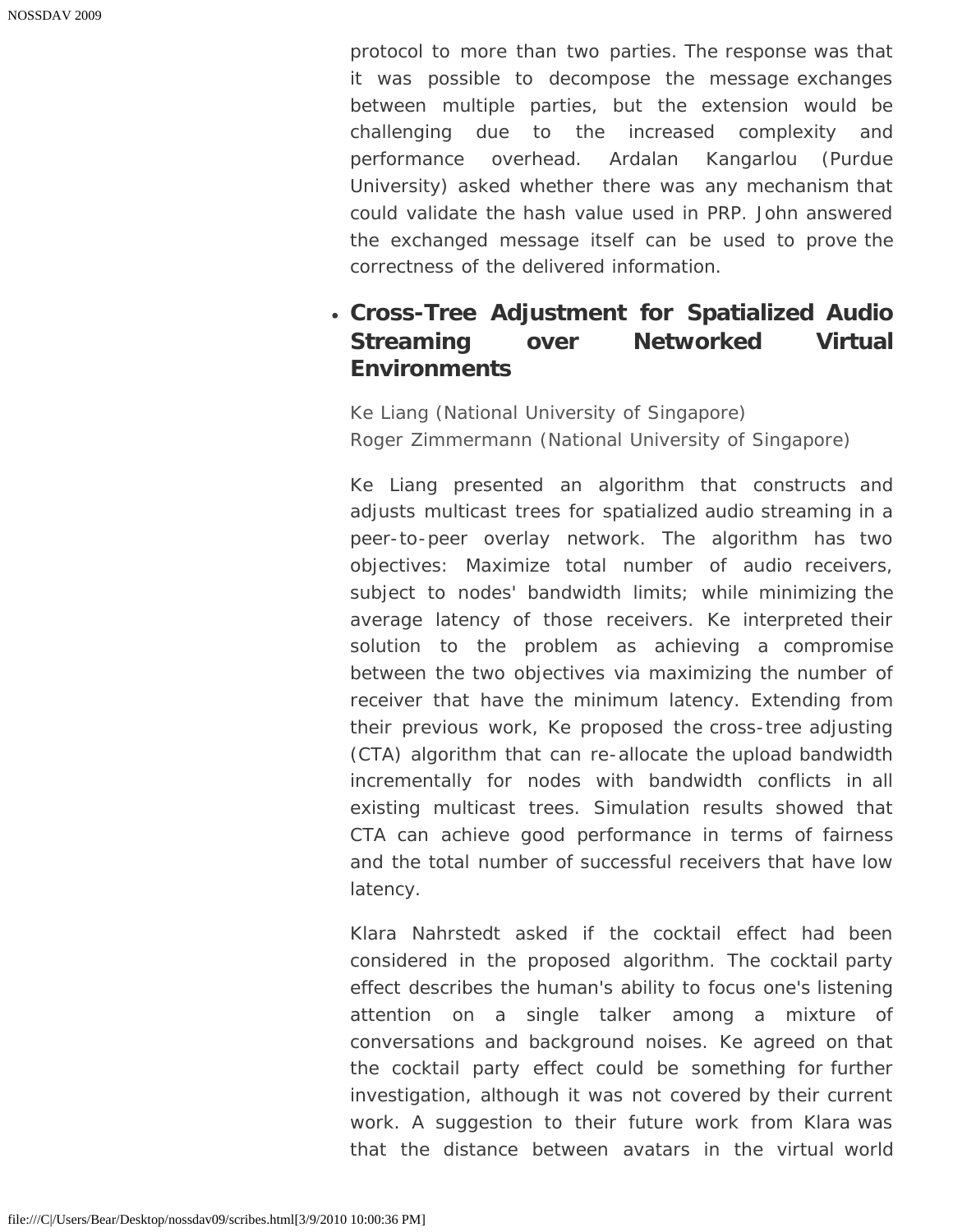protocol to more than two parties. The response was that it was possible to decompose the message exchanges between multiple parties, but the extension would be challenging due to the increased complexity and performance overhead. Ardalan Kangarlou (Purdue University) asked whether there was any mechanism that could validate the hash value used in PRP. John answered the exchanged message itself can be used to prove the correctness of the delivered information.

- **Cross-Tree Adjustment for Spatialized Audio Streaming over Networked Virtual Environments**

  Ke Liang (National University of Singapore)
  Roger Zimmermann (National University of Singapore)

  Ke Liang presented an algorithm that constructs and adjusts multicast trees for spatialized audio streaming in a peer-to-peer overlay network. The algorithm has two objectives: Maximize total number of audio receivers, subject to nodes' bandwidth limits; while minimizing the average latency of those receivers. Ke interpreted their solution to the problem as achieving a compromise between the two objectives via maximizing the number of receiver that have the minimum latency. Extending from their previous work, Ke proposed the cross-tree adjusting (CTA) algorithm that can re-allocate the upload bandwidth incrementally for nodes with bandwidth conflicts in all existing multicast trees. Simulation results showed that CTA can achieve good performance in terms of fairness and the total number of successful receivers that have low latency.

  Klara Nahrstedt asked if the cocktail effect had been considered in the proposed algorithm. The cocktail party effect describes the human's ability to focus one's listening attention on a single talker among a mixture of conversations and background noises. Ke agreed on that the cocktail party effect could be something for further investigation, although it was not covered by their current work. A suggestion to their future work from Klara was that the distance between avatars in the virtual world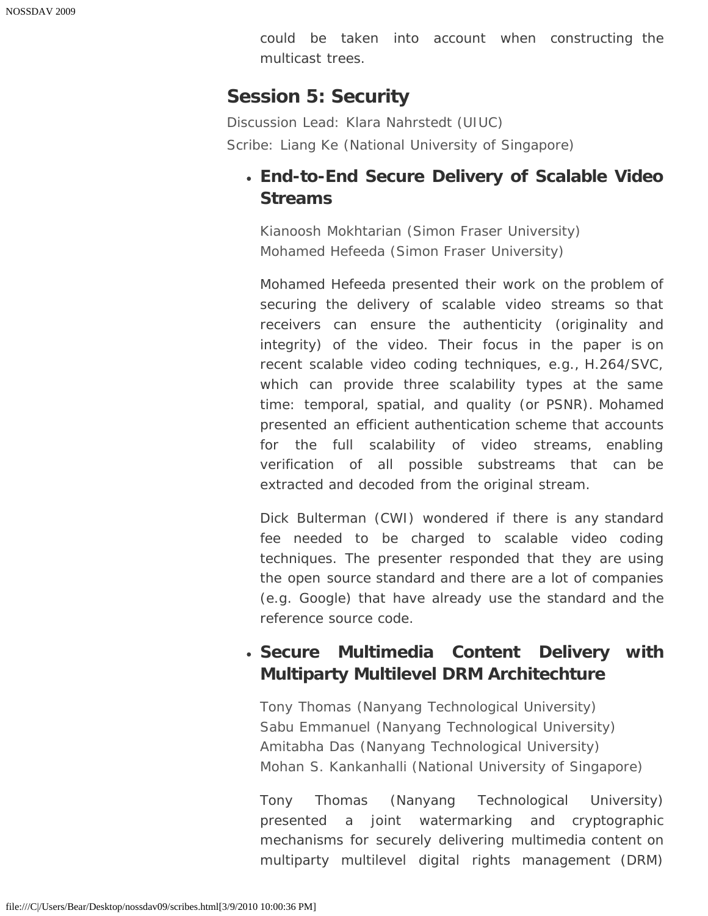could be taken into account when constructing the multicast trees.

## Session 5: Security

Discussion Lead: Klara Nahrstedt (UIUC)

Scribe: Liang Ke (National University of Singapore)

- ### End-to-End Secure Delivery of Scalable Video Streams

  Kianoosh Mokhtarian (Simon Fraser University)
  Mohamed Hefeeda (Simon Fraser University)

  Mohamed Hefeeda presented their work on the problem of securing the delivery of scalable video streams so that receivers can ensure the authenticity (originality and integrity) of the video. Their focus in the paper is on recent scalable video coding techniques, e.g., H.264/SVC, which can provide three scalability types at the same time: temporal, spatial, and quality (or PSNR). Mohamed presented an efficient authentication scheme that accounts for the full scalability of video streams, enabling verification of all possible substreams that can be extracted and decoded from the original stream.

  Dick Bulterman (CWI) wondered if there is any standard fee needed to be charged to scalable video coding techniques. The presenter responded that they are using the open source standard and there are a lot of companies (e.g. Google) that have already use the standard and the reference source code.

- ### Secure Multimedia Content Delivery with Multiparty Multilevel DRM Architechture

  Tony Thomas (Nanyang Technological University)
  Sabu Emmanuel (Nanyang Technological University)
  Amitabha Das (Nanyang Technological University)
  Mohan S. Kankanhalli (National University of Singapore)

  Tony Thomas (Nanyang Technological University) presented a joint watermarking and cryptographic mechanisms for securely delivering multimedia content on multiparty multilevel digital rights management (DRM)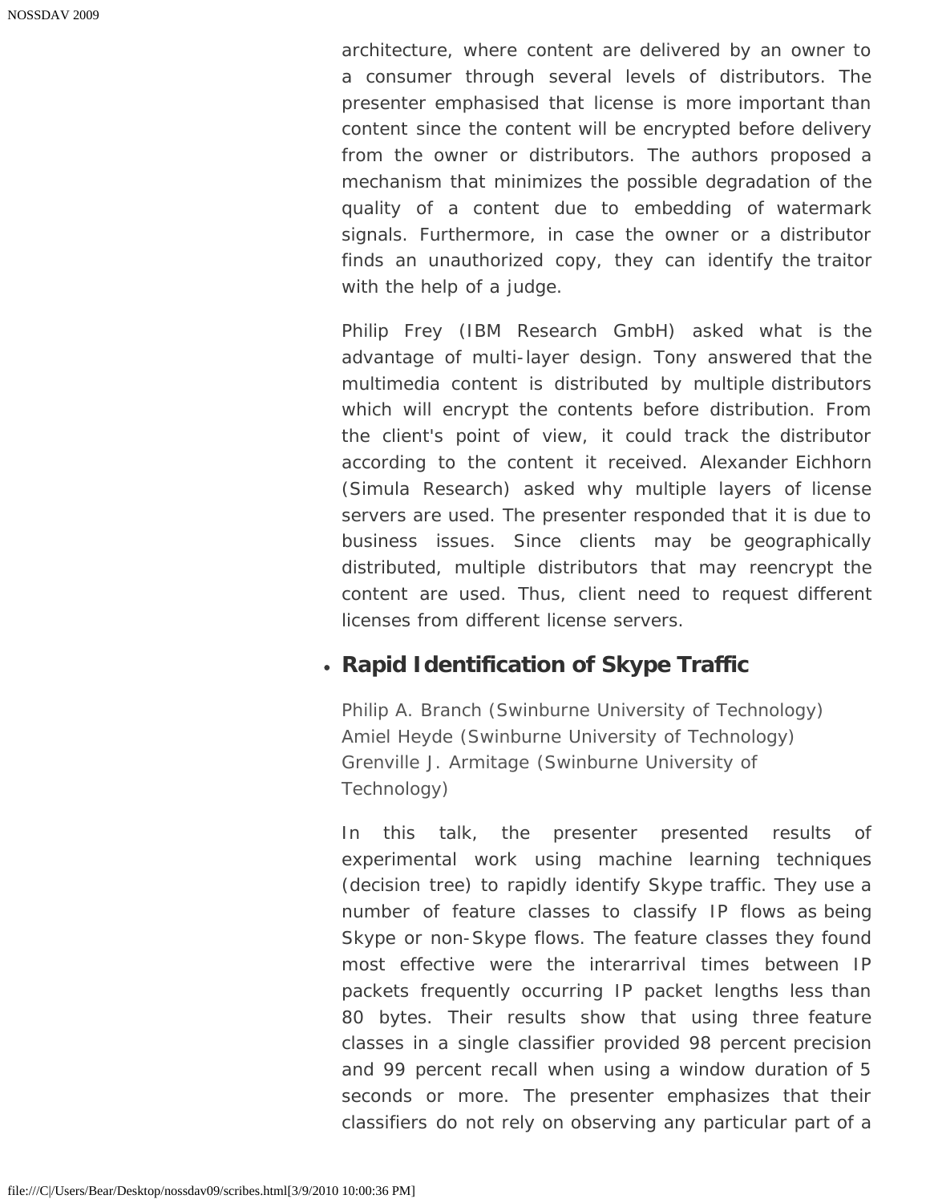architecture, where content are delivered by an owner to a consumer through several levels of distributors. The presenter emphasised that license is more important than content since the content will be encrypted before delivery from the owner or distributors. The authors proposed a mechanism that minimizes the possible degradation of the quality of a content due to embedding of watermark signals. Furthermore, in case the owner or a distributor finds an unauthorized copy, they can identify the traitor with the help of a judge.

Philip Frey (IBM Research GmbH) asked what is the advantage of multi-layer design. Tony answered that the multimedia content is distributed by multiple distributors which will encrypt the contents before distribution. From the client's point of view, it could track the distributor according to the content it received. Alexander Eichhorn (Simula Research) asked why multiple layers of license servers are used. The presenter responded that it is due to business issues. Since clients may be geographically distributed, multiple distributors that may reencrypt the content are used. Thus, client need to request different licenses from different license servers.

- **Rapid Identification of Skype Traffic**

  Philip A. Branch (Swinburne University of Technology)
  Amiel Heyde (Swinburne University of Technology)
  Grenville J. Armitage (Swinburne University of Technology)

  In this talk, the presenter presented results of experimental work using machine learning techniques (decision tree) to rapidly identify Skype traffic. They use a number of feature classes to classify IP flows as being Skype or non-Skype flows. The feature classes they found most effective were the interarrival times between IP packets frequently occurring IP packet lengths less than 80 bytes. Their results show that using three feature classes in a single classifier provided 98 percent precision and 99 percent recall when using a window duration of 5 seconds or more. The presenter emphasizes that their classifiers do not rely on observing any particular part of a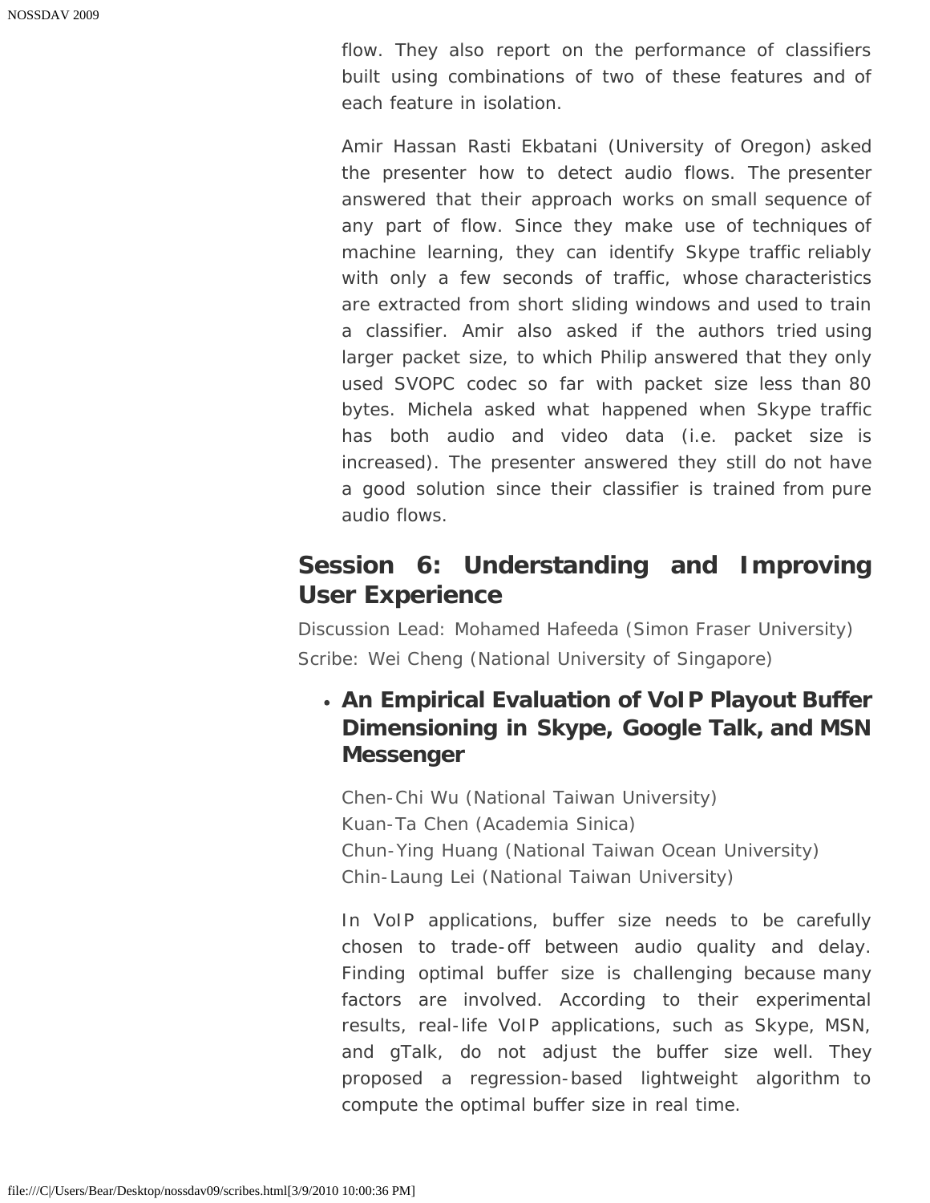flow. They also report on the performance of classifiers built using combinations of two of these features and of each feature in isolation.

Amir Hassan Rasti Ekbatani (University of Oregon) asked the presenter how to detect audio flows. The presenter answered that their approach works on small sequence of any part of flow. Since they make use of techniques of machine learning, they can identify Skype traffic reliably with only a few seconds of traffic, whose characteristics are extracted from short sliding windows and used to train a classifier. Amir also asked if the authors tried using larger packet size, to which Philip answered that they only used SVOPC codec so far with packet size less than 80 bytes. Michela asked what happened when Skype traffic has both audio and video data (i.e. packet size is increased). The presenter answered they still do not have a good solution since their classifier is trained from pure audio flows.

## Session 6: Understanding and Improving User Experience

Discussion Lead: Mohamed Hafeeda (Simon Fraser University)
Scribe: Wei Cheng (National University of Singapore)

- **An Empirical Evaluation of VoIP Playout Buffer Dimensioning in Skype, Google Talk, and MSN Messenger**

  Chen-Chi Wu (National Taiwan University)
  Kuan-Ta Chen (Academia Sinica)
  Chun-Ying Huang (National Taiwan Ocean University)
  Chin-Laung Lei (National Taiwan University)

  In VoIP applications, buffer size needs to be carefully chosen to trade-off between audio quality and delay. Finding optimal buffer size is challenging because many factors are involved. According to their experimental results, real-life VoIP applications, such as Skype, MSN, and gTalk, do not adjust the buffer size well. They proposed a regression-based lightweight algorithm to compute the optimal buffer size in real time.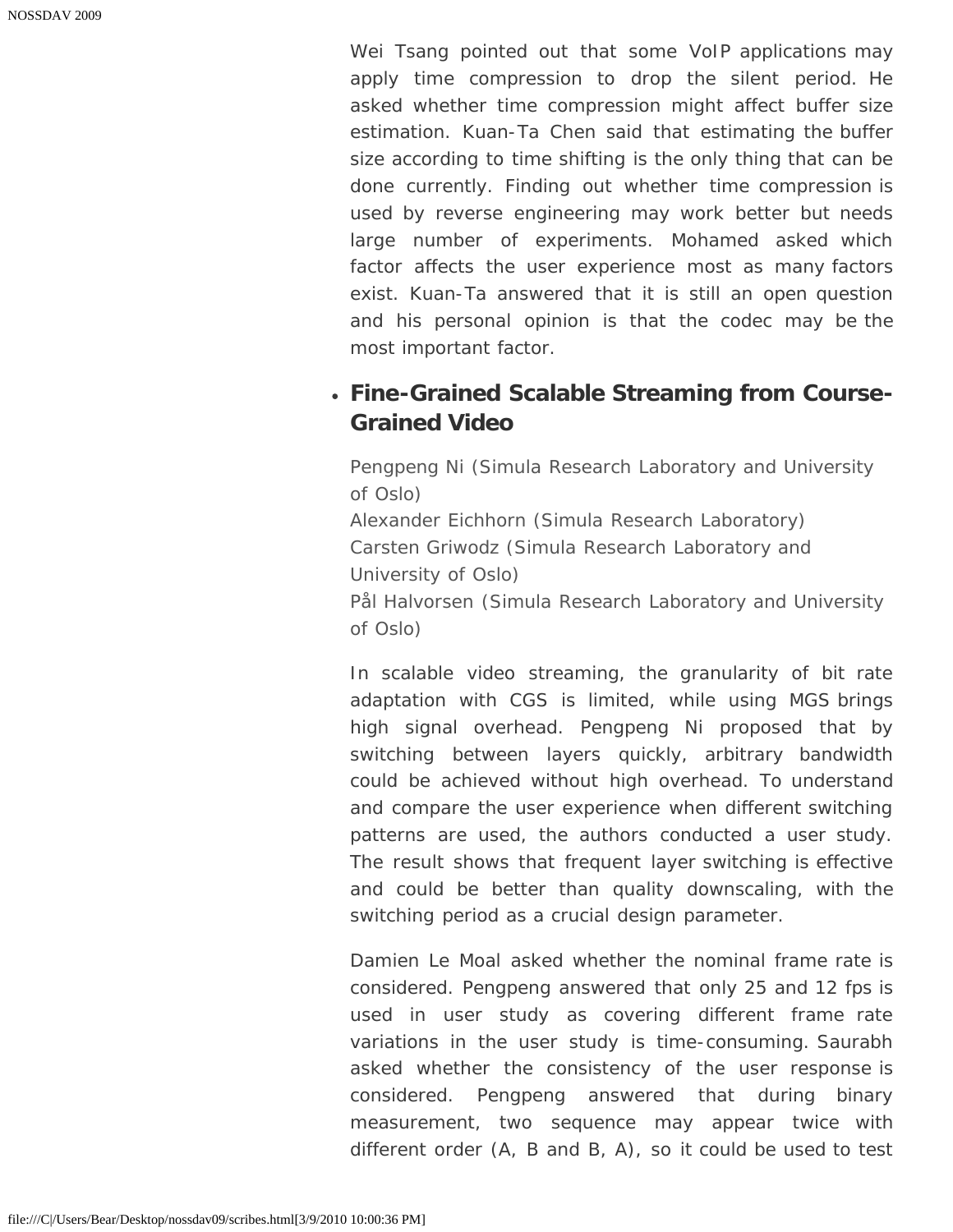Wei Tsang pointed out that some VoIP applications may apply time compression to drop the silent period. He asked whether time compression might affect buffer size estimation. Kuan-Ta Chen said that estimating the buffer size according to time shifting is the only thing that can be done currently. Finding out whether time compression is used by reverse engineering may work better but needs large number of experiments. Mohamed asked which factor affects the user experience most as many factors exist. Kuan-Ta answered that it is still an open question and his personal opinion is that the codec may be the most important factor.

- **Fine-Grained Scalable Streaming from Course-Grained Video**

  Pengpeng Ni (Simula Research Laboratory and University of Oslo)
  Alexander Eichhorn (Simula Research Laboratory)
  Carsten Griwodz (Simula Research Laboratory and University of Oslo)
  Pål Halvorsen (Simula Research Laboratory and University of Oslo)

  In scalable video streaming, the granularity of bit rate adaptation with CGS is limited, while using MGS brings high signal overhead. Pengpeng Ni proposed that by switching between layers quickly, arbitrary bandwidth could be achieved without high overhead. To understand and compare the user experience when different switching patterns are used, the authors conducted a user study. The result shows that frequent layer switching is effective and could be better than quality downscaling, with the switching period as a crucial design parameter.

  Damien Le Moal asked whether the nominal frame rate is considered. Pengpeng answered that only 25 and 12 fps is used in user study as covering different frame rate variations in the user study is time-consuming. Saurabh asked whether the consistency of the user response is considered. Pengpeng answered that during binary measurement, two sequence may appear twice with different order (A, B and B, A), so it could be used to test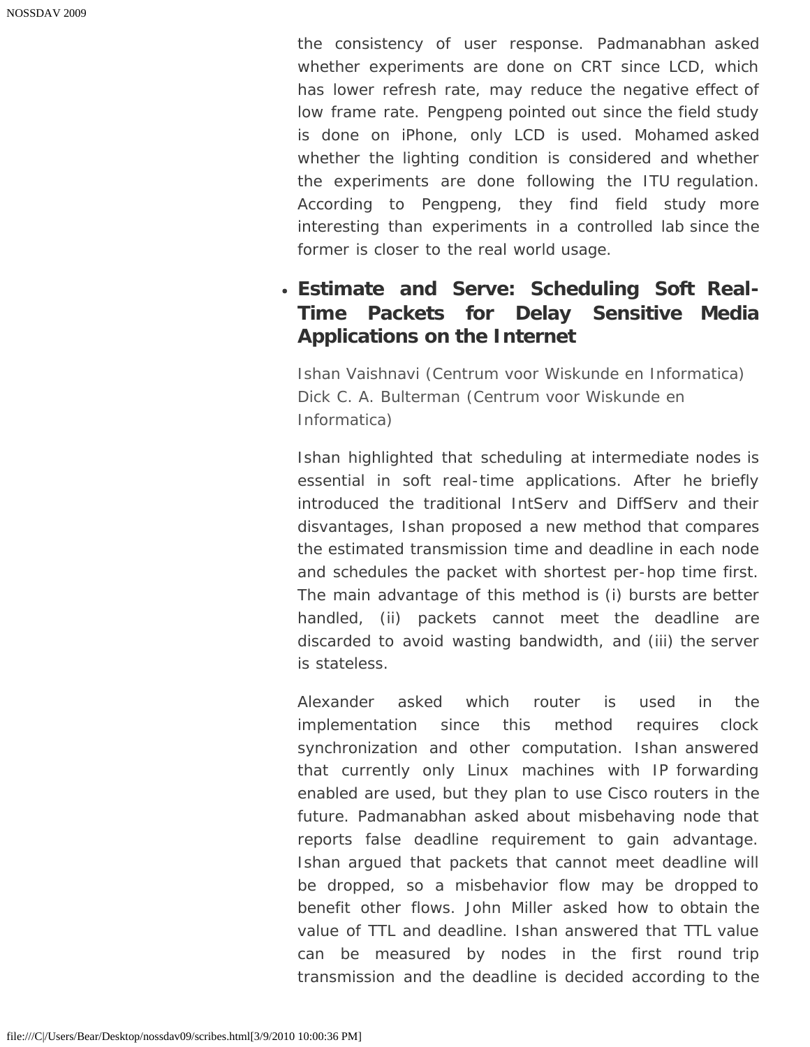the consistency of user response. Padmanabhan asked whether experiments are done on CRT since LCD, which has lower refresh rate, may reduce the negative effect of low frame rate. Pengpeng pointed out since the field study is done on iPhone, only LCD is used. Mohamed asked whether the lighting condition is considered and whether the experiments are done following the ITU regulation. According to Pengpeng, they find field study more interesting than experiments in a controlled lab since the former is closer to the real world usage.

- **Estimate and Serve: Scheduling Soft Real-Time Packets for Delay Sensitive Media Applications on the Internet**

  Ishan Vaishnavi (Centrum voor Wiskunde en Informatica)
  Dick C. A. Bulterman (Centrum voor Wiskunde en Informatica)

  Ishan highlighted that scheduling at intermediate nodes is essential in soft real-time applications. After he briefly introduced the traditional IntServ and DiffServ and their disvantages, Ishan proposed a new method that compares the estimated transmission time and deadline in each node and schedules the packet with shortest per-hop time first. The main advantage of this method is (i) bursts are better handled, (ii) packets cannot meet the deadline are discarded to avoid wasting bandwidth, and (iii) the server is stateless.

  Alexander asked which router is used in the implementation since this method requires clock synchronization and other computation. Ishan answered that currently only Linux machines with IP forwarding enabled are used, but they plan to use Cisco routers in the future. Padmanabhan asked about misbehaving node that reports false deadline requirement to gain advantage. Ishan argued that packets that cannot meet deadline will be dropped, so a misbehavior flow may be dropped to benefit other flows. John Miller asked how to obtain the value of TTL and deadline. Ishan answered that TTL value can be measured by nodes in the first round trip transmission and the deadline is decided according to the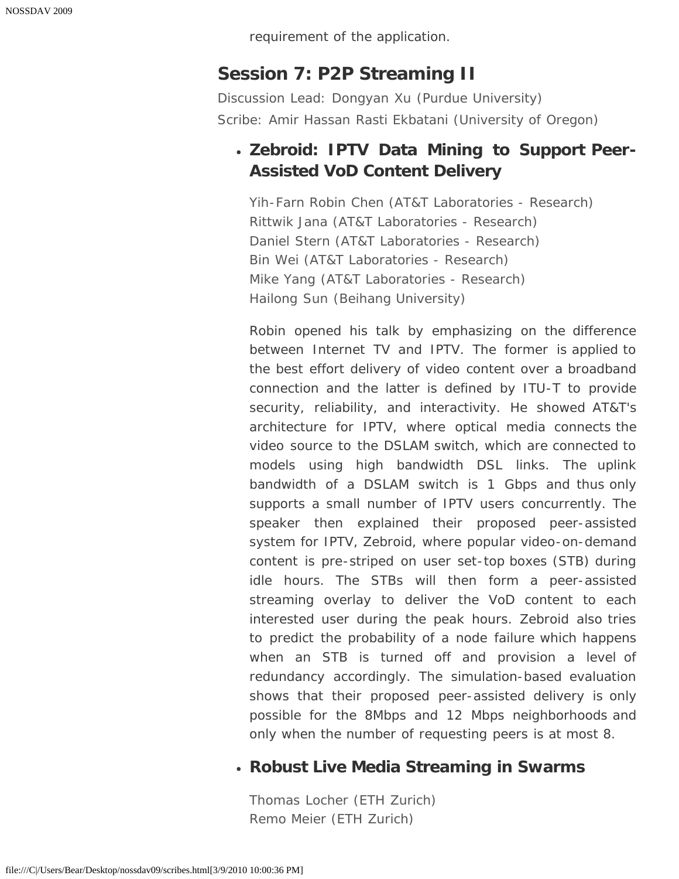requirement of the application.

## Session 7: P2P Streaming II

Discussion Lead: Dongyan Xu (Purdue University)

Scribe: Amir Hassan Rasti Ekbatani (University of Oregon)

- ### Zebroid: IPTV Data Mining to Support Peer-Assisted VoD Content Delivery

  Yih-Farn Robin Chen (AT&T Laboratories - Research)
  Rittwik Jana (AT&T Laboratories - Research)
  Daniel Stern (AT&T Laboratories - Research)
  Bin Wei (AT&T Laboratories - Research)
  Mike Yang (AT&T Laboratories - Research)
  Hailong Sun (Beihang University)

  Robin opened his talk by emphasizing on the difference between Internet TV and IPTV. The former is applied to the best effort delivery of video content over a broadband connection and the latter is defined by ITU-T to provide security, reliability, and interactivity. He showed AT&T's architecture for IPTV, where optical media connects the video source to the DSLAM switch, which are connected to models using high bandwidth DSL links. The uplink bandwidth of a DSLAM switch is 1 Gbps and thus only supports a small number of IPTV users concurrently. The speaker then explained their proposed peer-assisted system for IPTV, Zebroid, where popular video-on-demand content is pre-striped on user set-top boxes (STB) during idle hours. The STBs will then form a peer-assisted streaming overlay to deliver the VoD content to each interested user during the peak hours. Zebroid also tries to predict the probability of a node failure which happens when an STB is turned off and provision a level of redundancy accordingly. The simulation-based evaluation shows that their proposed peer-assisted delivery is only possible for the 8Mbps and 12 Mbps neighborhoods and only when the number of requesting peers is at most 8.

- ### Robust Live Media Streaming in Swarms

  Thomas Locher (ETH Zurich)
  Remo Meier (ETH Zurich)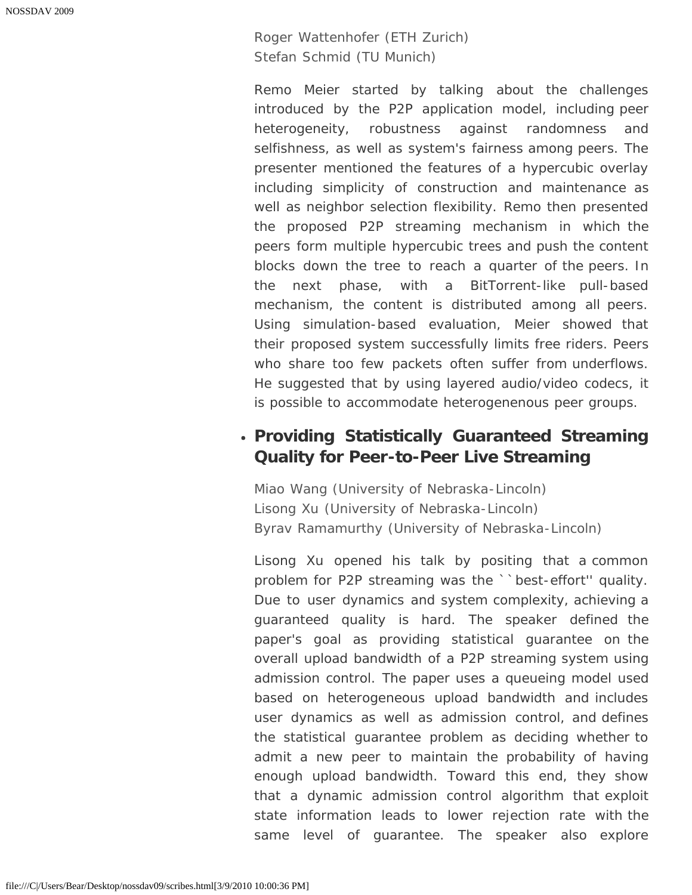Roger Wattenhofer (ETH Zurich)
Stefan Schmid (TU Munich)

Remo Meier started by talking about the challenges introduced by the P2P application model, including peer heterogeneity, robustness against randomness and selfishness, as well as system's fairness among peers. The presenter mentioned the features of a hypercubic overlay including simplicity of construction and maintenance as well as neighbor selection flexibility. Remo then presented the proposed P2P streaming mechanism in which the peers form multiple hypercubic trees and push the content blocks down the tree to reach a quarter of the peers. In the next phase, with a BitTorrent-like pull-based mechanism, the content is distributed among all peers. Using simulation-based evaluation, Meier showed that their proposed system successfully limits free riders. Peers who share too few packets often suffer from underflows. He suggested that by using layered audio/video codecs, it is possible to accommodate heterogenenous peer groups.

- **Providing Statistically Guaranteed Streaming Quality for Peer-to-Peer Live Streaming**

  Miao Wang (University of Nebraska-Lincoln)
  Lisong Xu (University of Nebraska-Lincoln)
  Byrav Ramamurthy (University of Nebraska-Lincoln)

  Lisong Xu opened his talk by positing that a common problem for P2P streaming was the ``best-effort'' quality. Due to user dynamics and system complexity, achieving a guaranteed quality is hard. The speaker defined the paper's goal as providing statistical guarantee on the overall upload bandwidth of a P2P streaming system using admission control. The paper uses a queueing model used based on heterogeneous upload bandwidth and includes user dynamics as well as admission control, and defines the statistical guarantee problem as deciding whether to admit a new peer to maintain the probability of having enough upload bandwidth. Toward this end, they show that a dynamic admission control algorithm that exploit state information leads to lower rejection rate with the same level of guarantee. The speaker also explore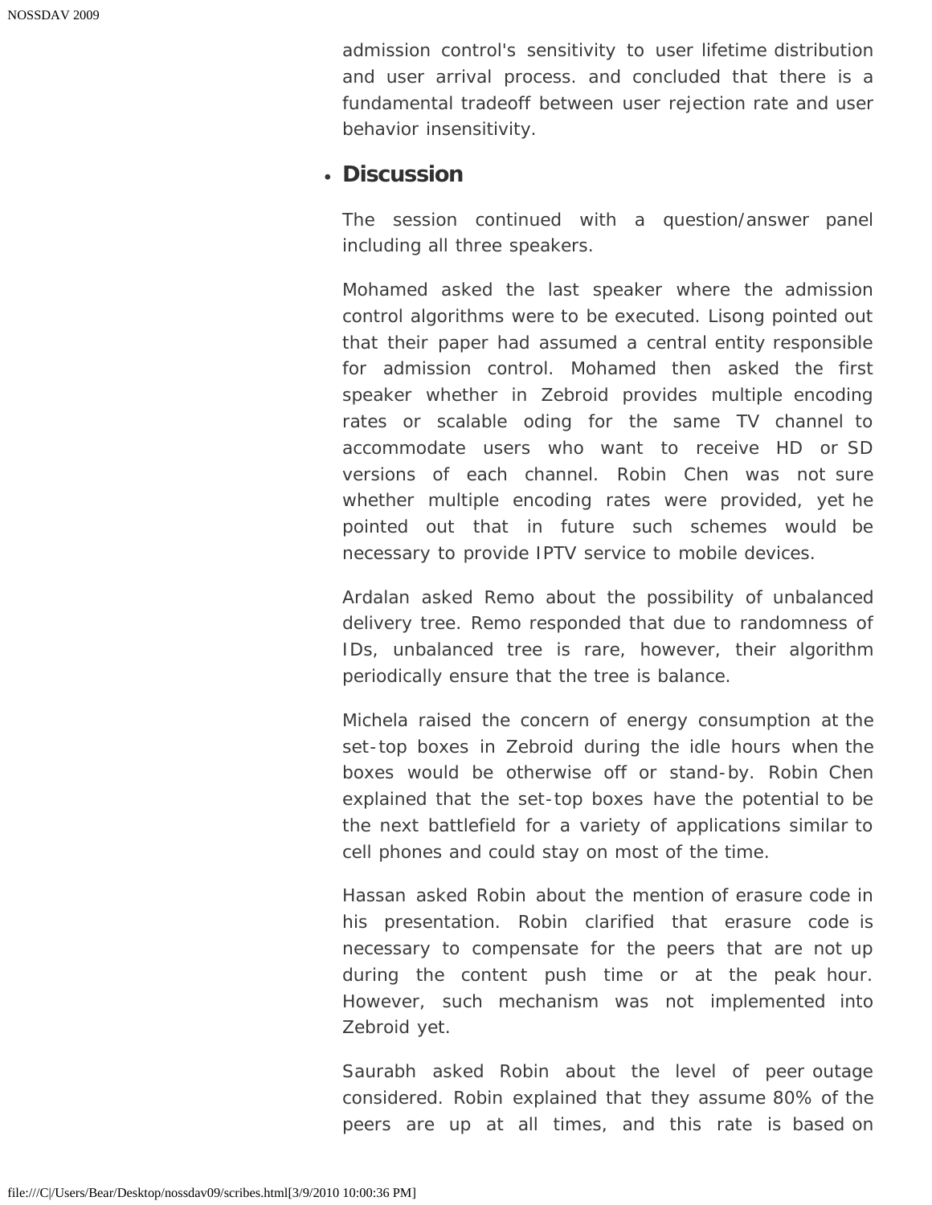admission control's sensitivity to user lifetime distribution and user arrival process. and concluded that there is a fundamental tradeoff between user rejection rate and user behavior insensitivity.

- **Discussion**

The session continued with a question/answer panel including all three speakers.

Mohamed asked the last speaker where the admission control algorithms were to be executed. Lisong pointed out that their paper had assumed a central entity responsible for admission control. Mohamed then asked the first speaker whether in Zebroid provides multiple encoding rates or scalable oding for the same TV channel to accommodate users who want to receive HD or SD versions of each channel. Robin Chen was not sure whether multiple encoding rates were provided, yet he pointed out that in future such schemes would be necessary to provide IPTV service to mobile devices.

Ardalan asked Remo about the possibility of unbalanced delivery tree. Remo responded that due to randomness of IDs, unbalanced tree is rare, however, their algorithm periodically ensure that the tree is balance.

Michela raised the concern of energy consumption at the set-top boxes in Zebroid during the idle hours when the boxes would be otherwise off or stand-by. Robin Chen explained that the set-top boxes have the potential to be the next battlefield for a variety of applications similar to cell phones and could stay on most of the time.

Hassan asked Robin about the mention of erasure code in his presentation. Robin clarified that erasure code is necessary to compensate for the peers that are not up during the content push time or at the peak hour. However, such mechanism was not implemented into Zebroid yet.

Saurabh asked Robin about the level of peer outage considered. Robin explained that they assume 80% of the peers are up at all times, and this rate is based on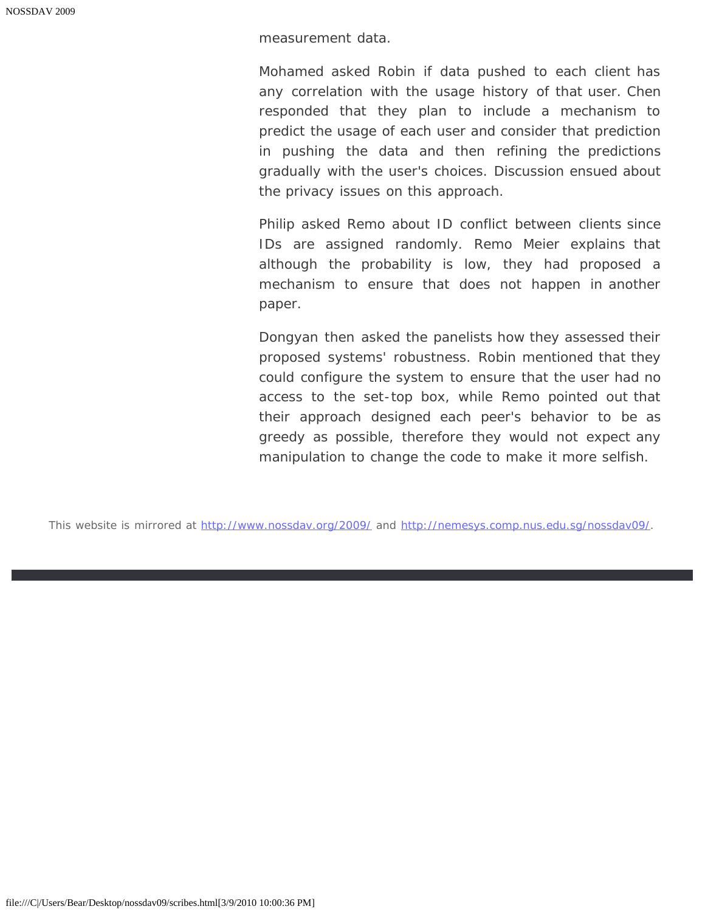measurement data.

Mohamed asked Robin if data pushed to each client has any correlation with the usage history of that user. Chen responded that they plan to include a mechanism to predict the usage of each user and consider that prediction in pushing the data and then refining the predictions gradually with the user's choices. Discussion ensued about the privacy issues on this approach.

Philip asked Remo about ID conflict between clients since IDs are assigned randomly. Remo Meier explains that although the probability is low, they had proposed a mechanism to ensure that does not happen in another paper.

Dongyan then asked the panelists how they assessed their proposed systems' robustness. Robin mentioned that they could configure the system to ensure that the user had no access to the set-top box, while Remo pointed out that their approach designed each peer's behavior to be as greedy as possible, therefore they would not expect any manipulation to change the code to make it more selfish.

This website is mirrored at http://www.nossdav.org/2009/ and http://nemesys.comp.nus.edu.sg/nossdav09/.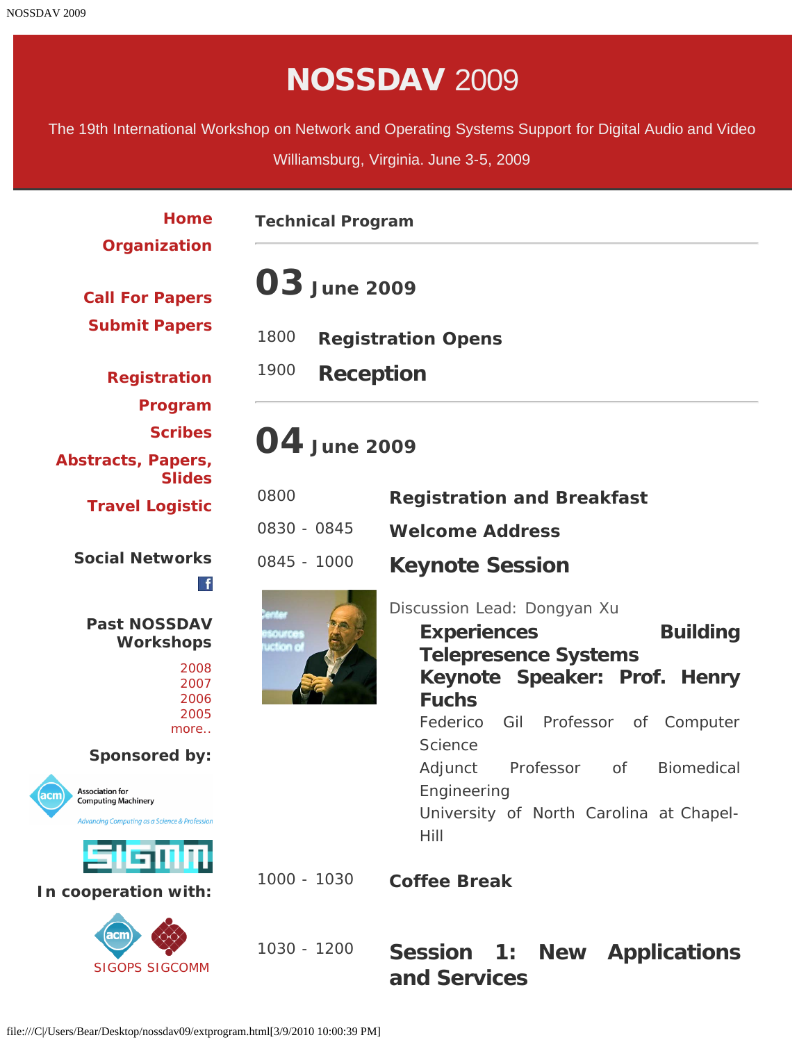# NOSSDAV 2009

The 19th International Workshop on Network and Operating Systems Support for Digital Audio and Video

Williamsburg, Virginia. June 3-5, 2009

**Home**
**Organization**

**Call For Papers**
**Submit Papers**

**Registration**
**Program**
**Scribes**
**Abstracts, Papers, Slides**
**Travel Logistic**

**Social Networks**

**Past NOSSDAV Workshops**

2008
2007
2006
2005
more..

**Sponsored by:**

**In cooperation with:**

SIGOPS SIGCOMM

## Technical Program

## 03 June 2009

| | |
|---|---|
| 1800 | **Registration Opens** |
| 1900 | **Reception** |

## 04 June 2009

| | |
|---|---|
| 0800 | **Registration and Breakfast** |
| 0830 - 0845 | **Welcome Address** |
| 0845 - 1000 | **Keynote Session** |

Discussion Lead: Dongyan Xu

**Experiences Building Telepresence Systems**
**Keynote Speaker: Prof. Henry Fuchs**
Federico Gil Professor of Computer Science
Adjunct Professor of Biomedical Engineering
University of North Carolina at Chapel-Hill

| | |
|---|---|
| 1000 - 1030 | **Coffee Break** |
| 1030 - 1200 | **Session 1: New Applications and Services** |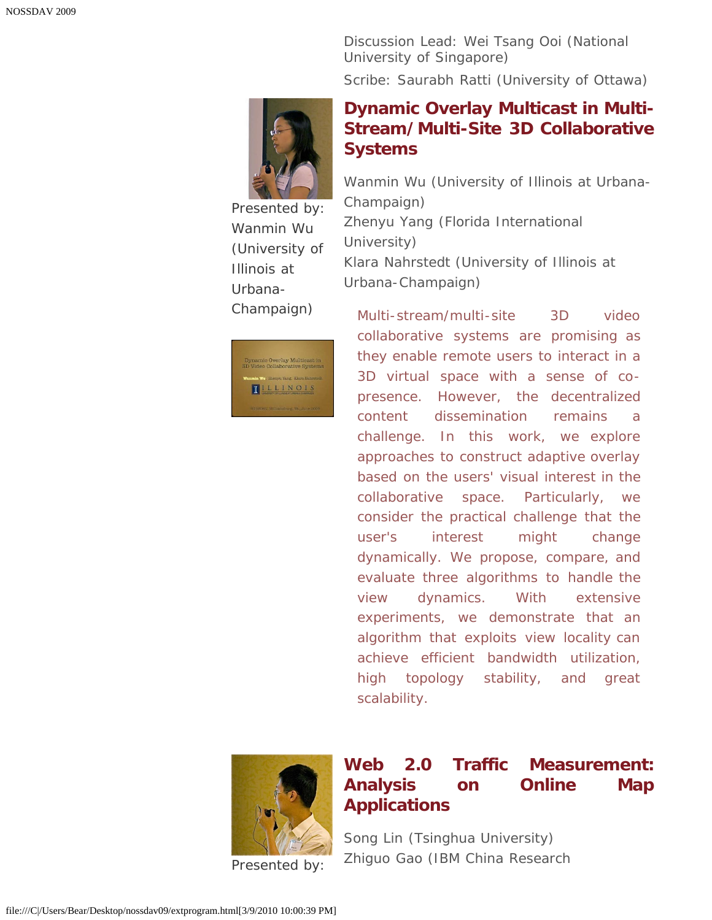Discussion Lead: Wei Tsang Ooi (National University of Singapore)

Scribe: Saurabh Ratti (University of Ottawa)

## Dynamic Overlay Multicast in Multi-Stream/Multi-Site 3D Collaborative Systems

Presented by: Wanmin Wu (University of Illinois at Urbana-Champaign)

Wanmin Wu (University of Illinois at Urbana-Champaign)
Zhenyu Yang (Florida International University)
Klara Nahrstedt (University of Illinois at Urbana-Champaign)

Multi-stream/multi-site 3D video collaborative systems are promising as they enable remote users to interact in a 3D virtual space with a sense of co-presence. However, the decentralized content dissemination remains a challenge. In this work, we explore approaches to construct adaptive overlay based on the users' visual interest in the collaborative space. Particularly, we consider the practical challenge that the user's interest might change dynamically. We propose, compare, and evaluate three algorithms to handle the view dynamics. With extensive experiments, we demonstrate that an algorithm that exploits view locality can achieve efficient bandwidth utilization, high topology stability, and great scalability.

## Web 2.0 Traffic Measurement: Analysis on Online Map Applications

Presented by:

Song Lin (Tsinghua University)
Zhiguo Gao (IBM China Research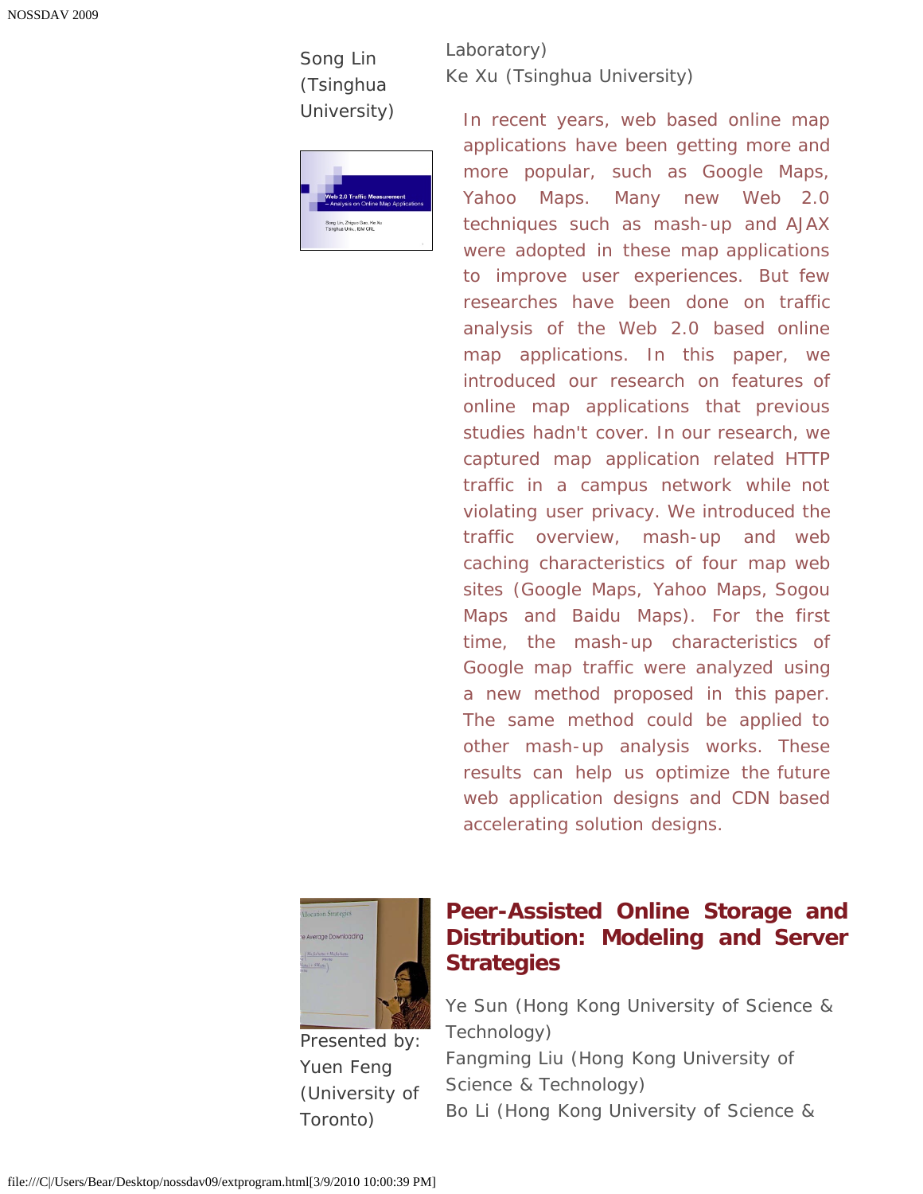Song Lin (Tsinghua University)

Laboratory)
Ke Xu (Tsinghua University)

In recent years, web based online map applications have been getting more and more popular, such as Google Maps, Yahoo Maps. Many new Web 2.0 techniques such as mash-up and AJAX were adopted in these map applications to improve user experiences. But few researches have been done on traffic analysis of the Web 2.0 based online map applications. In this paper, we introduced our research on features of online map applications that previous studies hadn't cover. In our research, we captured map application related HTTP traffic in a campus network while not violating user privacy. We introduced the traffic overview, mash-up and web caching characteristics of four map web sites (Google Maps, Yahoo Maps, Sogou Maps and Baidu Maps). For the first time, the mash-up characteristics of Google map traffic were analyzed using a new method proposed in this paper. The same method could be applied to other mash-up analysis works. These results can help us optimize the future web application designs and CDN based accelerating solution designs.

## Peer-Assisted Online Storage and Distribution: Modeling and Server Strategies

Presented by: Yuen Feng (University of Toronto)

Ye Sun (Hong Kong University of Science & Technology)
Fangming Liu (Hong Kong University of Science & Technology)
Bo Li (Hong Kong University of Science &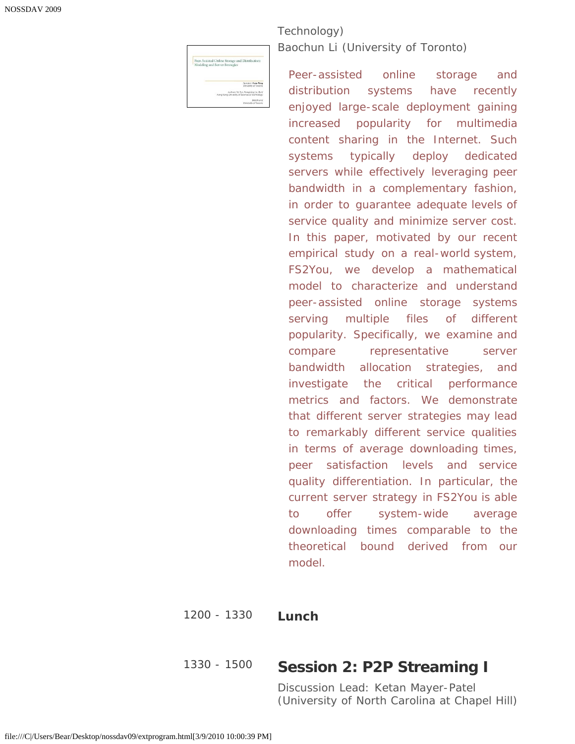Technology)
Baochun Li (University of Toronto)

Peer-assisted online storage and distribution systems have recently enjoyed large-scale deployment gaining increased popularity for multimedia content sharing in the Internet. Such systems typically deploy dedicated servers while effectively leveraging peer bandwidth in a complementary fashion, in order to guarantee adequate levels of service quality and minimize server cost. In this paper, motivated by our recent empirical study on a real-world system, FS2You, we develop a mathematical model to characterize and understand peer-assisted online storage systems serving multiple files of different popularity. Specifically, we examine and compare representative server bandwidth allocation strategies, and investigate the critical performance metrics and factors. We demonstrate that different server strategies may lead to remarkably different service qualities in terms of average downloading times, peer satisfaction levels and service quality differentiation. In particular, the current server strategy in FS2You is able to offer system-wide average downloading times comparable to the theoretical bound derived from our model.

1200 - 1330 **Lunch**

1330 - 1500

## Session 2: P2P Streaming I

Discussion Lead: Ketan Mayer-Patel (University of North Carolina at Chapel Hill)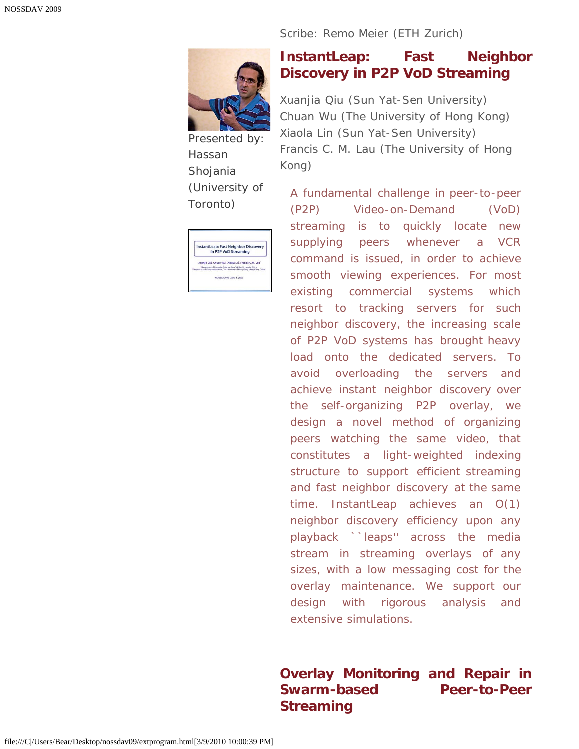Scribe: Remo Meier (ETH Zurich)

Presented by: Hassan Shojania (University of Toronto)

## InstantLeap: Fast Neighbor Discovery in P2P VoD Streaming

Xuanjia Qiu (Sun Yat-Sen University)
Chuan Wu (The University of Hong Kong)
Xiaola Lin (Sun Yat-Sen University)
Francis C. M. Lau (The University of Hong Kong)

A fundamental challenge in peer-to-peer (P2P) Video-on-Demand (VoD) streaming is to quickly locate new supplying peers whenever a VCR command is issued, in order to achieve smooth viewing experiences. For most existing commercial systems which resort to tracking servers for such neighbor discovery, the increasing scale of P2P VoD systems has brought heavy load onto the dedicated servers. To avoid overloading the servers and achieve instant neighbor discovery over the self-organizing P2P overlay, we design a novel method of organizing peers watching the same video, that constitutes a light-weighted indexing structure to support efficient streaming and fast neighbor discovery at the same time. InstantLeap achieves an O(1) neighbor discovery efficiency upon any playback ``leaps'' across the media stream in streaming overlays of any sizes, with a low messaging cost for the overlay maintenance. We support our design with rigorous analysis and extensive simulations.

## Overlay Monitoring and Repair in Swarm-based Peer-to-Peer Streaming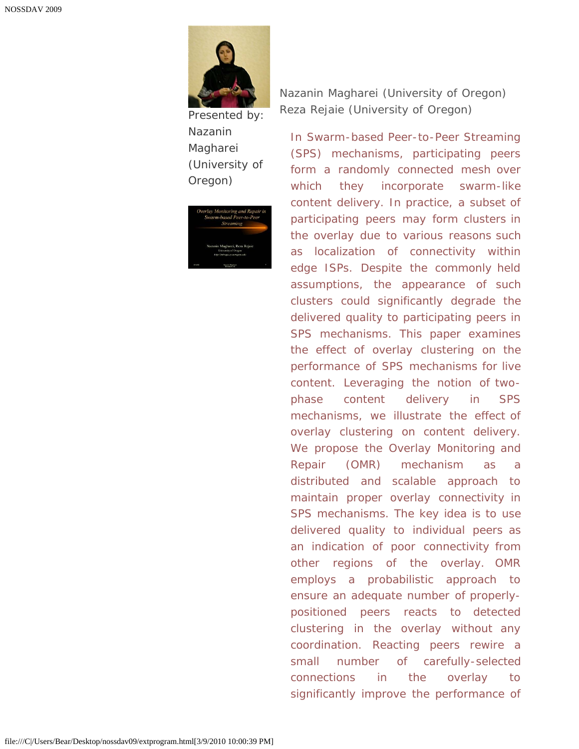Presented by: Nazanin Magharei (University of Oregon)

Nazanin Magharei (University of Oregon)
Reza Rejaie (University of Oregon)

In Swarm-based Peer-to-Peer Streaming (SPS) mechanisms, participating peers form a randomly connected mesh over which they incorporate swarm-like content delivery. In practice, a subset of participating peers may form clusters in the overlay due to various reasons such as localization of connectivity within edge ISPs. Despite the commonly held assumptions, the appearance of such clusters could significantly degrade the delivered quality to participating peers in SPS mechanisms. This paper examines the effect of overlay clustering on the performance of SPS mechanisms for live content. Leveraging the notion of two-phase content delivery in SPS mechanisms, we illustrate the effect of overlay clustering on content delivery. We propose the Overlay Monitoring and Repair (OMR) mechanism as a distributed and scalable approach to maintain proper overlay connectivity in SPS mechanisms. The key idea is to use delivered quality to individual peers as an indication of poor connectivity from other regions of the overlay. OMR employs a probabilistic approach to ensure an adequate number of properly-positioned peers reacts to detected clustering in the overlay without any coordination. Reacting peers rewire a small number of carefully-selected connections in the overlay to significantly improve the performance of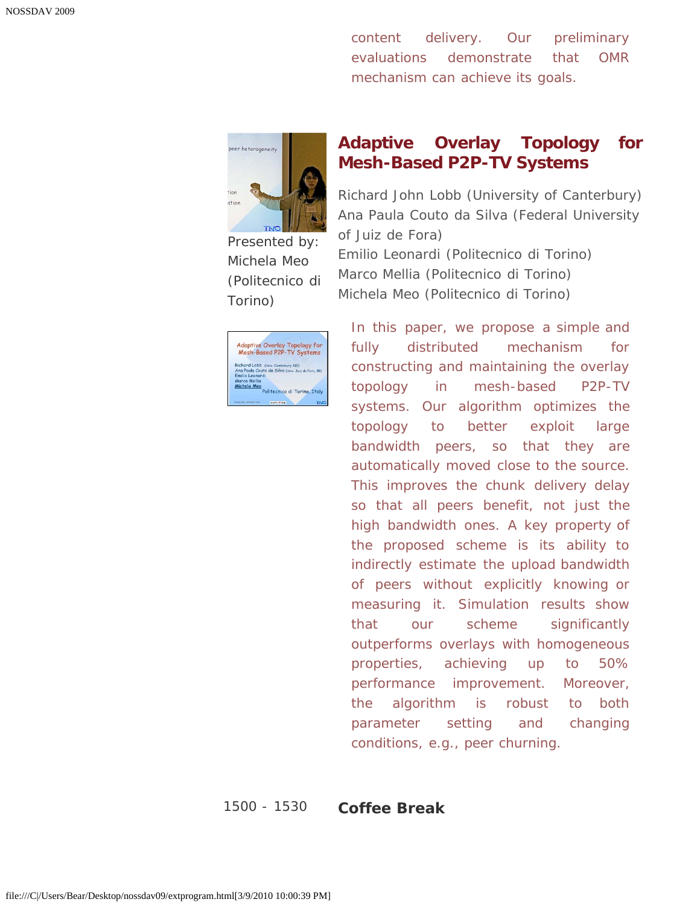content delivery. Our preliminary evaluations demonstrate that OMR mechanism can achieve its goals.

Presented by: Michela Meo (Politecnico di Torino)

## Adaptive Overlay Topology for Mesh-Based P2P-TV Systems

Richard John Lobb (University of Canterbury)
Ana Paula Couto da Silva (Federal University of Juiz de Fora)
Emilio Leonardi (Politecnico di Torino)
Marco Mellia (Politecnico di Torino)
Michela Meo (Politecnico di Torino)

In this paper, we propose a simple and fully distributed mechanism for constructing and maintaining the overlay topology in mesh-based P2P-TV systems. Our algorithm optimizes the topology to better exploit large bandwidth peers, so that they are automatically moved close to the source. This improves the chunk delivery delay so that all peers benefit, not just the high bandwidth ones. A key property of the proposed scheme is its ability to indirectly estimate the upload bandwidth of peers without explicitly knowing or measuring it. Simulation results show that our scheme significantly outperforms overlays with homogeneous properties, achieving up to 50% performance improvement. Moreover, the algorithm is robust to both parameter setting and changing conditions, e.g., peer churning.

1500 - 1530 **Coffee Break**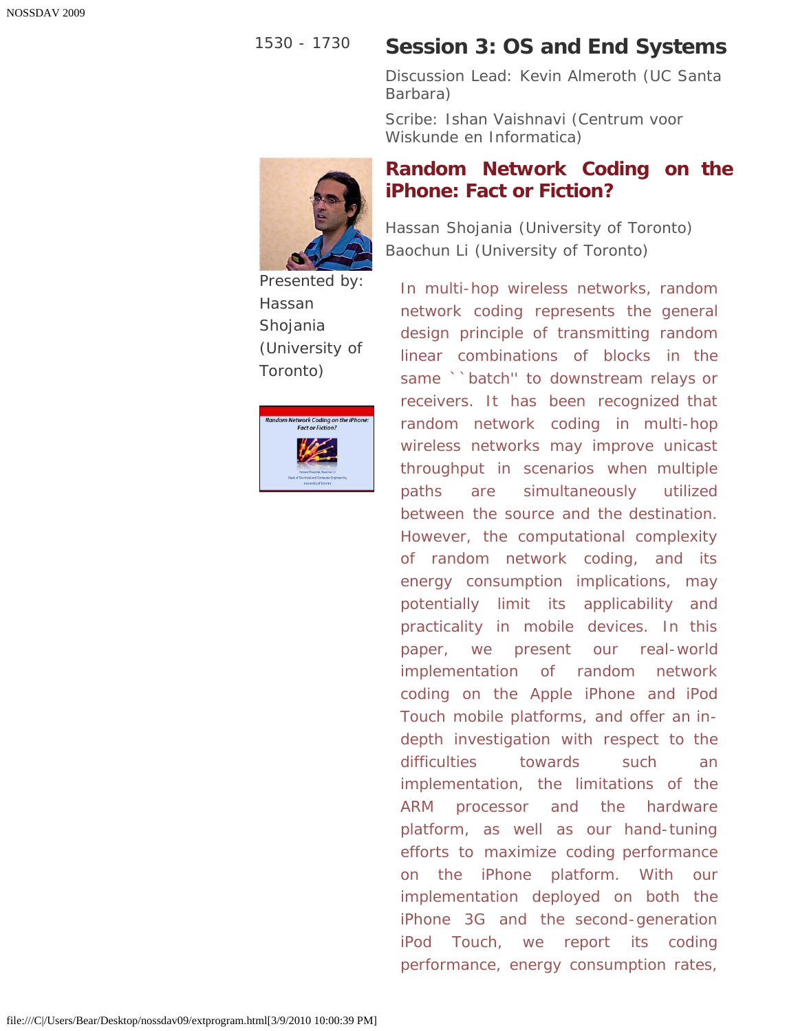1530 - 1730

## Session 3: OS and End Systems

Discussion Lead: Kevin Almeroth (UC Santa Barbara)

Scribe: Ishan Vaishnavi (Centrum voor Wiskunde en Informatica)

Presented by: Hassan Shojania (University of Toronto)

### Random Network Coding on the iPhone: Fact or Fiction?

Hassan Shojania (University of Toronto)
Baochun Li (University of Toronto)

In multi-hop wireless networks, random network coding represents the general design principle of transmitting random linear combinations of blocks in the same ``batch'' to downstream relays or receivers. It has been recognized that random network coding in multi-hop wireless networks may improve unicast throughput in scenarios when multiple paths are simultaneously utilized between the source and the destination. However, the computational complexity of random network coding, and its energy consumption implications, may potentially limit its applicability and practicality in mobile devices. In this paper, we present our real-world implementation of random network coding on the Apple iPhone and iPod Touch mobile platforms, and offer an in-depth investigation with respect to the difficulties towards such an implementation, the limitations of the ARM processor and the hardware platform, as well as our hand-tuning efforts to maximize coding performance on the iPhone platform. With our implementation deployed on both the iPhone 3G and the second-generation iPod Touch, we report its coding performance, energy consumption rates,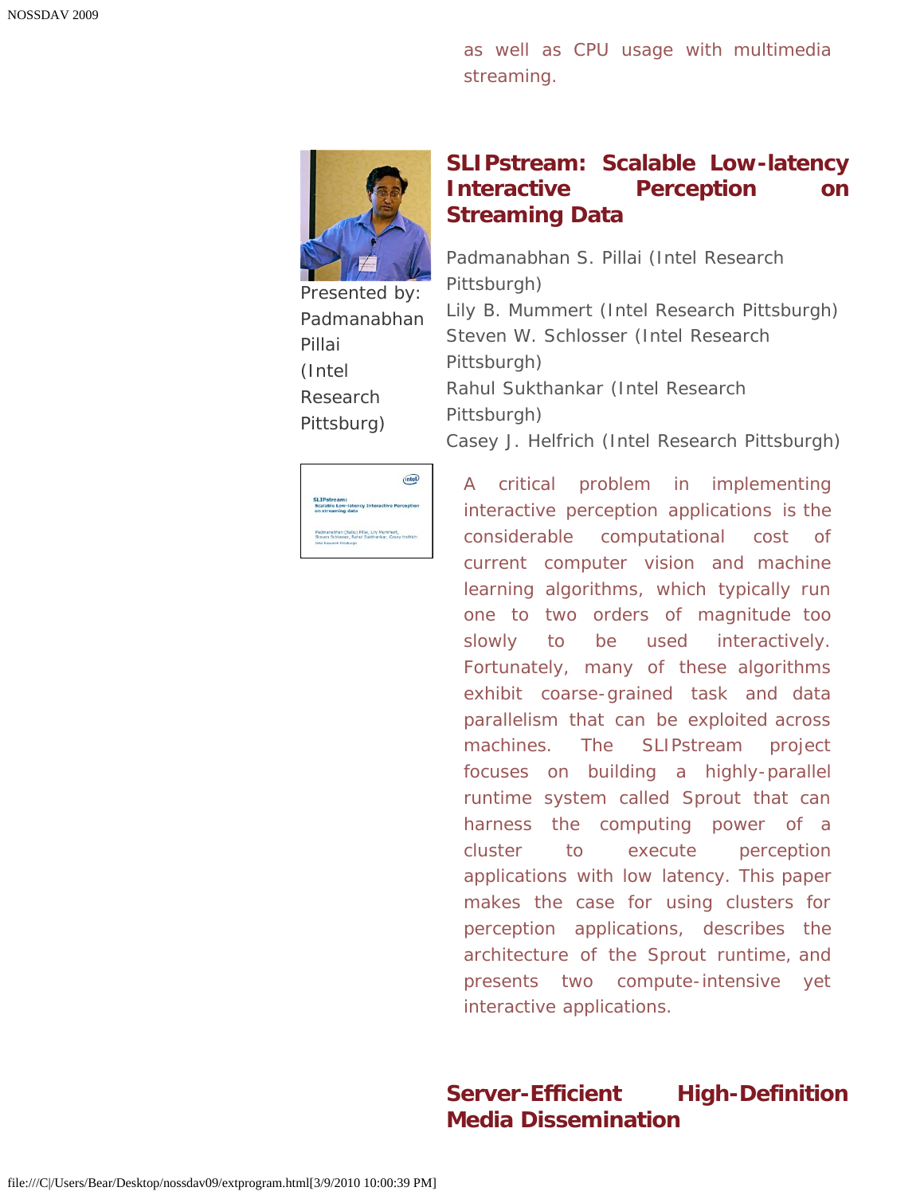as well as CPU usage with multimedia streaming.

## SLIPstream: Scalable Low-latency Interactive Perception on Streaming Data

Presented by: Padmanabhan Pillai (Intel Research Pittsburg)

Padmanabhan S. Pillai (Intel Research Pittsburgh)
Lily B. Mummert (Intel Research Pittsburgh)
Steven W. Schlosser (Intel Research Pittsburgh)
Rahul Sukthankar (Intel Research Pittsburgh)
Casey J. Helfrich (Intel Research Pittsburgh)

A critical problem in implementing interactive perception applications is the considerable computational cost of current computer vision and machine learning algorithms, which typically run one to two orders of magnitude too slowly to be used interactively. Fortunately, many of these algorithms exhibit coarse-grained task and data parallelism that can be exploited across machines. The SLIPstream project focuses on building a highly-parallel runtime system called Sprout that can harness the computing power of a cluster to execute perception applications with low latency. This paper makes the case for using clusters for perception applications, describes the architecture of the Sprout runtime, and presents two compute-intensive yet interactive applications.

## Server-Efficient High-Definition Media Dissemination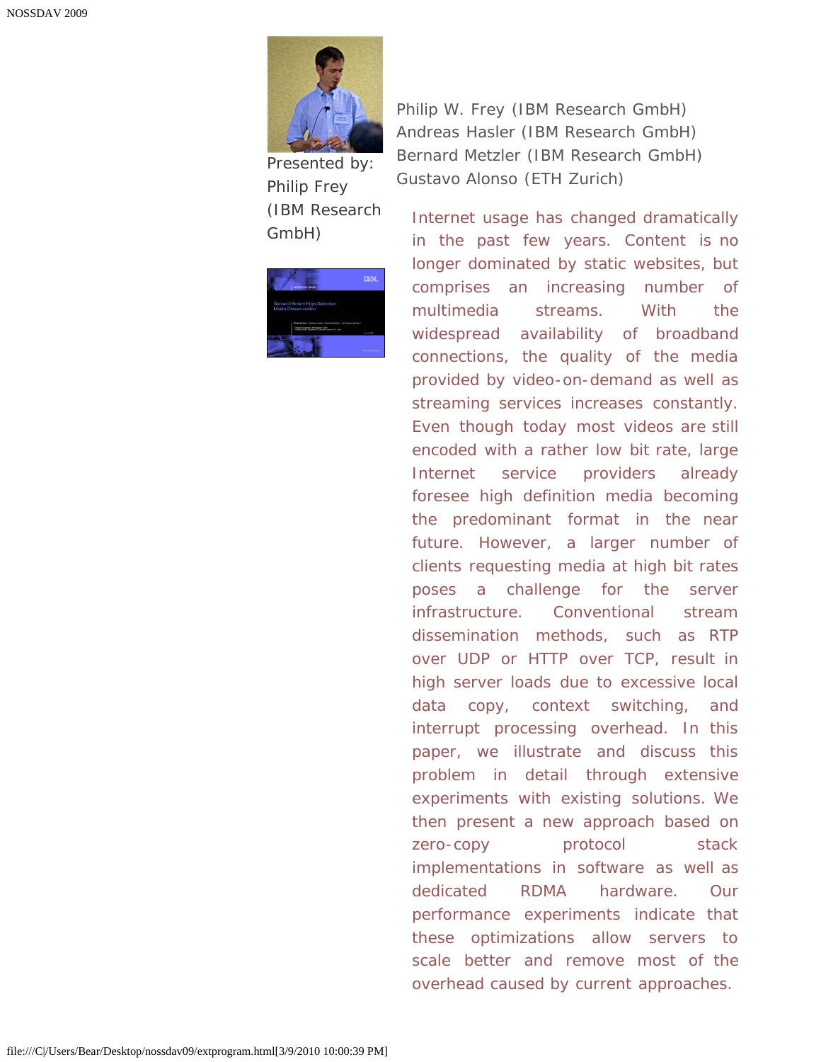Presented by: Philip Frey (IBM Research GmbH)

Philip W. Frey (IBM Research GmbH)
Andreas Hasler (IBM Research GmbH)
Bernard Metzler (IBM Research GmbH)
Gustavo Alonso (ETH Zurich)

Internet usage has changed dramatically in the past few years. Content is no longer dominated by static websites, but comprises an increasing number of multimedia streams. With the widespread availability of broadband connections, the quality of the media provided by video-on-demand as well as streaming services increases constantly. Even though today most videos are still encoded with a rather low bit rate, large Internet service providers already foresee high definition media becoming the predominant format in the near future. However, a larger number of clients requesting media at high bit rates poses a challenge for the server infrastructure. Conventional stream dissemination methods, such as RTP over UDP or HTTP over TCP, result in high server loads due to excessive local data copy, context switching, and interrupt processing overhead. In this paper, we illustrate and discuss this problem in detail through extensive experiments with existing solutions. We then present a new approach based on zero-copy protocol stack implementations in software as well as dedicated RDMA hardware. Our performance experiments indicate that these optimizations allow servers to scale better and remove most of the overhead caused by current approaches.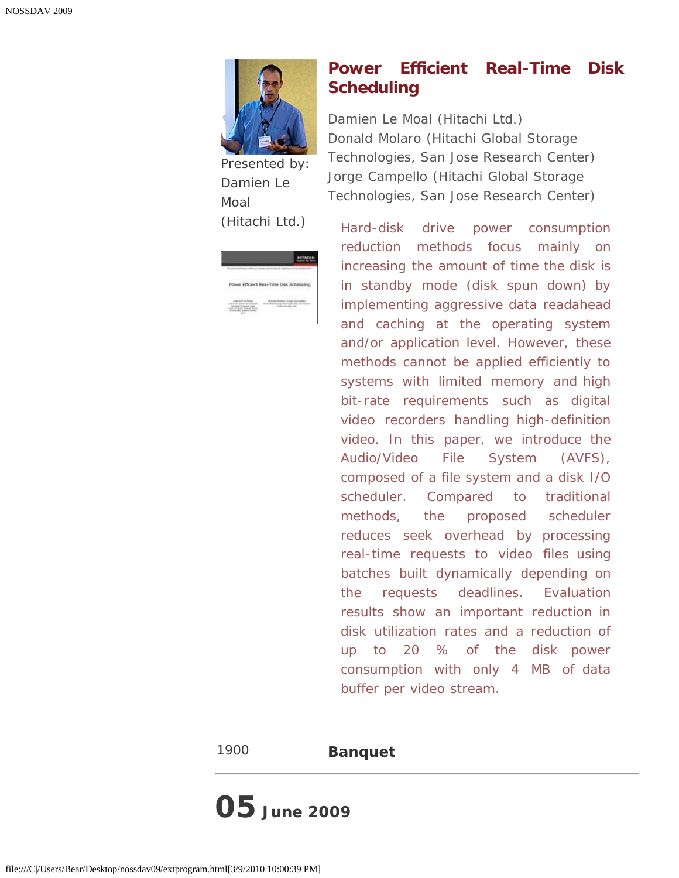Presented by: Damien Le Moal (Hitachi Ltd.)

## Power Efficient Real-Time Disk Scheduling

Damien Le Moal (Hitachi Ltd.)
Donald Molaro (Hitachi Global Storage Technologies, San Jose Research Center)
Jorge Campello (Hitachi Global Storage Technologies, San Jose Research Center)

Hard-disk drive power consumption reduction methods focus mainly on increasing the amount of time the disk is in standby mode (disk spun down) by implementing aggressive data readahead and caching at the operating system and/or application level. However, these methods cannot be applied efficiently to systems with limited memory and high bit-rate requirements such as digital video recorders handling high-definition video. In this paper, we introduce the Audio/Video File System (AVFS), composed of a file system and a disk I/O scheduler. Compared to traditional methods, the proposed scheduler reduces seek overhead by processing real-time requests to video files using batches built dynamically depending on the requests deadlines. Evaluation results show an important reduction in disk utilization rates and a reduction of up to 20 % of the disk power consumption with only 4 MB of data buffer per video stream.

1900 **Banquet**

---

# 05 June 2009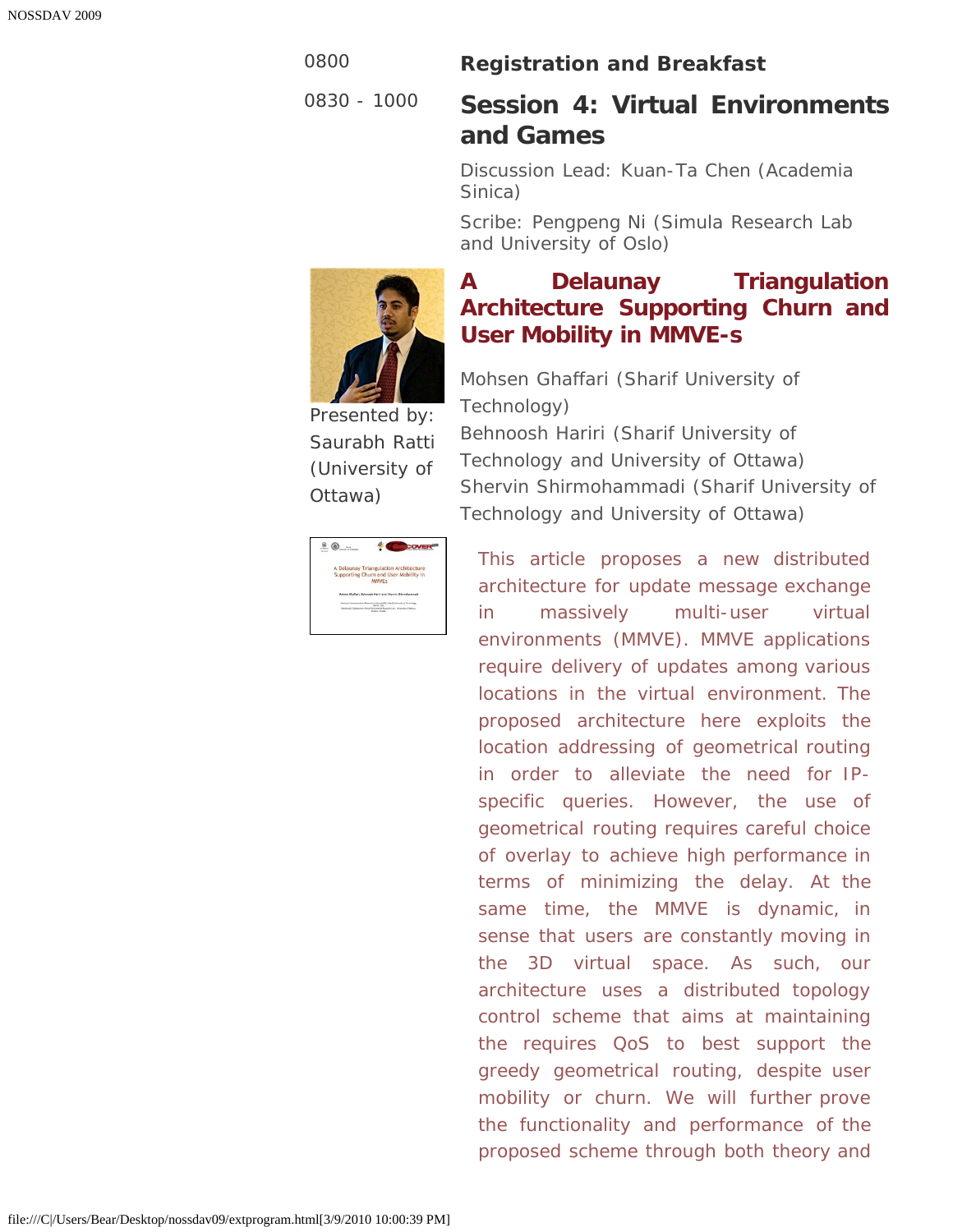0800 **Registration and Breakfast**

0830 - 1000

## Session 4: Virtual Environments and Games

Discussion Lead: Kuan-Ta Chen (Academia Sinica)

Scribe: Pengpeng Ni (Simula Research Lab and University of Oslo)

### A Delaunay Triangulation Architecture Supporting Churn and User Mobility in MMVE-s

Presented by: Saurabh Ratti (University of Ottawa)

Mohsen Ghaffari (Sharif University of Technology)
Behnoosh Hariri (Sharif University of Technology and University of Ottawa)
Shervin Shirmohammadi (Sharif University of Technology and University of Ottawa)

This article proposes a new distributed architecture for update message exchange in massively multi-user virtual environments (MMVE). MMVE applications require delivery of updates among various locations in the virtual environment. The proposed architecture here exploits the location addressing of geometrical routing in order to alleviate the need for IP-specific queries. However, the use of geometrical routing requires careful choice of overlay to achieve high performance in terms of minimizing the delay. At the same time, the MMVE is dynamic, in sense that users are constantly moving in the 3D virtual space. As such, our architecture uses a distributed topology control scheme that aims at maintaining the requires QoS to best support the greedy geometrical routing, despite user mobility or churn. We will further prove the functionality and performance of the proposed scheme through both theory and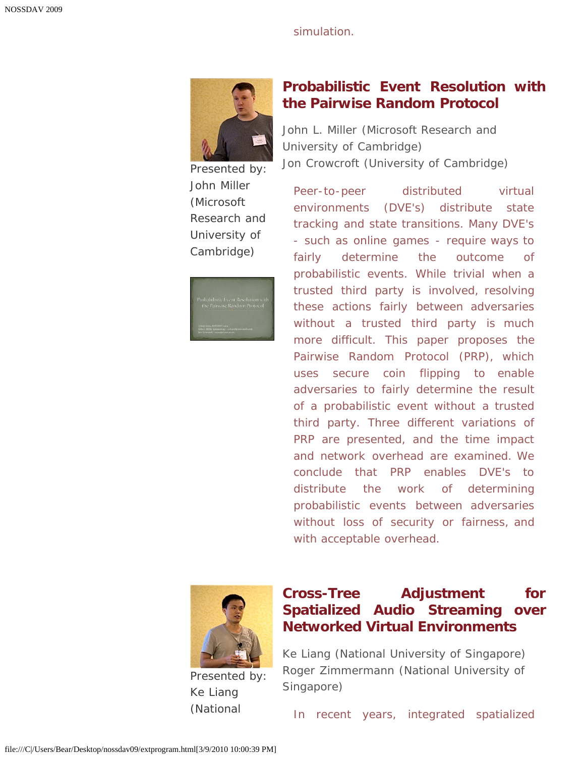simulation.

Presented by: John Miller (Microsoft Research and University of Cambridge)

## Probabilistic Event Resolution with the Pairwise Random Protocol

John L. Miller (Microsoft Research and University of Cambridge)
Jon Crowcroft (University of Cambridge)

Peer-to-peer distributed virtual environments (DVE's) distribute state tracking and state transitions. Many DVE's - such as online games - require ways to fairly determine the outcome of probabilistic events. While trivial when a trusted third party is involved, resolving these actions fairly between adversaries without a trusted third party is much more difficult. This paper proposes the Pairwise Random Protocol (PRP), which uses secure coin flipping to enable adversaries to fairly determine the result of a probabilistic event without a trusted third party. Three different variations of PRP are presented, and the time impact and network overhead are examined. We conclude that PRP enables DVE's to distribute the work of determining probabilistic events between adversaries without loss of security or fairness, and with acceptable overhead.

Presented by: Ke Liang (National

## Cross-Tree Adjustment for Spatialized Audio Streaming over Networked Virtual Environments

Ke Liang (National University of Singapore)
Roger Zimmermann (National University of Singapore)

In recent years, integrated spatialized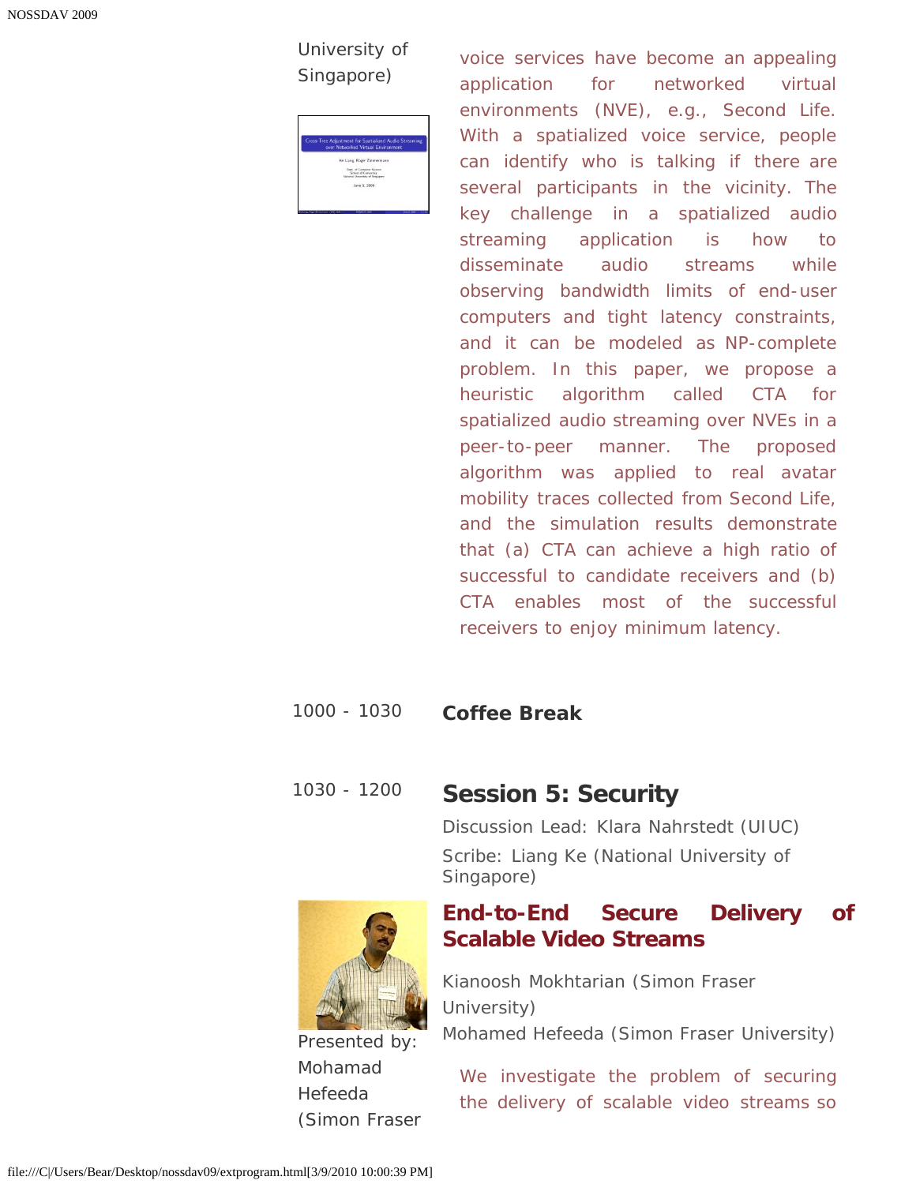University of Singapore)

voice services have become an appealing application for networked virtual environments (NVE), e.g., Second Life. With a spatialized voice service, people can identify who is talking if there are several participants in the vicinity. The key challenge in a spatialized audio streaming application is how to disseminate audio streams while observing bandwidth limits of end-user computers and tight latency constraints, and it can be modeled as NP-complete problem. In this paper, we propose a heuristic algorithm called CTA for spatialized audio streaming over NVEs in a peer-to-peer manner. The proposed algorithm was applied to real avatar mobility traces collected from Second Life, and the simulation results demonstrate that (a) CTA can achieve a high ratio of successful to candidate receivers and (b) CTA enables most of the successful receivers to enjoy minimum latency.

1000 - 1030 **Coffee Break**

1030 - 1200

## Session 5: Security

Discussion Lead: Klara Nahrstedt (UIUC)

Scribe: Liang Ke (National University of Singapore)

### End-to-End Secure Delivery of Scalable Video Streams

Kianoosh Mokhtarian (Simon Fraser University)
Mohamed Hefeeda (Simon Fraser University)

Presented by: Mohamad Hefeeda (Simon Fraser

We investigate the problem of securing the delivery of scalable video streams so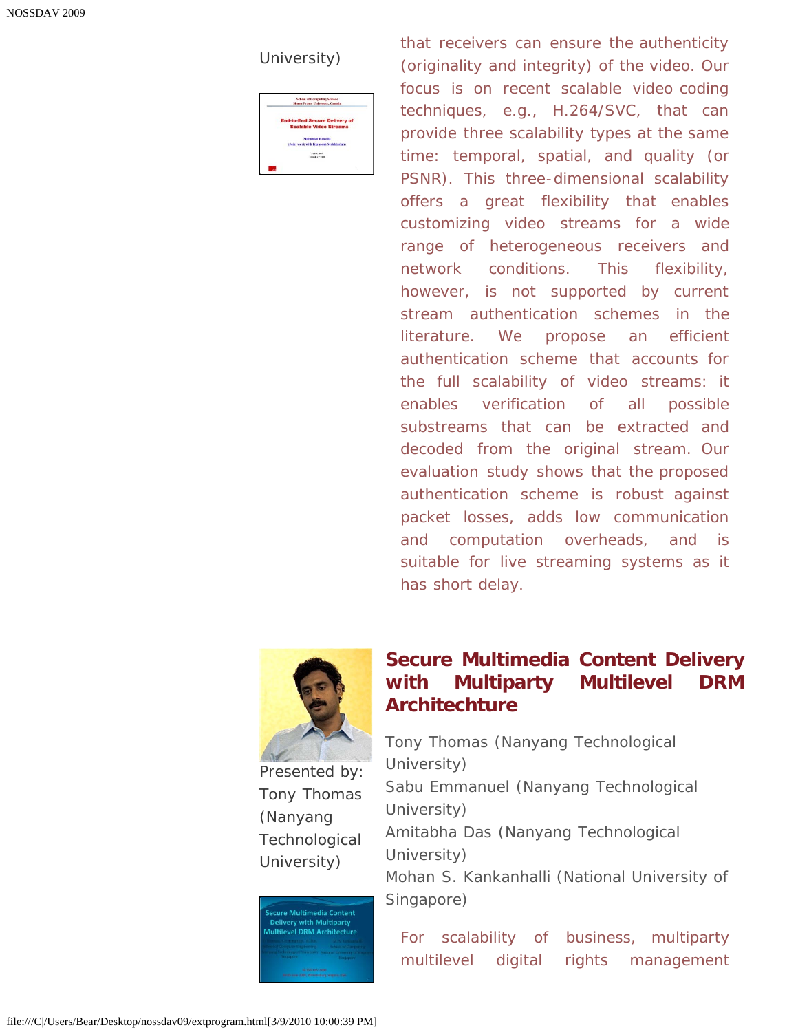University)

that receivers can ensure the authenticity (originality and integrity) of the video. Our focus is on recent scalable video coding techniques, e.g., H.264/SVC, that can provide three scalability types at the same time: temporal, spatial, and quality (or PSNR). This three-dimensional scalability offers a great flexibility that enables customizing video streams for a wide range of heterogeneous receivers and network conditions. This flexibility, however, is not supported by current stream authentication schemes in the literature. We propose an efficient authentication scheme that accounts for the full scalability of video streams: it enables verification of all possible substreams that can be extracted and decoded from the original stream. Our evaluation study shows that the proposed authentication scheme is robust against packet losses, adds low communication and computation overheads, and is suitable for live streaming systems as it has short delay.

Presented by: Tony Thomas (Nanyang Technological University)

## Secure Multimedia Content Delivery with Multiparty Multilevel DRM Architechture

Tony Thomas (Nanyang Technological University)
Sabu Emmanuel (Nanyang Technological University)
Amitabha Das (Nanyang Technological University)
Mohan S. Kankanhalli (National University of Singapore)

For scalability of business, multiparty multilevel digital rights management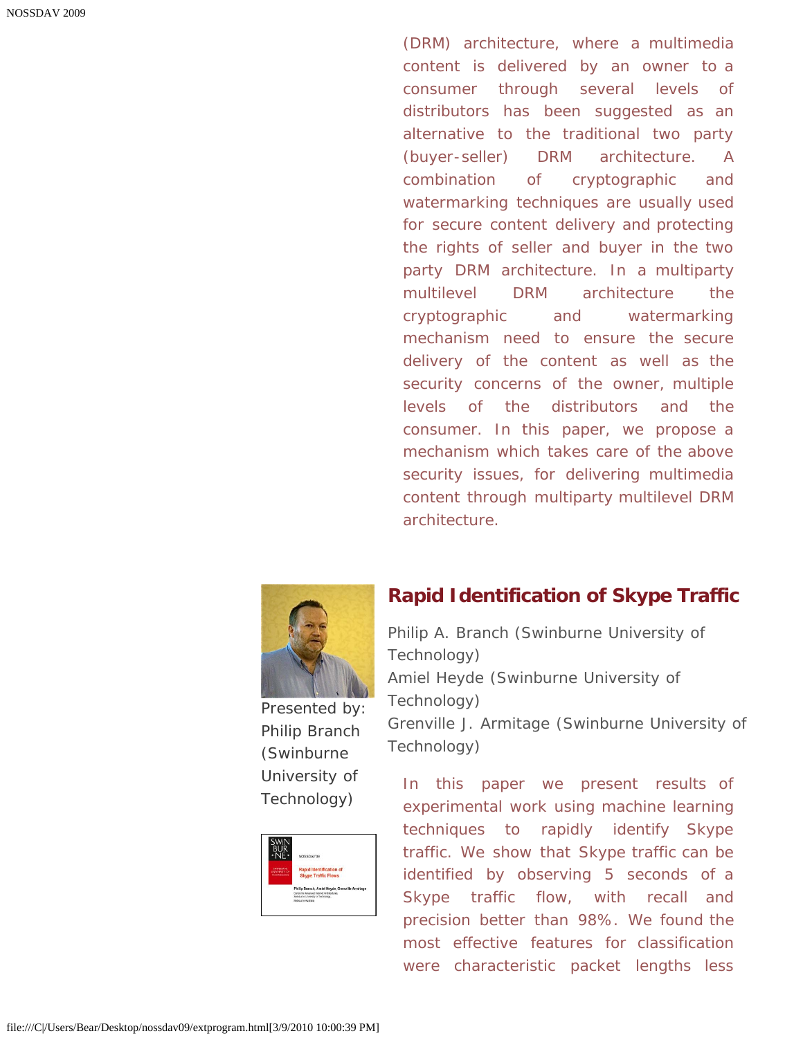(DRM) architecture, where a multimedia content is delivered by an owner to a consumer through several levels of distributors has been suggested as an alternative to the traditional two party (buyer-seller) DRM architecture. A combination of cryptographic and watermarking techniques are usually used for secure content delivery and protecting the rights of seller and buyer in the two party DRM architecture. In a multiparty multilevel DRM architecture the cryptographic and watermarking mechanism need to ensure the secure delivery of the content as well as the security concerns of the owner, multiple levels of the distributors and the consumer. In this paper, we propose a mechanism which takes care of the above security issues, for delivering multimedia content through multiparty multilevel DRM architecture.

Presented by: Philip Branch (Swinburne University of Technology)

## Rapid Identification of Skype Traffic

Philip A. Branch (Swinburne University of Technology)
Amiel Heyde (Swinburne University of Technology)
Grenville J. Armitage (Swinburne University of Technology)

In this paper we present results of experimental work using machine learning techniques to rapidly identify Skype traffic. We show that Skype traffic can be identified by observing 5 seconds of a Skype traffic flow, with recall and precision better than 98%. We found the most effective features for classification were characteristic packet lengths less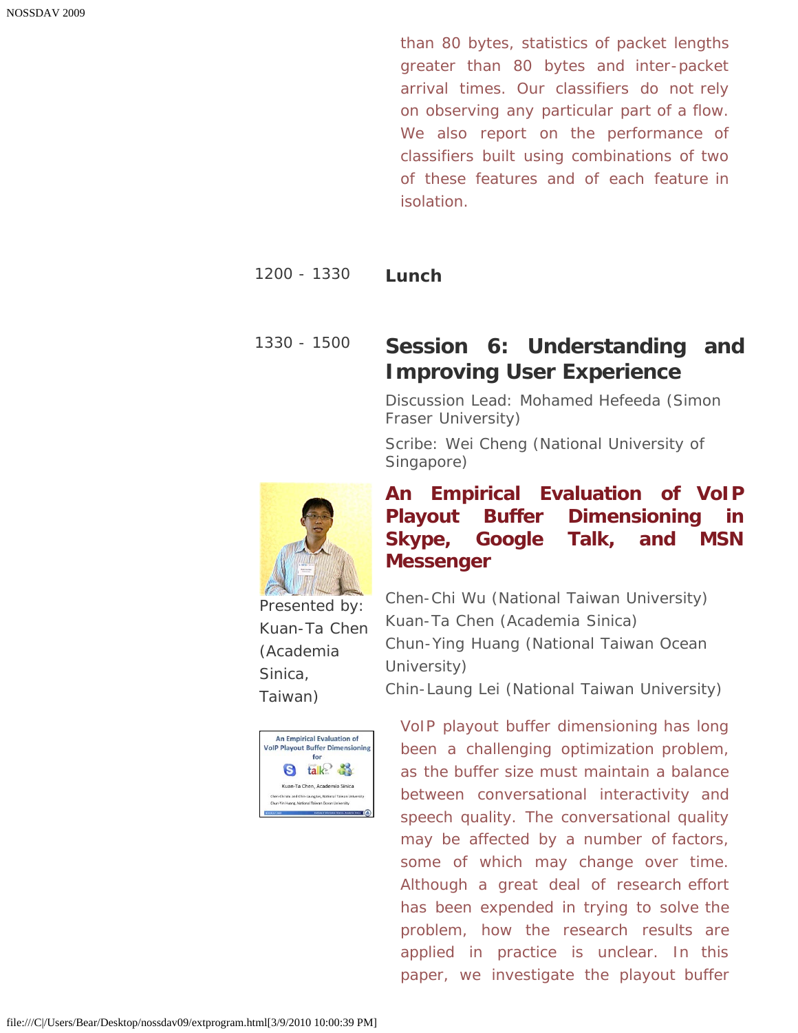than 80 bytes, statistics of packet lengths greater than 80 bytes and inter-packet arrival times. Our classifiers do not rely on observing any particular part of a flow. We also report on the performance of classifiers built using combinations of two of these features and of each feature in isolation.

1200 - 1330 **Lunch**

1330 - 1500

## Session 6: Understanding and Improving User Experience

Discussion Lead: Mohamed Hefeeda (Simon Fraser University)

Scribe: Wei Cheng (National University of Singapore)

### An Empirical Evaluation of VoIP Playout Buffer Dimensioning in Skype, Google Talk, and MSN Messenger

Presented by: Kuan-Ta Chen (Academia Sinica, Taiwan)

Chen-Chi Wu (National Taiwan University)
Kuan-Ta Chen (Academia Sinica)
Chun-Ying Huang (National Taiwan Ocean University)
Chin-Laung Lei (National Taiwan University)

VoIP playout buffer dimensioning has long been a challenging optimization problem, as the buffer size must maintain a balance between conversational interactivity and speech quality. The conversational quality may be affected by a number of factors, some of which may change over time. Although a great deal of research effort has been expended in trying to solve the problem, how the research results are applied in practice is unclear. In this paper, we investigate the playout buffer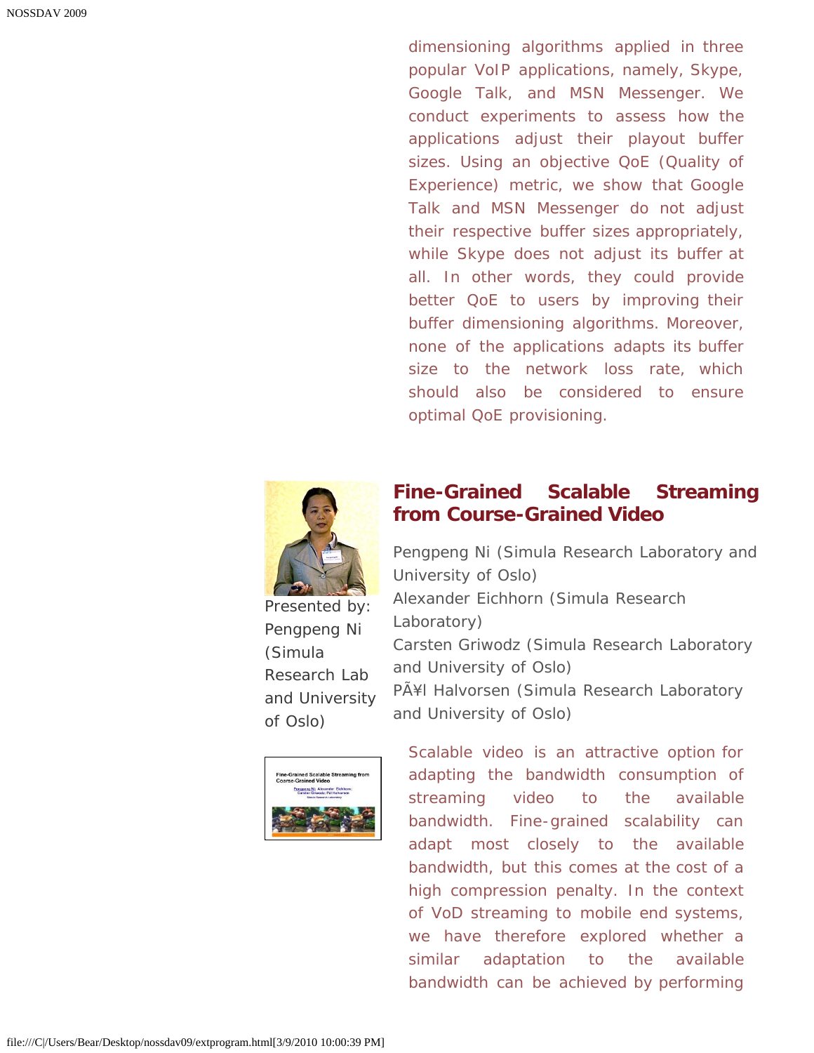dimensioning algorithms applied in three popular VoIP applications, namely, Skype, Google Talk, and MSN Messenger. We conduct experiments to assess how the applications adjust their playout buffer sizes. Using an objective QoE (Quality of Experience) metric, we show that Google Talk and MSN Messenger do not adjust their respective buffer sizes appropriately, while Skype does not adjust its buffer at all. In other words, they could provide better QoE to users by improving their buffer dimensioning algorithms. Moreover, none of the applications adapts its buffer size to the network loss rate, which should also be considered to ensure optimal QoE provisioning.

Presented by: Pengpeng Ni (Simula Research Lab and University of Oslo)

## Fine-Grained Scalable Streaming from Course-Grained Video

Pengpeng Ni (Simula Research Laboratory and University of Oslo)
Alexander Eichhorn (Simula Research Laboratory)
Carsten Griwodz (Simula Research Laboratory and University of Oslo)
PÃ¥l Halvorsen (Simula Research Laboratory and University of Oslo)

Scalable video is an attractive option for adapting the bandwidth consumption of streaming video to the available bandwidth. Fine-grained scalability can adapt most closely to the available bandwidth, but this comes at the cost of a high compression penalty. In the context of VoD streaming to mobile end systems, we have therefore explored whether a similar adaptation to the available bandwidth can be achieved by performing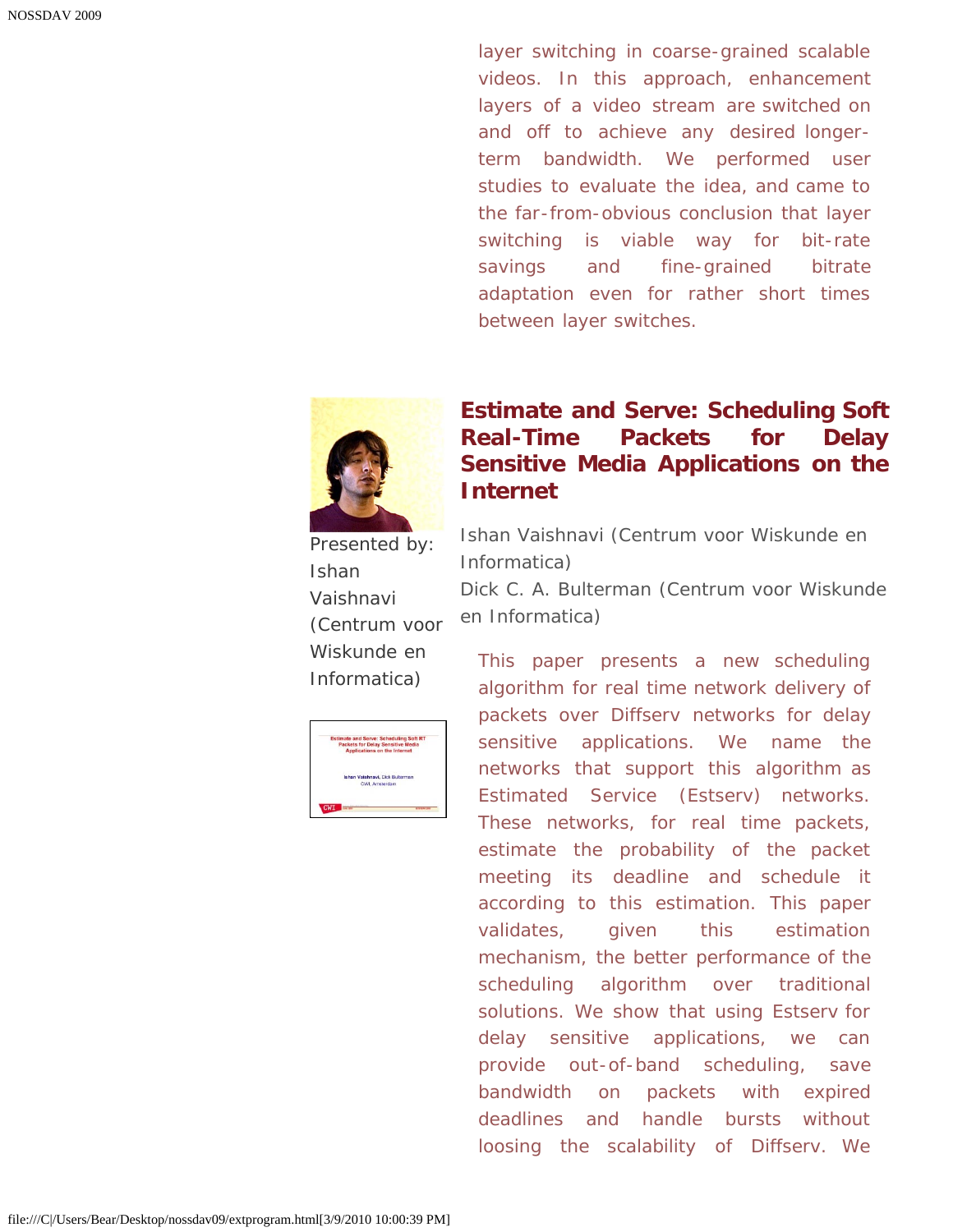layer switching in coarse-grained scalable videos. In this approach, enhancement layers of a video stream are switched on and off to achieve any desired longer-term bandwidth. We performed user studies to evaluate the idea, and came to the far-from-obvious conclusion that layer switching is viable way for bit-rate savings and fine-grained bitrate adaptation even for rather short times between layer switches.

Presented by: Ishan Vaishnavi (Centrum voor Wiskunde en Informatica)

## Estimate and Serve: Scheduling Soft Real-Time Packets for Delay Sensitive Media Applications on the Internet

Ishan Vaishnavi (Centrum voor Wiskunde en Informatica)
Dick C. A. Bulterman (Centrum voor Wiskunde en Informatica)

This paper presents a new scheduling algorithm for real time network delivery of packets over Diffserv networks for delay sensitive applications. We name the networks that support this algorithm as Estimated Service (Estserv) networks. These networks, for real time packets, estimate the probability of the packet meeting its deadline and schedule it according to this estimation. This paper validates, given this estimation mechanism, the better performance of the scheduling algorithm over traditional solutions. We show that using Estserv for delay sensitive applications, we can provide out-of-band scheduling, save bandwidth on packets with expired deadlines and handle bursts without loosing the scalability of Diffserv. We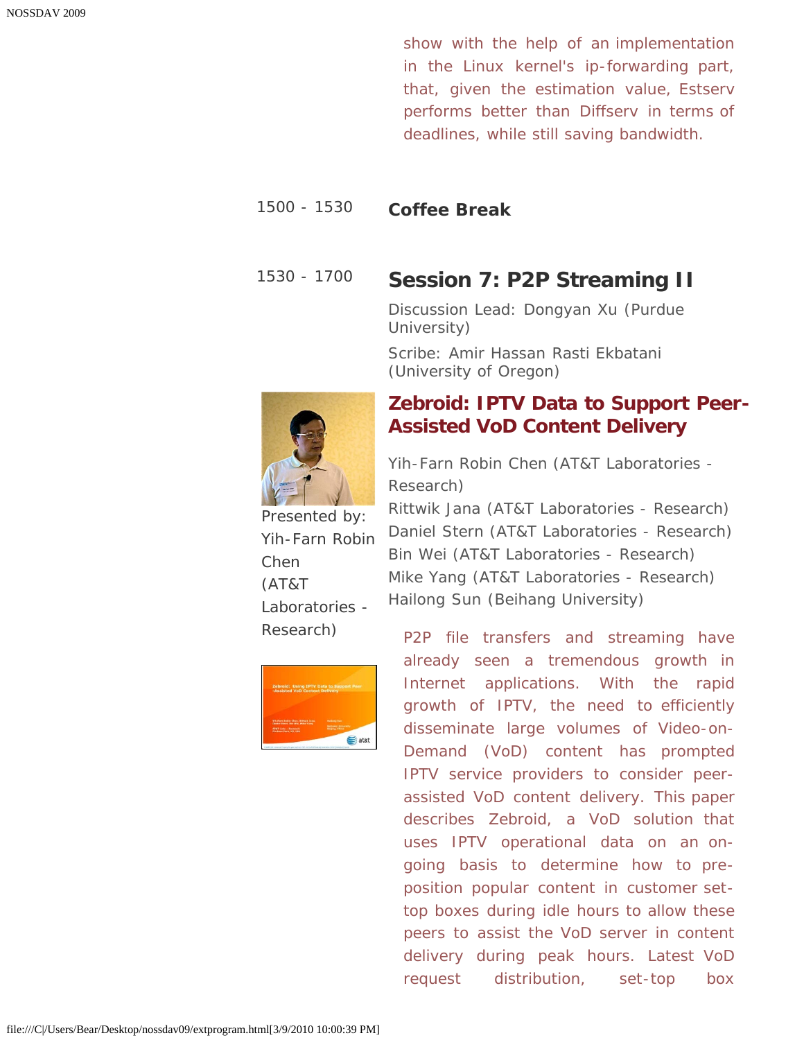show with the help of an implementation in the Linux kernel's ip-forwarding part, that, given the estimation value, Estserv performs better than Diffserv in terms of deadlines, while still saving bandwidth.

1500 - 1530 **Coffee Break**

1530 - 1700

## Session 7: P2P Streaming II

Discussion Lead: Dongyan Xu (Purdue University)

Scribe: Amir Hassan Rasti Ekbatani (University of Oregon)

### Zebroid: IPTV Data to Support Peer-Assisted VoD Content Delivery

Presented by: Yih-Farn Robin Chen (AT&T Laboratories - Research)

Yih-Farn Robin Chen (AT&T Laboratories - Research)
Rittwik Jana (AT&T Laboratories - Research)
Daniel Stern (AT&T Laboratories - Research)
Bin Wei (AT&T Laboratories - Research)
Mike Yang (AT&T Laboratories - Research)
Hailong Sun (Beihang University)

P2P file transfers and streaming have already seen a tremendous growth in Internet applications. With the rapid growth of IPTV, the need to efficiently disseminate large volumes of Video-on-Demand (VoD) content has prompted IPTV service providers to consider peer-assisted VoD content delivery. This paper describes Zebroid, a VoD solution that uses IPTV operational data on an on-going basis to determine how to pre-position popular content in customer set-top boxes during idle hours to allow these peers to assist the VoD server in content delivery during peak hours. Latest VoD request distribution, set-top box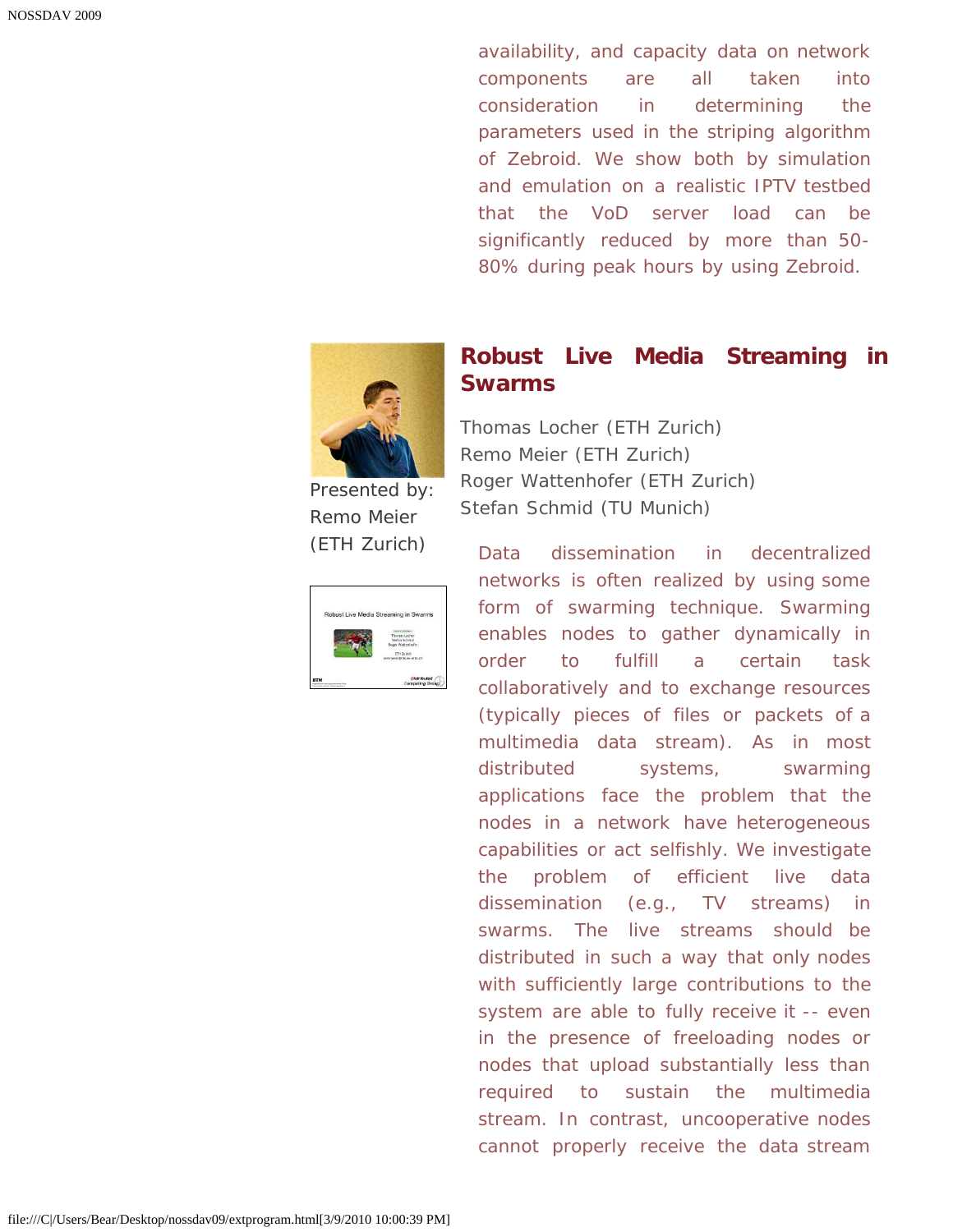availability, and capacity data on network components are all taken into consideration in determining the parameters used in the striping algorithm of Zebroid. We show both by simulation and emulation on a realistic IPTV testbed that the VoD server load can be significantly reduced by more than 50-80% during peak hours by using Zebroid.

## Robust Live Media Streaming in Swarms

Presented by: Remo Meier (ETH Zurich)

Thomas Locher (ETH Zurich)
Remo Meier (ETH Zurich)
Roger Wattenhofer (ETH Zurich)
Stefan Schmid (TU Munich)

Data dissemination in decentralized networks is often realized by using some form of swarming technique. Swarming enables nodes to gather dynamically in order to fulfill a certain task collaboratively and to exchange resources (typically pieces of files or packets of a multimedia data stream). As in most distributed systems, swarming applications face the problem that the nodes in a network have heterogeneous capabilities or act selfishly. We investigate the problem of efficient live data dissemination (e.g., TV streams) in swarms. The live streams should be distributed in such a way that only nodes with sufficiently large contributions to the system are able to fully receive it -- even in the presence of freeloading nodes or nodes that upload substantially less than required to sustain the multimedia stream. In contrast, uncooperative nodes cannot properly receive the data stream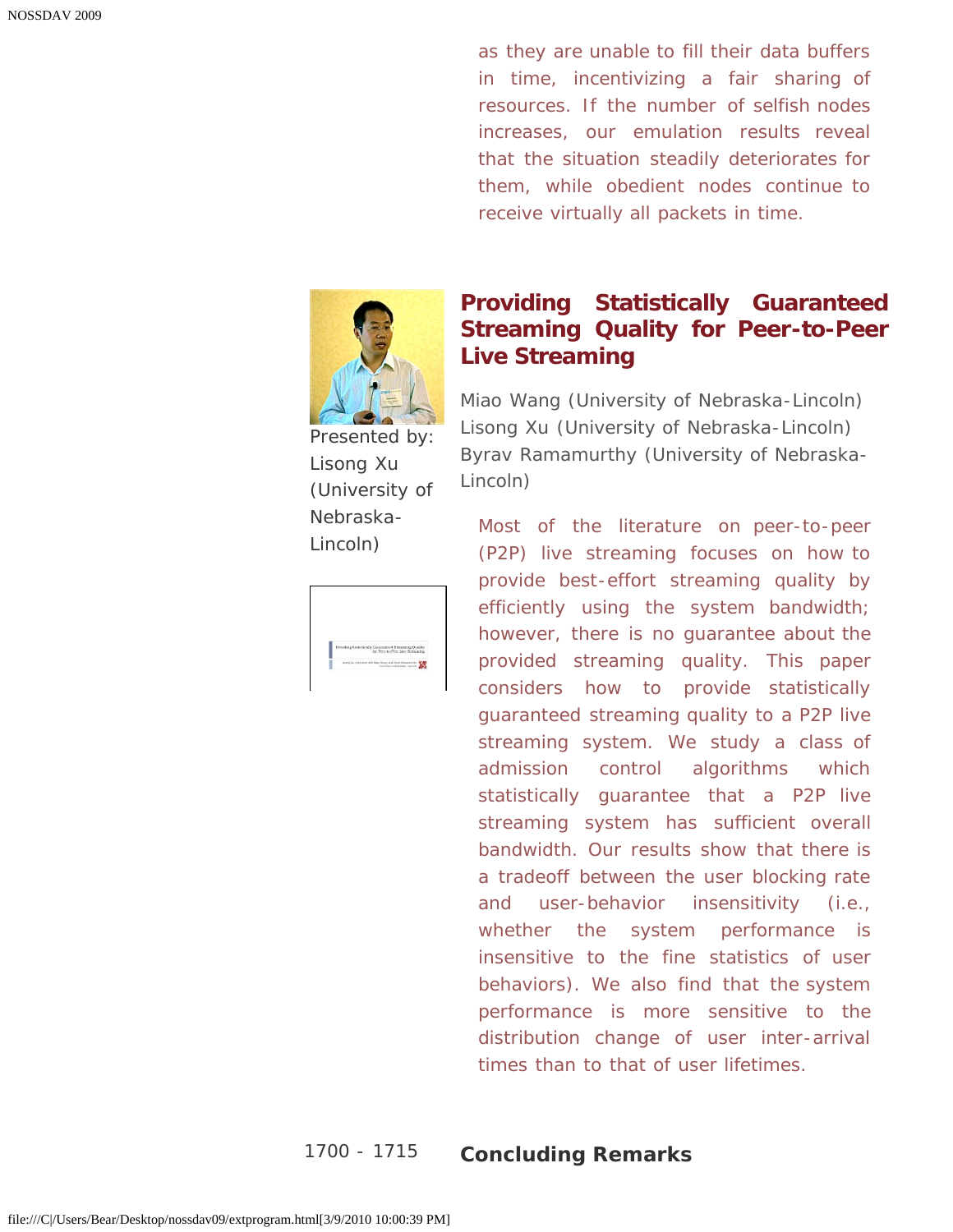as they are unable to fill their data buffers in time, incentivizing a fair sharing of resources. If the number of selfish nodes increases, our emulation results reveal that the situation steadily deteriorates for them, while obedient nodes continue to receive virtually all packets in time.

Presented by: Lisong Xu (University of Nebraska-Lincoln)

## Providing Statistically Guaranteed Streaming Quality for Peer-to-Peer Live Streaming

Miao Wang (University of Nebraska-Lincoln)
Lisong Xu (University of Nebraska-Lincoln)
Byrav Ramamurthy (University of Nebraska-Lincoln)

Most of the literature on peer-to-peer (P2P) live streaming focuses on how to provide best-effort streaming quality by efficiently using the system bandwidth; however, there is no guarantee about the provided streaming quality. This paper considers how to provide statistically guaranteed streaming quality to a P2P live streaming system. We study a class of admission control algorithms which statistically guarantee that a P2P live streaming system has sufficient overall bandwidth. Our results show that there is a tradeoff between the user blocking rate and user-behavior insensitivity (i.e., whether the system performance is insensitive to the fine statistics of user behaviors). We also find that the system performance is more sensitive to the distribution change of user inter-arrival times than to that of user lifetimes.

1700 - 1715 **Concluding Remarks**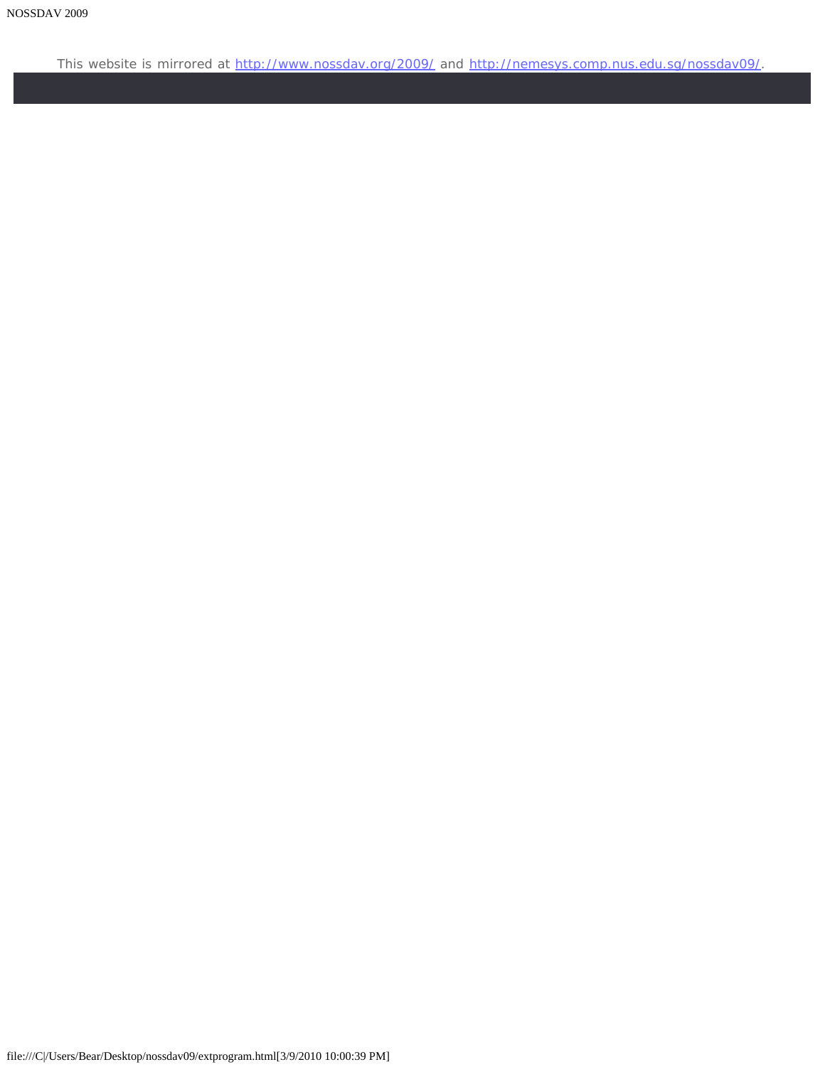This website is mirrored at http://www.nossdav.org/2009/ and http://nemesys.comp.nus.edu.sg/nossdav09/.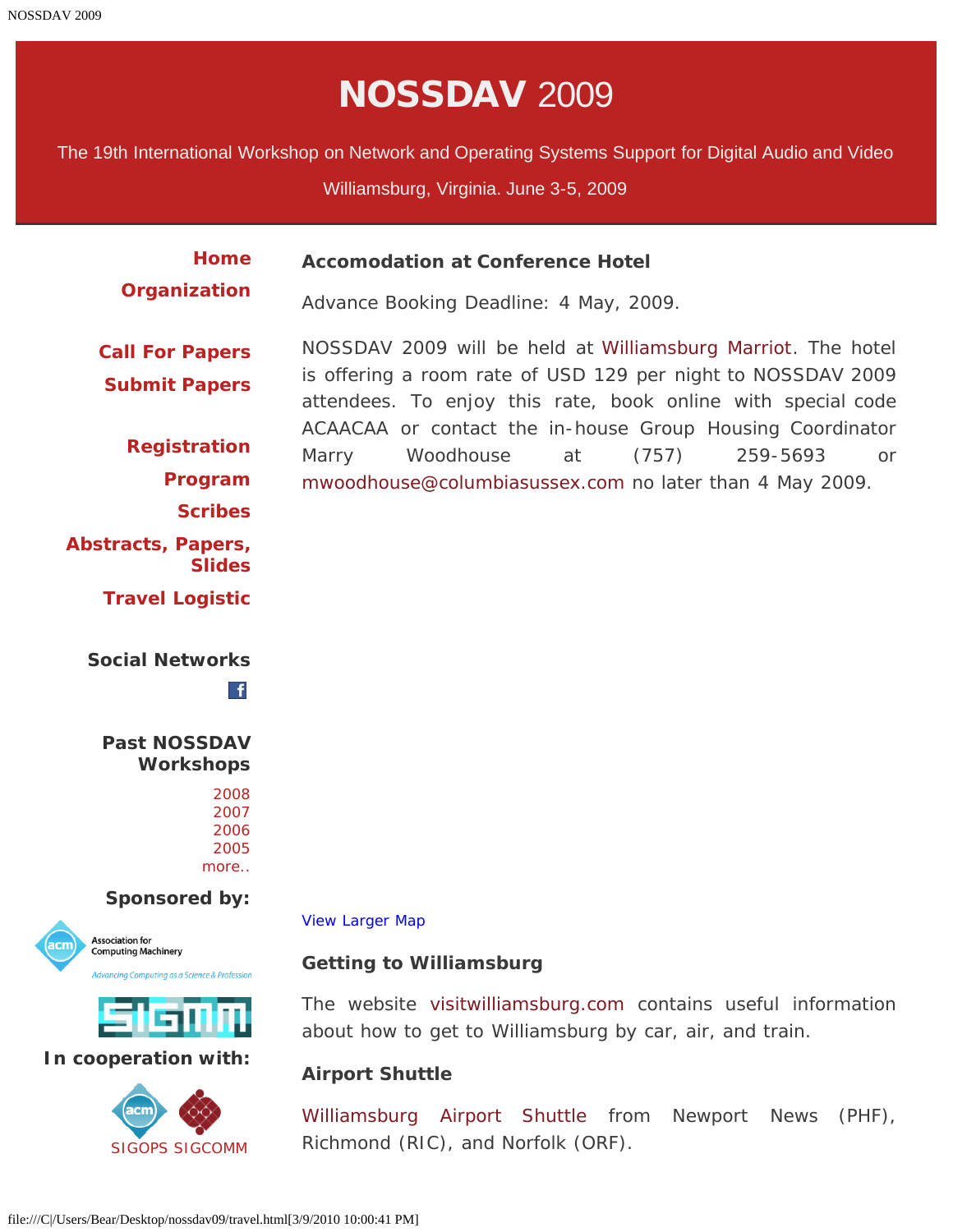# NOSSDAV 2009

The 19th International Workshop on Network and Operating Systems Support for Digital Audio and Video

Williamsburg, Virginia. June 3-5, 2009

**Home**
**Organization**

**Call For Papers**
**Submit Papers**

**Registration**
**Program**
**Scribes**
**Abstracts, Papers, Slides**
**Travel Logistic**

**Social Networks**

**Past NOSSDAV Workshops**

2008
2007
2006
2005
more..

**Sponsored by:**

**In cooperation with:**

SIGOPS SIGCOMM

### Accomodation at Conference Hotel

Advance Booking Deadline: 4 May, 2009.

NOSSDAV 2009 will be held at Williamsburg Marriot. The hotel is offering a room rate of USD 129 per night to NOSSDAV 2009 attendees. To enjoy this rate, book online with special code ACAACAA or contact the in-house Group Housing Coordinator Marry Woodhouse at (757) 259-5693 or mwoodhouse@columbiasussex.com no later than 4 May 2009.

View Larger Map

### Getting to Williamsburg

The website visitwilliamsburg.com contains useful information about how to get to Williamsburg by car, air, and train.

### Airport Shuttle

Williamsburg Airport Shuttle from Newport News (PHF), Richmond (RIC), and Norfolk (ORF).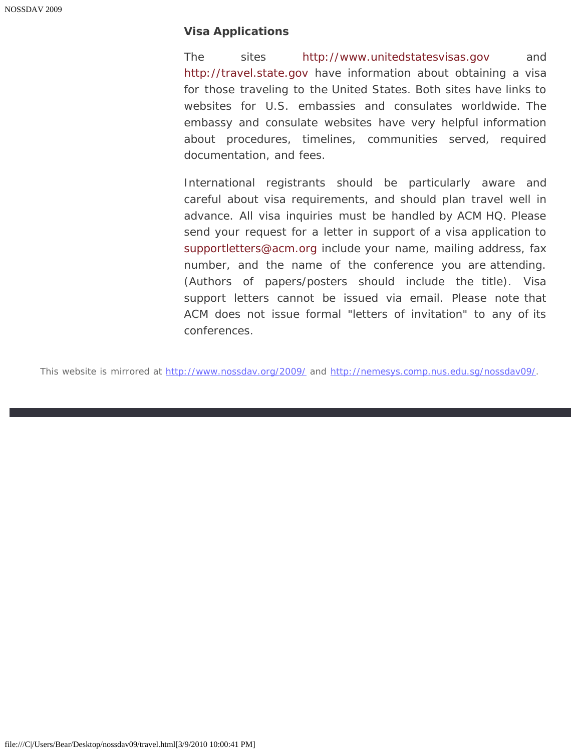### Visa Applications

The sites http://www.unitedstatesvisas.gov and http://travel.state.gov have information about obtaining a visa for those traveling to the United States. Both sites have links to websites for U.S. embassies and consulates worldwide. The embassy and consulate websites have very helpful information about procedures, timelines, communities served, required documentation, and fees.

International registrants should be particularly aware and careful about visa requirements, and should plan travel well in advance. All visa inquiries must be handled by ACM HQ. Please send your request for a letter in support of a visa application to supportletters@acm.org include your name, mailing address, fax number, and the name of the conference you are attending. (Authors of papers/posters should include the title). Visa support letters cannot be issued via email. Please note that ACM does not issue formal "letters of invitation" to any of its conferences.

This website is mirrored at http://www.nossdav.org/2009/ and http://nemesys.comp.nus.edu.sg/nossdav09/.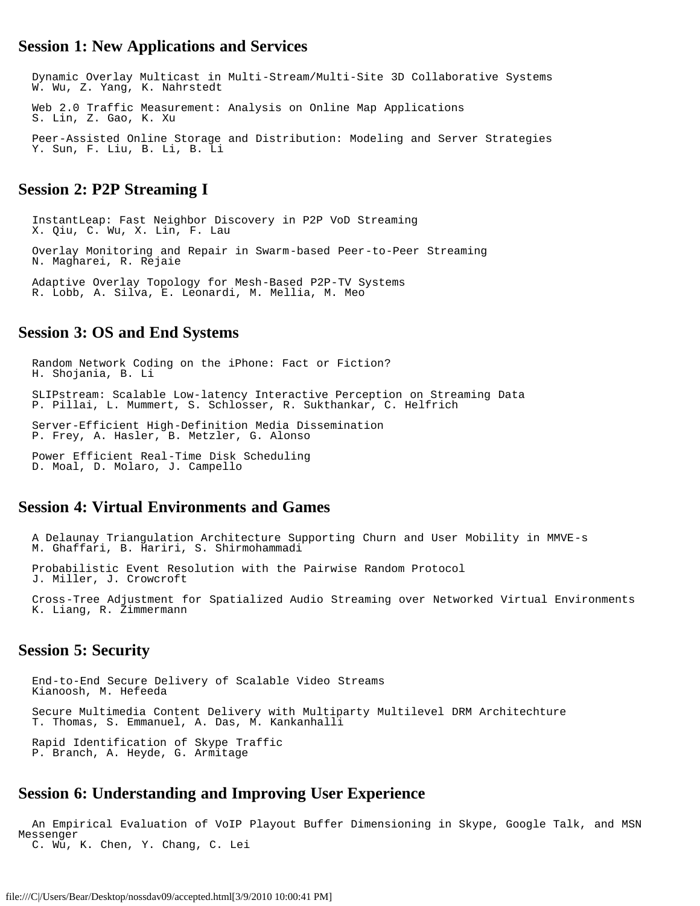## Session 1: New Applications and Services

Dynamic Overlay Multicast in Multi-Stream/Multi-Site 3D Collaborative Systems
W. Wu, Z. Yang, K. Nahrstedt

Web 2.0 Traffic Measurement: Analysis on Online Map Applications
S. Lin, Z. Gao, K. Xu

Peer-Assisted Online Storage and Distribution: Modeling and Server Strategies
Y. Sun, F. Liu, B. Li, B. Li

## Session 2: P2P Streaming I

InstantLeap: Fast Neighbor Discovery in P2P VoD Streaming
X. Qiu, C. Wu, X. Lin, F. Lau

Overlay Monitoring and Repair in Swarm-based Peer-to-Peer Streaming
N. Magharei, R. Rejaie

Adaptive Overlay Topology for Mesh-Based P2P-TV Systems
R. Lobb, A. Silva, E. Leonardi, M. Mellia, M. Meo

## Session 3: OS and End Systems

Random Network Coding on the iPhone: Fact or Fiction?
H. Shojania, B. Li

SLIPstream: Scalable Low-latency Interactive Perception on Streaming Data
P. Pillai, L. Mummert, S. Schlosser, R. Sukthankar, C. Helfrich

Server-Efficient High-Definition Media Dissemination
P. Frey, A. Hasler, B. Metzler, G. Alonso

Power Efficient Real-Time Disk Scheduling
D. Moal, D. Molaro, J. Campello

## Session 4: Virtual Environments and Games

A Delaunay Triangulation Architecture Supporting Churn and User Mobility in MMVE-s
M. Ghaffari, B. Hariri, S. Shirmohammadi

Probabilistic Event Resolution with the Pairwise Random Protocol
J. Miller, J. Crowcroft

Cross-Tree Adjustment for Spatialized Audio Streaming over Networked Virtual Environments
K. Liang, R. Zimmermann

## Session 5: Security

End-to-End Secure Delivery of Scalable Video Streams
Kianoosh, M. Hefeeda

Secure Multimedia Content Delivery with Multiparty Multilevel DRM Architechture
T. Thomas, S. Emmanuel, A. Das, M. Kankanhalli

Rapid Identification of Skype Traffic
P. Branch, A. Heyde, G. Armitage

## Session 6: Understanding and Improving User Experience

An Empirical Evaluation of VoIP Playout Buffer Dimensioning in Skype, Google Talk, and MSN Messenger
C. Wu, K. Chen, Y. Chang, C. Lei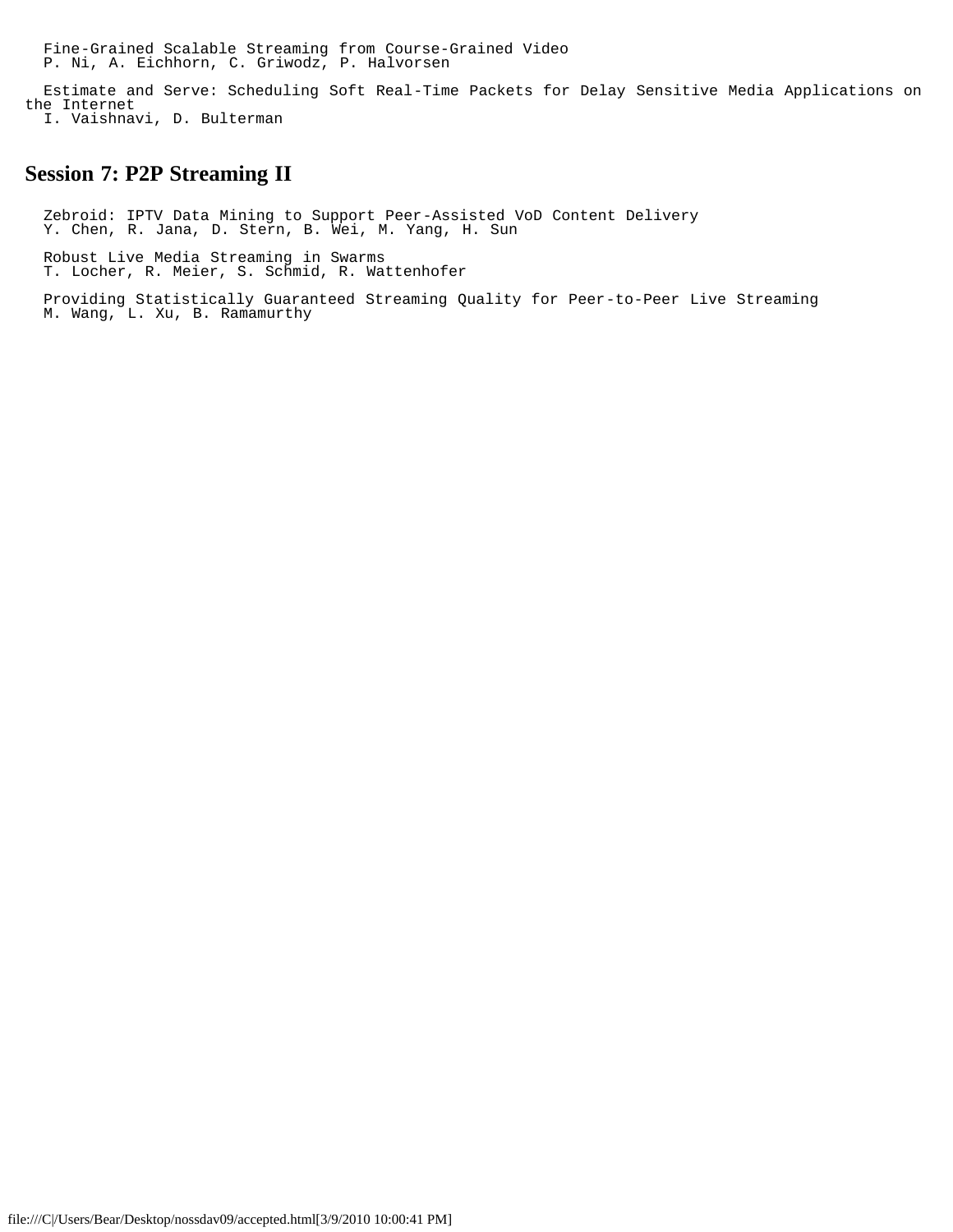Fine-Grained Scalable Streaming from Course-Grained Video
P. Ni, A. Eichhorn, C. Griwodz, P. Halvorsen

Estimate and Serve: Scheduling Soft Real-Time Packets for Delay Sensitive Media Applications on the Internet
I. Vaishnavi, D. Bulterman

## Session 7: P2P Streaming II

Zebroid: IPTV Data Mining to Support Peer-Assisted VoD Content Delivery
Y. Chen, R. Jana, D. Stern, B. Wei, M. Yang, H. Sun

Robust Live Media Streaming in Swarms
T. Locher, R. Meier, S. Schmid, R. Wattenhofer

Providing Statistically Guaranteed Streaming Quality for Peer-to-Peer Live Streaming
M. Wang, L. Xu, B. Ramamurthy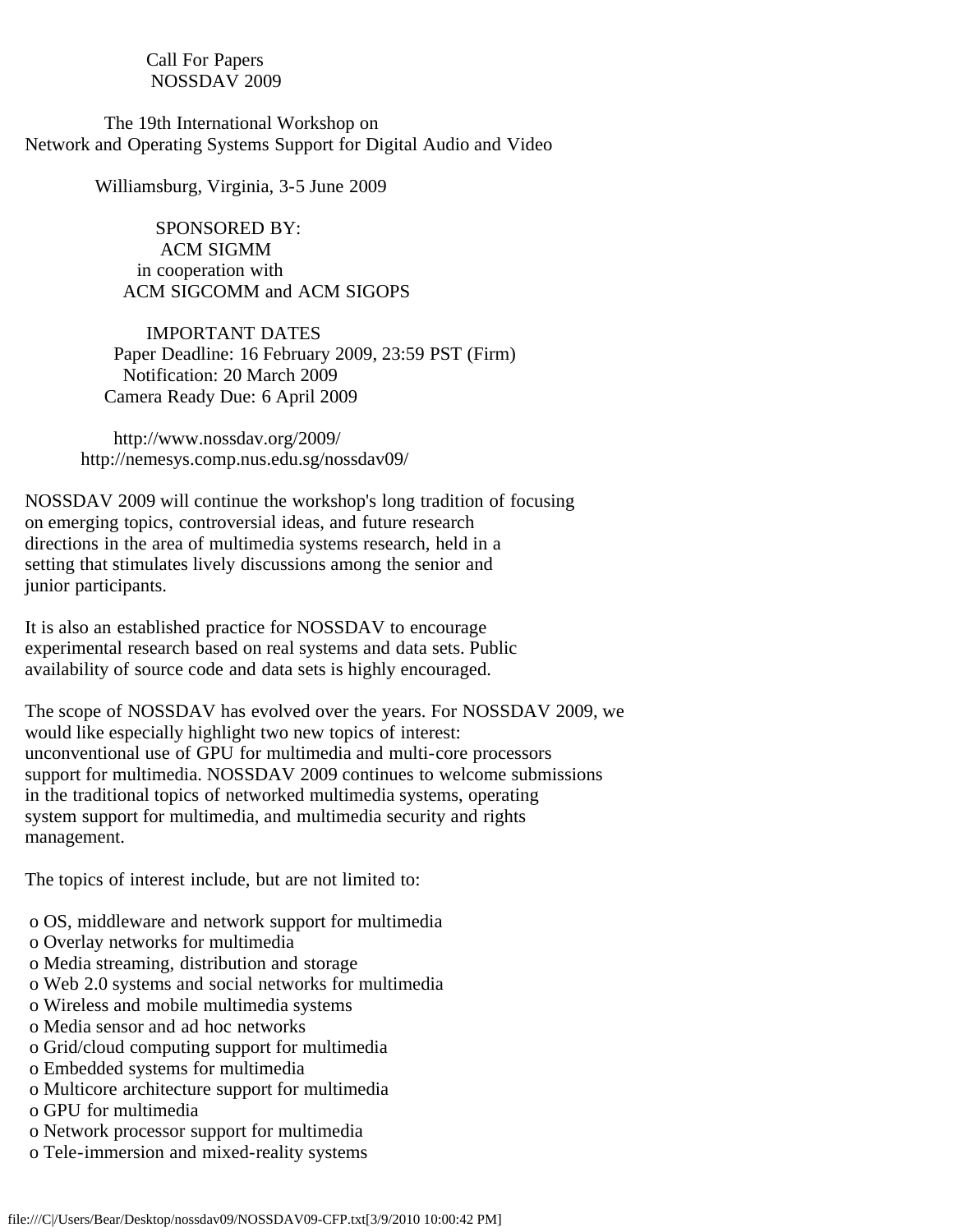# Call For Papers
# NOSSDAV 2009

## The 19th International Workshop on Network and Operating Systems Support for Digital Audio and Video

Williamsburg, Virginia, 3-5 June 2009

SPONSORED BY:
ACM SIGMM
in cooperation with
ACM SIGCOMM and ACM SIGOPS

### IMPORTANT DATES

Paper Deadline: 16 February 2009, 23:59 PST (Firm)
Notification: 20 March 2009
Camera Ready Due: 6 April 2009

http://www.nossdav.org/2009/
http://nemesys.comp.nus.edu.sg/nossdav09/

NOSSDAV 2009 will continue the workshop's long tradition of focusing on emerging topics, controversial ideas, and future research directions in the area of multimedia systems research, held in a setting that stimulates lively discussions among the senior and junior participants.

It is also an established practice for NOSSDAV to encourage experimental research based on real systems and data sets. Public availability of source code and data sets is highly encouraged.

The scope of NOSSDAV has evolved over the years. For NOSSDAV 2009, we would like especially highlight two new topics of interest: unconventional use of GPU for multimedia and multi-core processors support for multimedia. NOSSDAV 2009 continues to welcome submissions in the traditional topics of networked multimedia systems, operating system support for multimedia, and multimedia security and rights management.

The topics of interest include, but are not limited to:

- OS, middleware and network support for multimedia
- Overlay networks for multimedia
- Media streaming, distribution and storage
- Web 2.0 systems and social networks for multimedia
- Wireless and mobile multimedia systems
- Media sensor and ad hoc networks
- Grid/cloud computing support for multimedia
- Embedded systems for multimedia
- Multicore architecture support for multimedia
- GPU for multimedia
- Network processor support for multimedia
- Tele-immersion and mixed-reality systems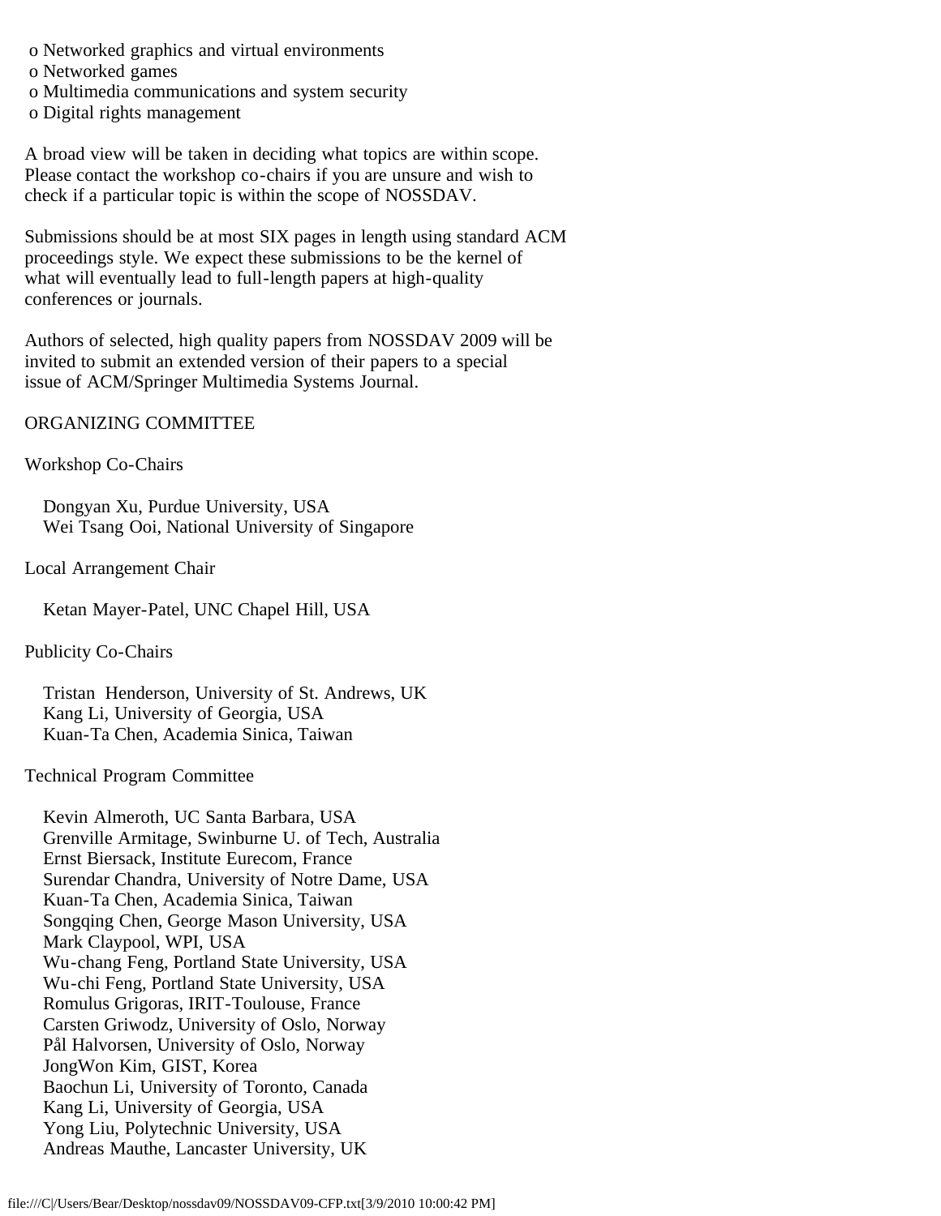- o Networked graphics and virtual environments
- o Networked games
- o Multimedia communications and system security
- o Digital rights management

A broad view will be taken in deciding what topics are within scope. Please contact the workshop co-chairs if you are unsure and wish to check if a particular topic is within the scope of NOSSDAV.

Submissions should be at most SIX pages in length using standard ACM proceedings style. We expect these submissions to be the kernel of what will eventually lead to full-length papers at high-quality conferences or journals.

Authors of selected, high quality papers from NOSSDAV 2009 will be invited to submit an extended version of their papers to a special issue of ACM/Springer Multimedia Systems Journal.

ORGANIZING COMMITTEE

Workshop Co-Chairs

Dongyan Xu, Purdue University, USA
Wei Tsang Ooi, National University of Singapore

Local Arrangement Chair

Ketan Mayer-Patel, UNC Chapel Hill, USA

Publicity Co-Chairs

Tristan Henderson, University of St. Andrews, UK
Kang Li, University of Georgia, USA
Kuan-Ta Chen, Academia Sinica, Taiwan

Technical Program Committee

Kevin Almeroth, UC Santa Barbara, USA
Grenville Armitage, Swinburne U. of Tech, Australia
Ernst Biersack, Institute Eurecom, France
Surendar Chandra, University of Notre Dame, USA
Kuan-Ta Chen, Academia Sinica, Taiwan
Songqing Chen, George Mason University, USA
Mark Claypool, WPI, USA
Wu-chang Feng, Portland State University, USA
Wu-chi Feng, Portland State University, USA
Romulus Grigoras, IRIT-Toulouse, France
Carsten Griwodz, University of Oslo, Norway
Pål Halvorsen, University of Oslo, Norway
JongWon Kim, GIST, Korea
Baochun Li, University of Toronto, Canada
Kang Li, University of Georgia, USA
Yong Liu, Polytechnic University, USA
Andreas Mauthe, Lancaster University, UK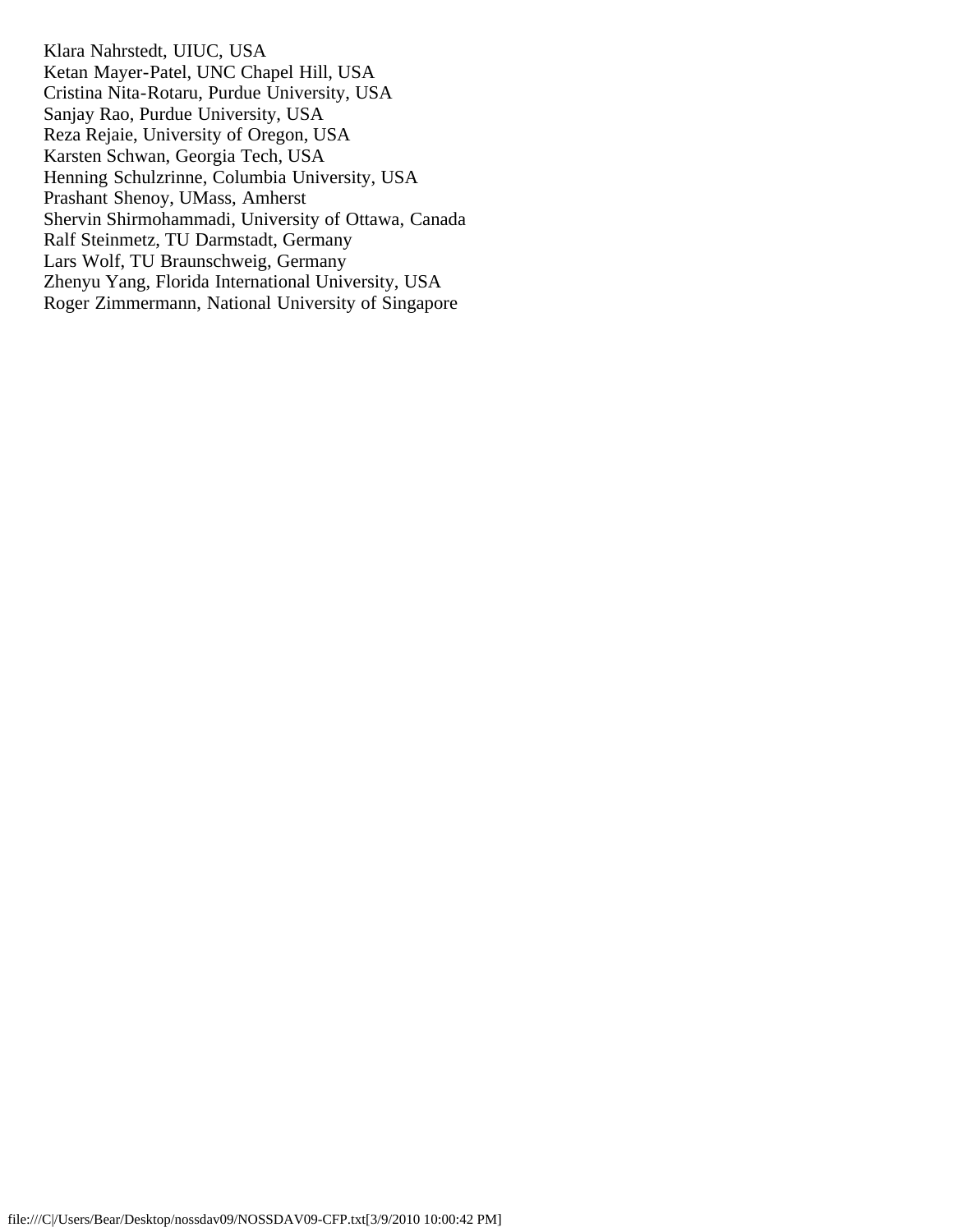Klara Nahrstedt, UIUC, USA
Ketan Mayer-Patel, UNC Chapel Hill, USA
Cristina Nita-Rotaru, Purdue University, USA
Sanjay Rao, Purdue University, USA
Reza Rejaie, University of Oregon, USA
Karsten Schwan, Georgia Tech, USA
Henning Schulzrinne, Columbia University, USA
Prashant Shenoy, UMass, Amherst
Shervin Shirmohammadi, University of Ottawa, Canada
Ralf Steinmetz, TU Darmstadt, Germany
Lars Wolf, TU Braunschweig, Germany
Zhenyu Yang, Florida International University, USA
Roger Zimmermann, National University of Singapore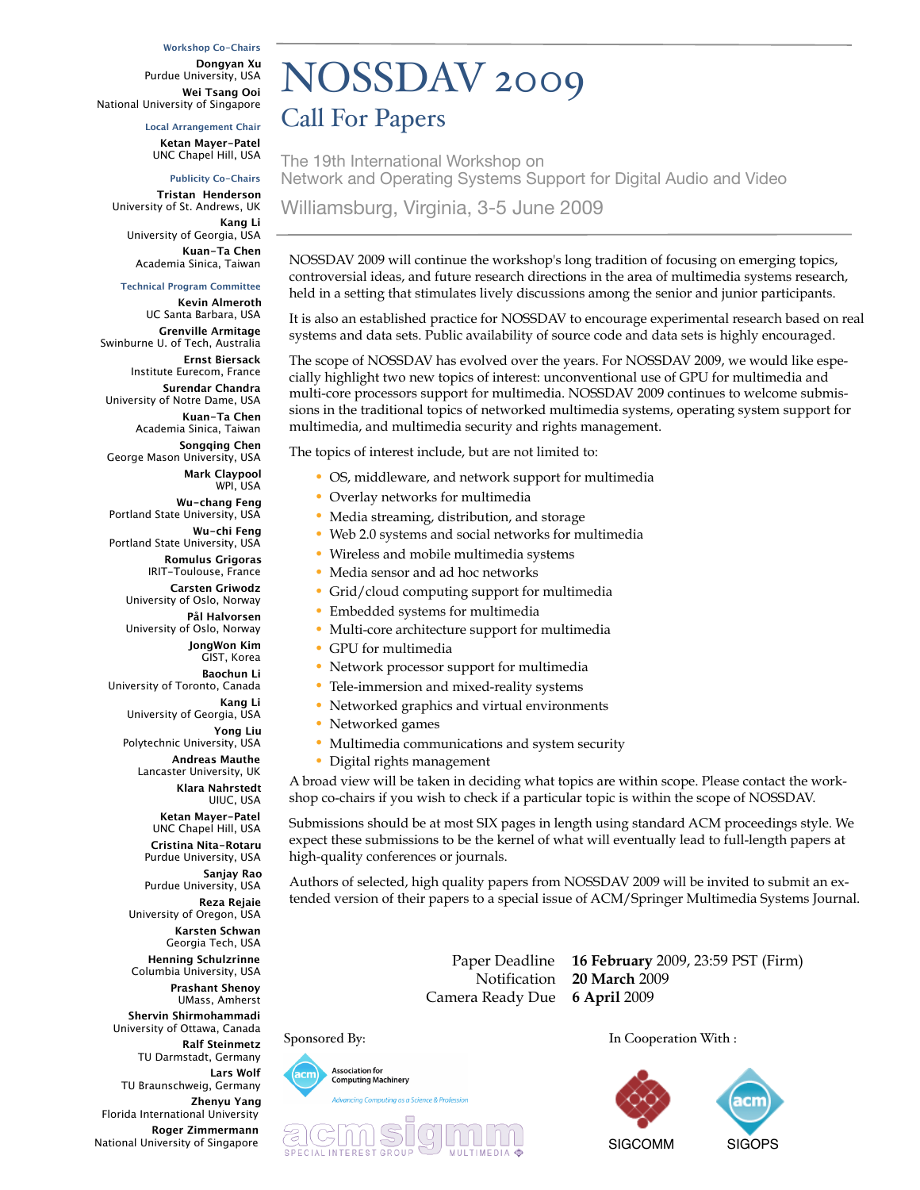# NOSSDAV 2009

## Call For Papers

The 19th International Workshop on
Network and Operating Systems Support for Digital Audio and Video

Williamsburg, Virginia, 3-5 June 2009

NOSSDAV 2009 will continue the workshop's long tradition of focusing on emerging topics, controversial ideas, and future research directions in the area of multimedia systems research, held in a setting that stimulates lively discussions among the senior and junior participants.

It is also an established practice for NOSSDAV to encourage experimental research based on real systems and data sets. Public availability of source code and data sets is highly encouraged.

The scope of NOSSDAV has evolved over the years. For NOSSDAV 2009, we would like especially highlight two new topics of interest: unconventional use of GPU for multimedia and multi-core processors support for multimedia. NOSSDAV 2009 continues to welcome submissions in the traditional topics of networked multimedia systems, operating system support for multimedia, and multimedia security and rights management.

The topics of interest include, but are not limited to:

- OS, middleware, and network support for multimedia
- Overlay networks for multimedia
- Media streaming, distribution, and storage
- Web 2.0 systems and social networks for multimedia
- Wireless and mobile multimedia systems
- Media sensor and ad hoc networks
- Grid/cloud computing support for multimedia
- Embedded systems for multimedia
- Multi-core architecture support for multimedia
- GPU for multimedia
- Network processor support for multimedia
- Tele-immersion and mixed-reality systems
- Networked graphics and virtual environments
- Networked games
- Multimedia communications and system security
- Digital rights management

A broad view will be taken in deciding what topics are within scope. Please contact the workshop co-chairs if you wish to check if a particular topic is within the scope of NOSSDAV.

Submissions should be at most SIX pages in length using standard ACM proceedings style. We expect these submissions to be the kernel of what will eventually lead to full-length papers at high-quality conferences or journals.

Authors of selected, high quality papers from NOSSDAV 2009 will be invited to submit an extended version of their papers to a special issue of ACM/Springer Multimedia Systems Journal.

| | |
|---|---|
| Paper Deadline | **16 February** 2009, 23:59 PST (Firm) |
| Notification | **20 March** 2009 |
| Camera Ready Due | **6 April** 2009 |

Sponsored By:

Association for Computing Machinery
Advancing Computing as a Science & Profession

acm sigmm SPECIAL INTEREST GROUP MULTIMEDIA

In Cooperation With :

SIGCOMM

SIGOPS

**Workshop Co-Chairs**

**Dongyan Xu**
Purdue University, USA

**Wei Tsang Ooi**
National University of Singapore

**Local Arrangement Chair**

**Ketan Mayer-Patel**
UNC Chapel Hill, USA

**Publicity Co-Chairs**

**Tristan Henderson**
University of St. Andrews, UK

**Kang Li**
University of Georgia, USA

**Kuan-Ta Chen**
Academia Sinica, Taiwan

**Technical Program Committee**

**Kevin Almeroth**
UC Santa Barbara, USA

**Grenville Armitage**
Swinburne U. of Tech, Australia

**Ernst Biersack**
Institute Eurecom, France

**Surendar Chandra**
University of Notre Dame, USA

**Kuan-Ta Chen**
Academia Sinica, Taiwan

**Songqing Chen**
George Mason University, USA

**Mark Claypool**
WPI, USA

**Wu-chang Feng**
Portland State University, USA

**Wu-chi Feng**
Portland State University, USA

**Romulus Grigoras**
IRIT-Toulouse, France

**Carsten Griwodz**
University of Oslo, Norway

**Pål Halvorsen**
University of Oslo, Norway

**JongWon Kim**
GIST, Korea

**Baochun Li**
University of Toronto, Canada

**Kang Li**
University of Georgia, USA

**Yong Liu**
Polytechnic University, USA

**Andreas Mauthe**
Lancaster University, UK

**Klara Nahrstedt**
UIUC, USA

**Ketan Mayer-Patel**
UNC Chapel Hill, USA

**Cristina Nita-Rotaru**
Purdue University, USA

**Sanjay Rao**
Purdue University, USA

**Reza Rejaie**
University of Oregon, USA

**Karsten Schwan**
Georgia Tech, USA

**Henning Schulzrinne**
Columbia University, USA

**Prashant Shenoy**
UMass, Amherst

**Shervin Shirmohammadi**
University of Ottawa, Canada

**Ralf Steinmetz**
TU Darmstadt, Germany

**Lars Wolf**
TU Braunschweig, Germany

**Zhenyu Yang**
Florida International University

**Roger Zimmermann**
National University of Singapore